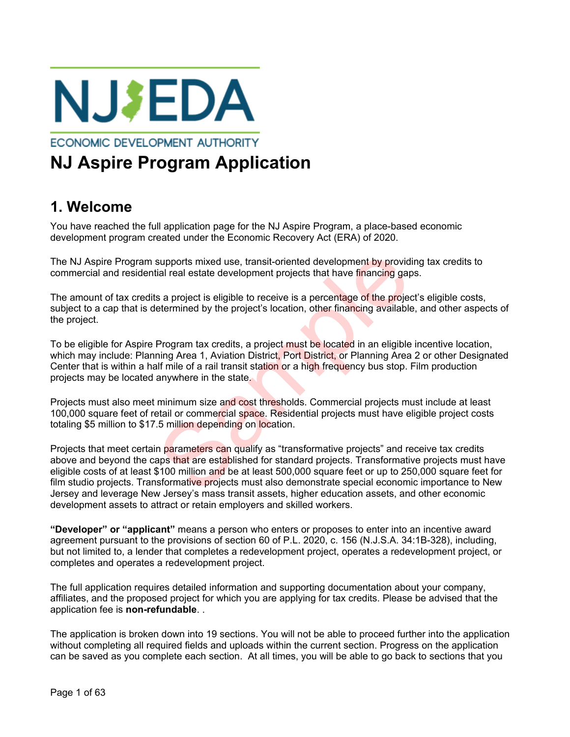NJ EDA

ECONOMIC DEVELOPMENT AUTHORITY

# NJ Aspire Program Application

## 1. Welcome

You have reached the full application page for the NJ Aspire Program, a place-based economic development program created under the Economic Recovery Act (ERA) of 2020.

The NJ Aspire Program supports mixed use, transit-oriented development by providing tax credits to commercial and residential real estate development projects that have financing gaps.

The amount of tax credits a project is eligible to receive is a percentage of the project's eligible costs, subject to a cap that is determined by the project's location, other financing available, and other aspects of the project.

To be eligible for Aspire Program tax credits, a project must be located in an eligible incentive location, which may include: Planning Area 1, Aviation District, Port District, or Planning Area 2 or other Designated Center that is within a half mile of a rail transit station or a high frequency bus stop. Film production projects may be located anywhere in the state.

Projects must also meet minimum size and cost thresholds. Commercial projects must include at least 100,000 square feet of retail or commercial space. Residential projects must have eligible project costs totaling $5 million to $17.5 million depending on location.

Projects that meet certain parameters can qualify as "transformative projects" and receive tax credits above and beyond the caps that are established for standard projects. Transformative projects must have eligible costs of at least $100 million and be at least 500,000 square feet or up to 250,000 square feet for film studio projects. Transformative projects must also demonstrate special economic importance to New Jersey and leverage New Jersey's mass transit assets, higher education assets, and other economic development assets to attract or retain employers and skilled workers.

**"Developer" or "applicant"** means a person who enters or proposes to enter into an incentive award agreement pursuant to the provisions of section 60 of P.L. 2020, c. 156 (N.J.S.A. 34:1B-328), including, but not limited to, a lender that completes a redevelopment project, operates a redevelopment project, or completes and operates a redevelopment project.

The full application requires detailed information and supporting documentation about your company, affiliates, and the proposed project for which you are applying for tax credits. Please be advised that the application fee is **non-refundable**. .

The application is broken down into 19 sections. You will not be able to proceed further into the application without completing all required fields and uploads within the current section. Progress on the application can be saved as you complete each section. At all times, you will be able to go back to sections that you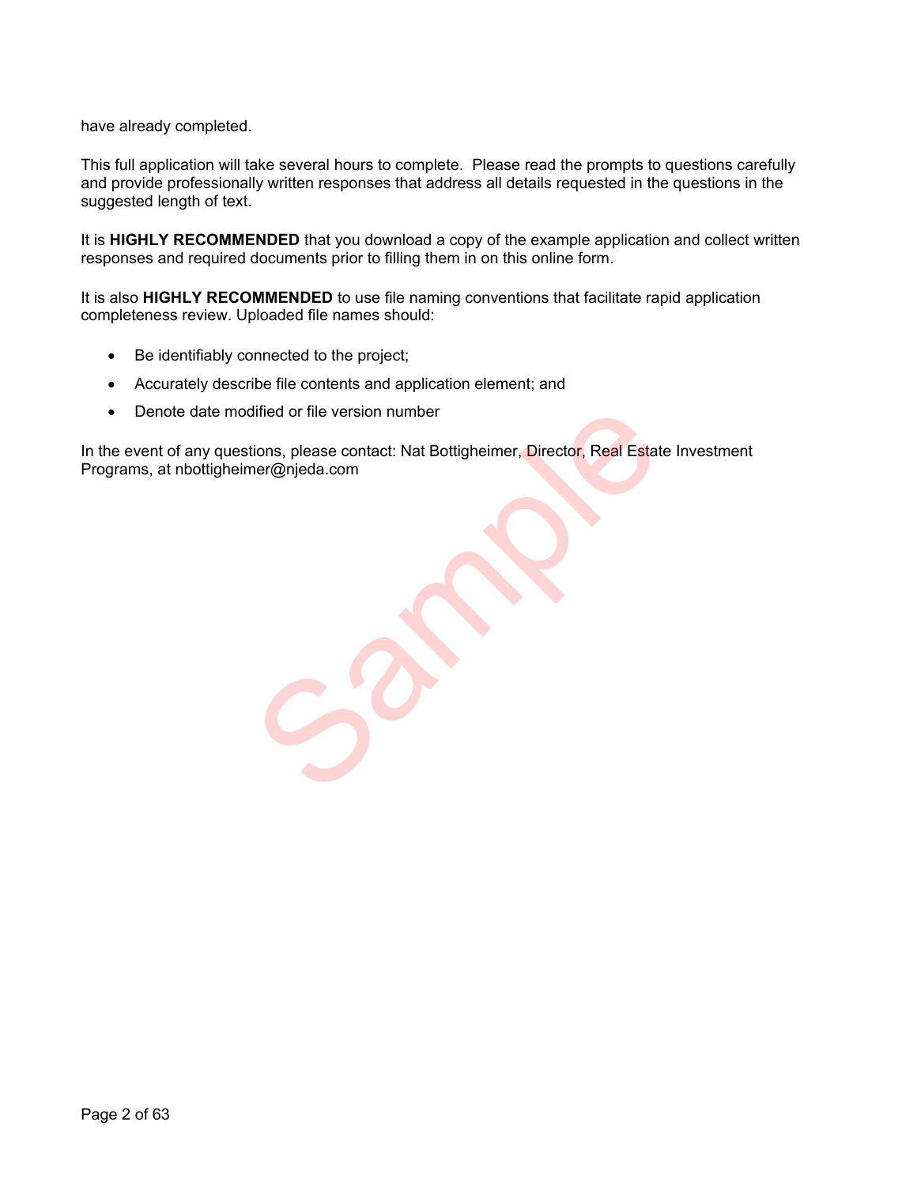have already completed.

This full application will take several hours to complete. Please read the prompts to questions carefully and provide professionally written responses that address all details requested in the questions in the suggested length of text.

It is **HIGHLY RECOMMENDED** that you download a copy of the example application and collect written responses and required documents prior to filling them in on this online form.

It is also **HIGHLY RECOMMENDED** to use file naming conventions that facilitate rapid application completeness review. Uploaded file names should:

- Be identifiably connected to the project;
- Accurately describe file contents and application element; and
- Denote date modified or file version number

In the event of any questions, please contact: Nat Bottigheimer, Director, Real Estate Investment Programs, at nbottigheimer@njeda.com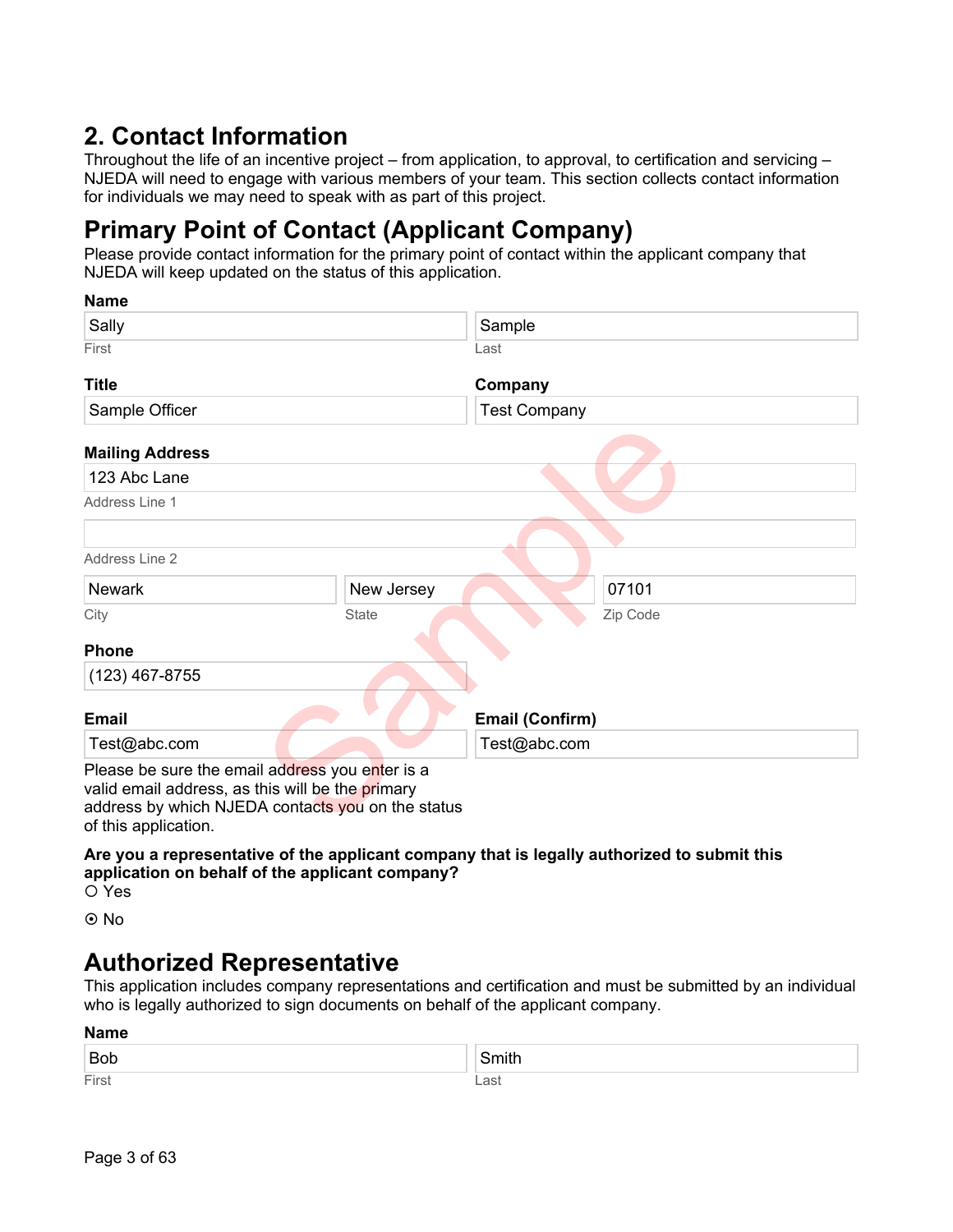# 2. Contact Information

Throughout the life of an incentive project – from application, to approval, to certification and servicing – NJEDA will need to engage with various members of your team. This section collects contact information for individuals we may need to speak with as part of this project.

## Primary Point of Contact (Applicant Company)

Please provide contact information for the primary point of contact within the applicant company that NJEDA will keep updated on the status of this application.

**Name**

| First | Last |
|---|---|
| Sally | Sample |

**Title**

Sample Officer

**Company**

Test Company

**Mailing Address**

Address Line 1: 123 Abc Lane

Address Line 2:

| City | State | Zip Code |
|---|---|---|
| Newark | New Jersey | 07101 |

**Phone**

(123) 467-8755

**Email**

Test@abc.com

Please be sure the email address you enter is a valid email address, as this will be the primary address by which NJEDA contacts you on the status of this application.

**Email (Confirm)**

Test@abc.com

**Are you a representative of the applicant company that is legally authorized to submit this application on behalf of the applicant company?**

○ Yes

⊙ No

## Authorized Representative

This application includes company representations and certification and must be submitted by an individual who is legally authorized to sign documents on behalf of the applicant company.

**Name**

| First | Last |
|---|---|
| Bob | Smith |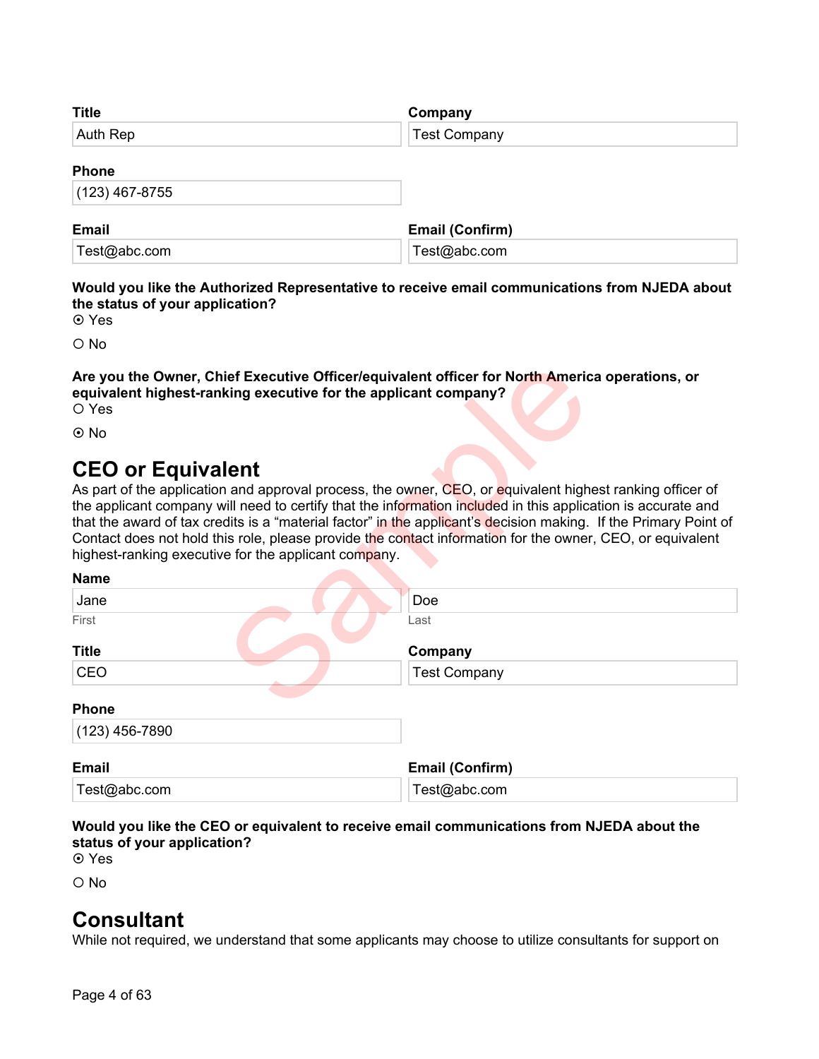**Title**

Auth Rep

**Company**

Test Company

**Phone**

(123) 467-8755

**Email**

Test@abc.com

**Email (Confirm)**

Test@abc.com

**Would you like the Authorized Representative to receive email communications from NJEDA about the status of your application?**

⦿ Yes

○ No

**Are you the Owner, Chief Executive Officer/equivalent officer for North America operations, or equivalent highest-ranking executive for the applicant company?**

○ Yes

⦿ No

## CEO or Equivalent

As part of the application and approval process, the owner, CEO, or equivalent highest ranking officer of the applicant company will need to certify that the information included in this application is accurate and that the award of tax credits is a "material factor" in the applicant's decision making. If the Primary Point of Contact does not hold this role, please provide the contact information for the owner, CEO, or equivalent highest-ranking executive for the applicant company.

**Name**

Jane
First

Doe
Last

**Title**

CEO

**Company**

Test Company

**Phone**

(123) 456-7890

**Email**

Test@abc.com

**Email (Confirm)**

Test@abc.com

**Would you like the CEO or equivalent to receive email communications from NJEDA about the status of your application?**

⦿ Yes

○ No

## Consultant

While not required, we understand that some applicants may choose to utilize consultants for support on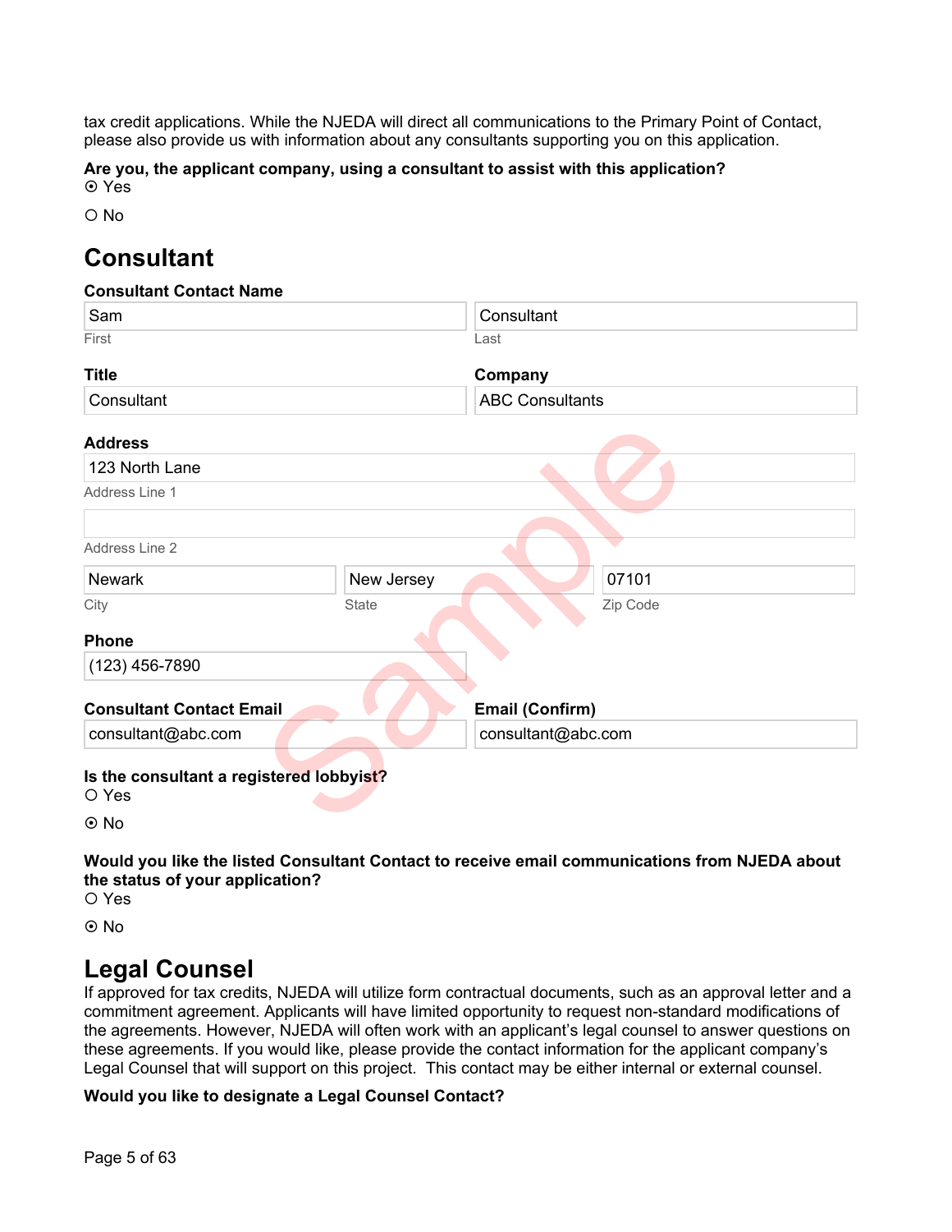tax credit applications. While the NJEDA will direct all communications to the Primary Point of Contact, please also provide us with information about any consultants supporting you on this application.

**Are you, the applicant company, using a consultant to assist with this application?**

⦿ Yes

○ No

## Consultant

**Consultant Contact Name**

| Sam | Consultant |
|---|---|
| First | Last |

**Title**

Consultant

**Company**

ABC Consultants

**Address**

123 North Lane

Address Line 1

Address Line 2

| Newark | New Jersey | 07101 |
|---|---|---|
| City | State | Zip Code |

**Phone**

(123) 456-7890

**Consultant Contact Email**

consultant@abc.com

**Email (Confirm)**

consultant@abc.com

**Is the consultant a registered lobbyist?**

○ Yes

⦿ No

**Would you like the listed Consultant Contact to receive email communications from NJEDA about the status of your application?**

○ Yes

⦿ No

## Legal Counsel

If approved for tax credits, NJEDA will utilize form contractual documents, such as an approval letter and a commitment agreement. Applicants will have limited opportunity to request non-standard modifications of the agreements. However, NJEDA will often work with an applicant's legal counsel to answer questions on these agreements. If you would like, please provide the contact information for the applicant company's Legal Counsel that will support on this project. This contact may be either internal or external counsel.

**Would you like to designate a Legal Counsel Contact?**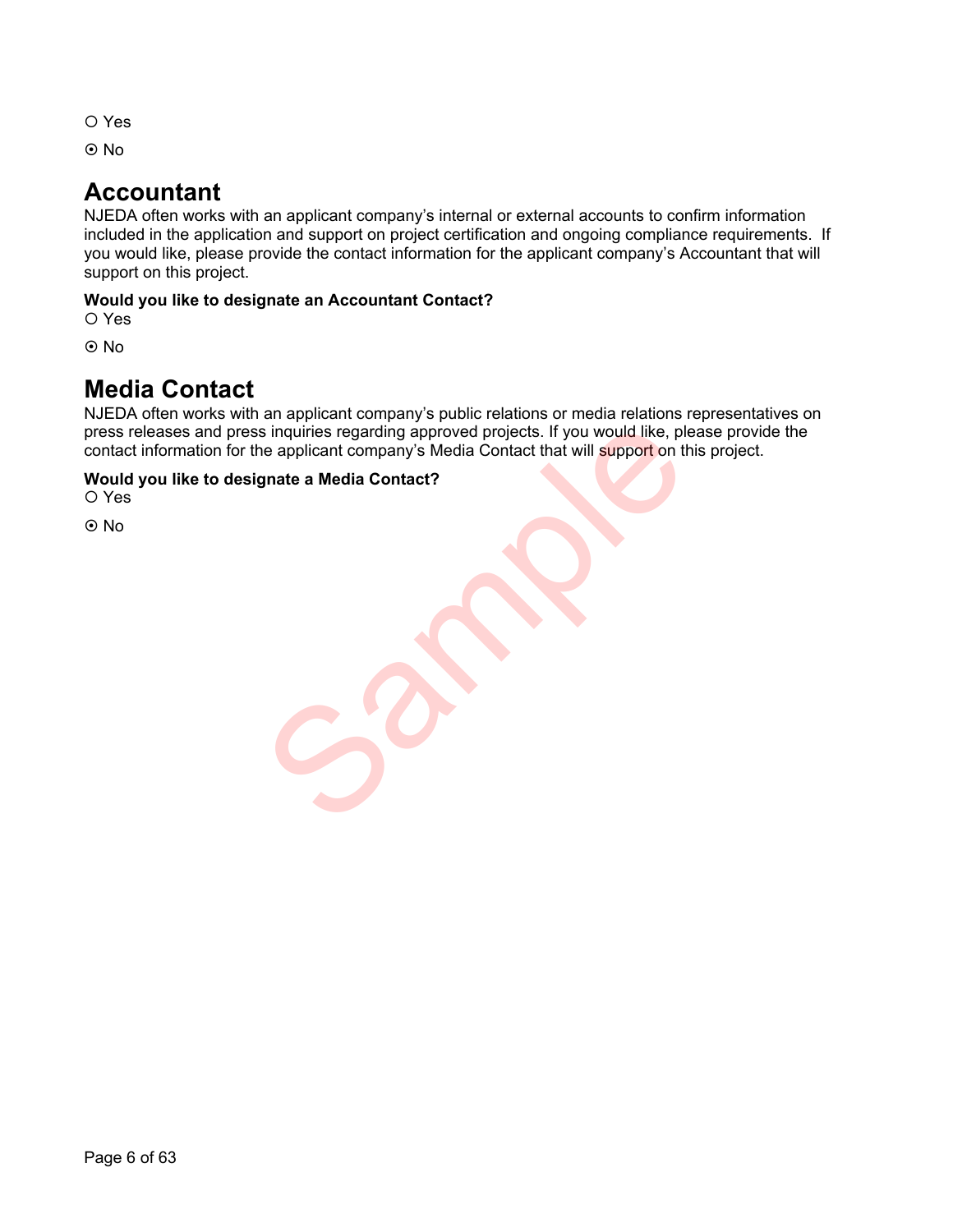○ Yes

⦿ No

## Accountant

NJEDA often works with an applicant company's internal or external accounts to confirm information included in the application and support on project certification and ongoing compliance requirements.  If you would like, please provide the contact information for the applicant company's Accountant that will support on this project.

**Would you like to designate an Accountant Contact?**

○ Yes

⦿ No

## Media Contact

NJEDA often works with an applicant company's public relations or media relations representatives on press releases and press inquiries regarding approved projects. If you would like, please provide the contact information for the applicant company's Media Contact that will support on this project.

**Would you like to designate a Media Contact?**

○ Yes

⦿ No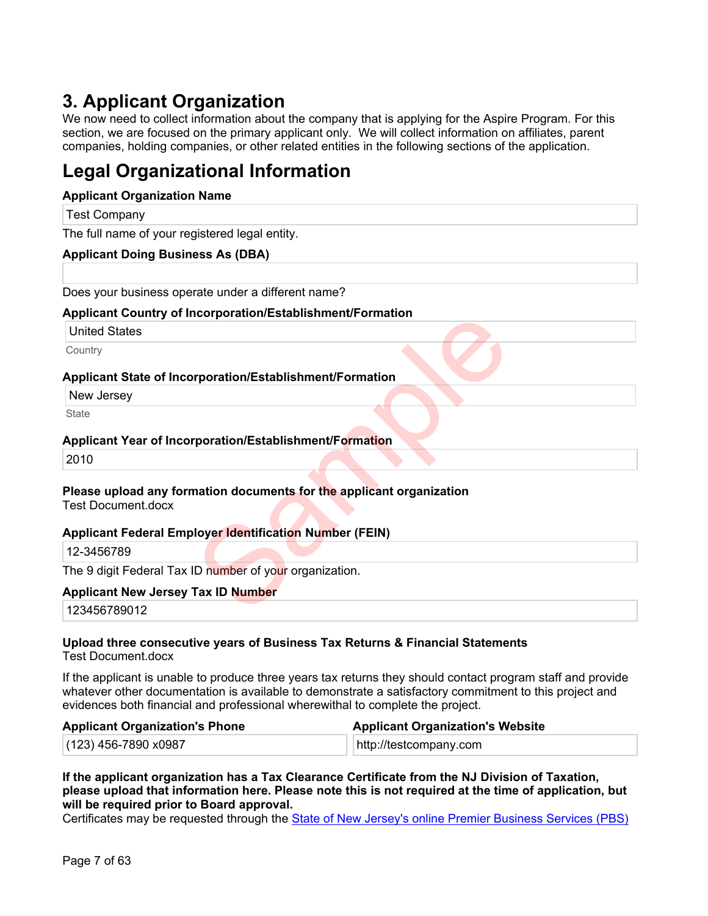# 3. Applicant Organization

We now need to collect information about the company that is applying for the Aspire Program. For this section, we are focused on the primary applicant only. We will collect information on affiliates, parent companies, holding companies, or other related entities in the following sections of the application.

# Legal Organizational Information

**Applicant Organization Name**

Test Company

The full name of your registered legal entity.

**Applicant Doing Business As (DBA)**

Does your business operate under a different name?

**Applicant Country of Incorporation/Establishment/Formation**

United States

Country

**Applicant State of Incorporation/Establishment/Formation**

New Jersey

State

**Applicant Year of Incorporation/Establishment/Formation**

2010

**Please upload any formation documents for the applicant organization**

Test Document.docx

**Applicant Federal Employer Identification Number (FEIN)**

12-3456789

The 9 digit Federal Tax ID number of your organization.

**Applicant New Jersey Tax ID Number**

123456789012

**Upload three consecutive years of Business Tax Returns & Financial Statements**

Test Document.docx

If the applicant is unable to produce three years tax returns they should contact program staff and provide whatever other documentation is available to demonstrate a satisfactory commitment to this project and evidences both financial and professional wherewithal to complete the project.

**Applicant Organization's Phone**

(123) 456-7890 x0987

**Applicant Organization's Website**

http://testcompany.com

**If the applicant organization has a Tax Clearance Certificate from the NJ Division of Taxation, please upload that information here. Please note this is not required at the time of application, but will be required prior to Board approval.**

Certificates may be requested through the State of New Jersey's online Premier Business Services (PBS)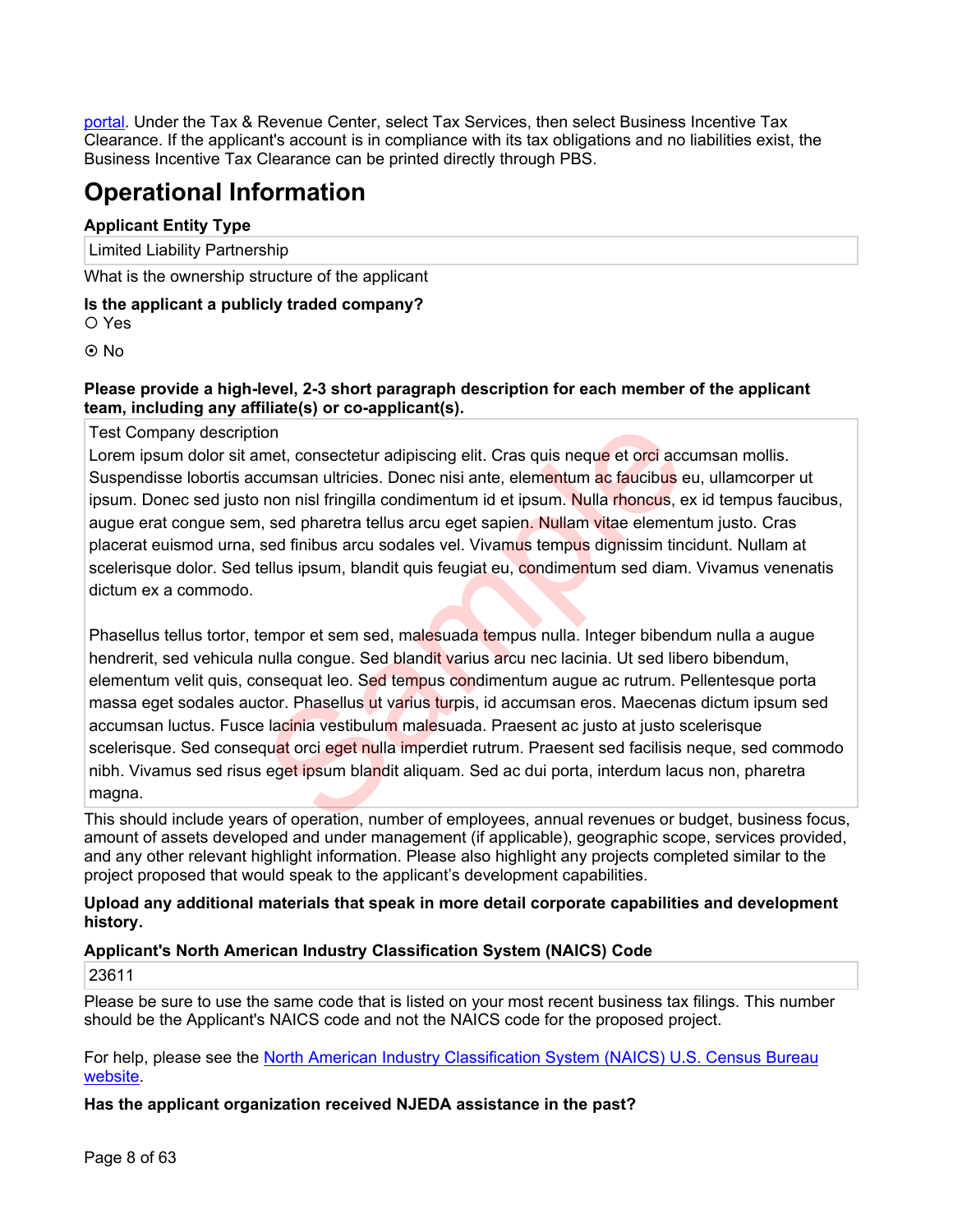portal. Under the Tax & Revenue Center, select Tax Services, then select Business Incentive Tax Clearance. If the applicant's account is in compliance with its tax obligations and no liabilities exist, the Business Incentive Tax Clearance can be printed directly through PBS.

# Operational Information

**Applicant Entity Type**

Limited Liability Partnership

What is the ownership structure of the applicant

**Is the applicant a publicly traded company?**

○ Yes

⊙ No

**Please provide a high-level, 2-3 short paragraph description for each member of the applicant team, including any affiliate(s) or co-applicant(s).**

Test Company description
Lorem ipsum dolor sit amet, consectetur adipiscing elit. Cras quis neque et orci accumsan mollis. Suspendisse lobortis accumsan ultricies. Donec nisi ante, elementum ac faucibus eu, ullamcorper ut ipsum. Donec sed justo non nisl fringilla condimentum id et ipsum. Nulla rhoncus, ex id tempus faucibus, augue erat congue sem, sed pharetra tellus arcu eget sapien. Nullam vitae elementum justo. Cras placerat euismod urna, sed finibus arcu sodales vel. Vivamus tempus dignissim tincidunt. Nullam at scelerisque dolor. Sed tellus ipsum, blandit quis feugiat eu, condimentum sed diam. Vivamus venenatis dictum ex a commodo.

Phasellus tellus tortor, tempor et sem sed, malesuada tempus nulla. Integer bibendum nulla a augue hendrerit, sed vehicula nulla congue. Sed blandit varius arcu nec lacinia. Ut sed libero bibendum, elementum velit quis, consequat leo. Sed tempus condimentum augue ac rutrum. Pellentesque porta massa eget sodales auctor. Phasellus ut varius turpis, id accumsan eros. Maecenas dictum ipsum sed accumsan luctus. Fusce lacinia vestibulum malesuada. Praesent ac justo at justo scelerisque scelerisque. Sed consequat orci eget nulla imperdiet rutrum. Praesent sed facilisis neque, sed commodo nibh. Vivamus sed risus eget ipsum blandit aliquam. Sed ac dui porta, interdum lacus non, pharetra magna.

This should include years of operation, number of employees, annual revenues or budget, business focus, amount of assets developed and under management (if applicable), geographic scope, services provided, and any other relevant highlight information. Please also highlight any projects completed similar to the project proposed that would speak to the applicant's development capabilities.

**Upload any additional materials that speak in more detail corporate capabilities and development history.**

**Applicant's North American Industry Classification System (NAICS) Code**

23611

Please be sure to use the same code that is listed on your most recent business tax filings. This number should be the Applicant's NAICS code and not the NAICS code for the proposed project.

For help, please see the North American Industry Classification System (NAICS) U.S. Census Bureau website.

**Has the applicant organization received NJEDA assistance in the past?**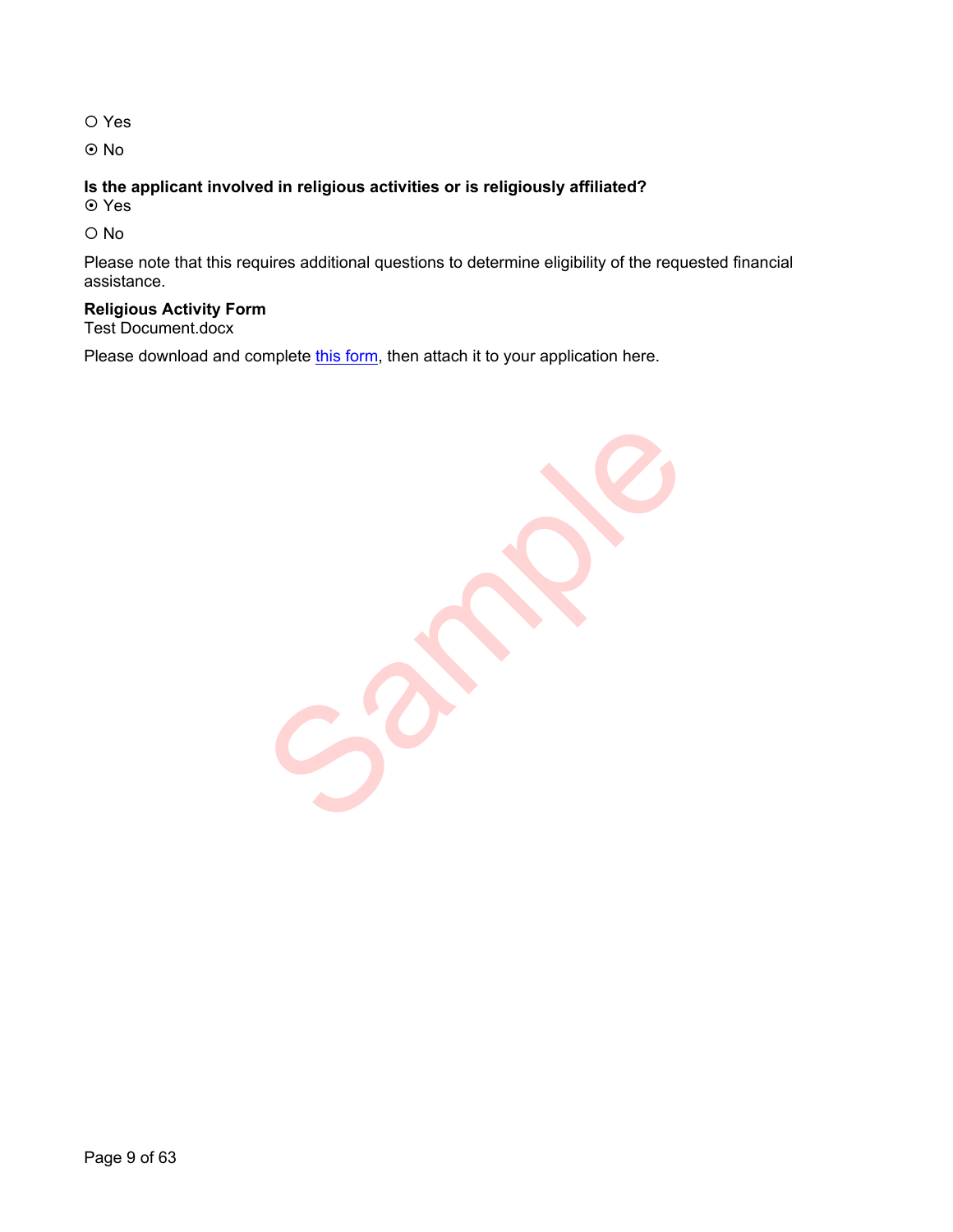○ Yes

⦿ No

**Is the applicant involved in religious activities or is religiously affiliated?**

⦿ Yes

○ No

Please note that this requires additional questions to determine eligibility of the requested financial assistance.

**Religious Activity Form**
Test Document.docx

Please download and complete [this form](), then attach it to your application here.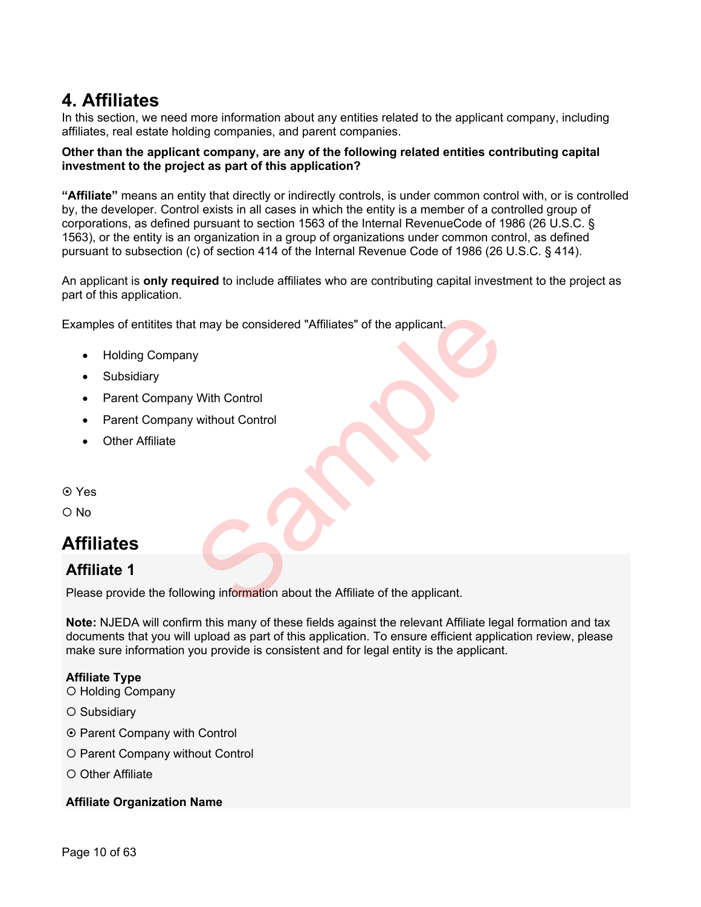# 4. Affiliates

In this section, we need more information about any entities related to the applicant company, including affiliates, real estate holding companies, and parent companies.

**Other than the applicant company, are any of the following related entities contributing capital investment to the project as part of this application?**

**"Affiliate"** means an entity that directly or indirectly controls, is under common control with, or is controlled by, the developer. Control exists in all cases in which the entity is a member of a controlled group of corporations, as defined pursuant to section 1563 of the Internal RevenueCode of 1986 (26 U.S.C. § 1563), or the entity is an organization in a group of organizations under common control, as defined pursuant to subsection (c) of section 414 of the Internal Revenue Code of 1986 (26 U.S.C. § 414).

An applicant is **only required** to include affiliates who are contributing capital investment to the project as part of this application.

Examples of entitites that may be considered "Affiliates" of the applicant.

- Holding Company
- Subsidiary
- Parent Company With Control
- Parent Company without Control
- Other Affiliate

⦿ Yes

○ No

# Affiliates

## Affiliate 1

Please provide the following information about the Affiliate of the applicant.

**Note:** NJEDA will confirm this many of these fields against the relevant Affiliate legal formation and tax documents that you will upload as part of this application. To ensure efficient application review, please make sure information you provide is consistent and for legal entity is the applicant.

**Affiliate Type**

○ Holding Company

○ Subsidiary

⦿ Parent Company with Control

○ Parent Company without Control

○ Other Affiliate

**Affiliate Organization Name**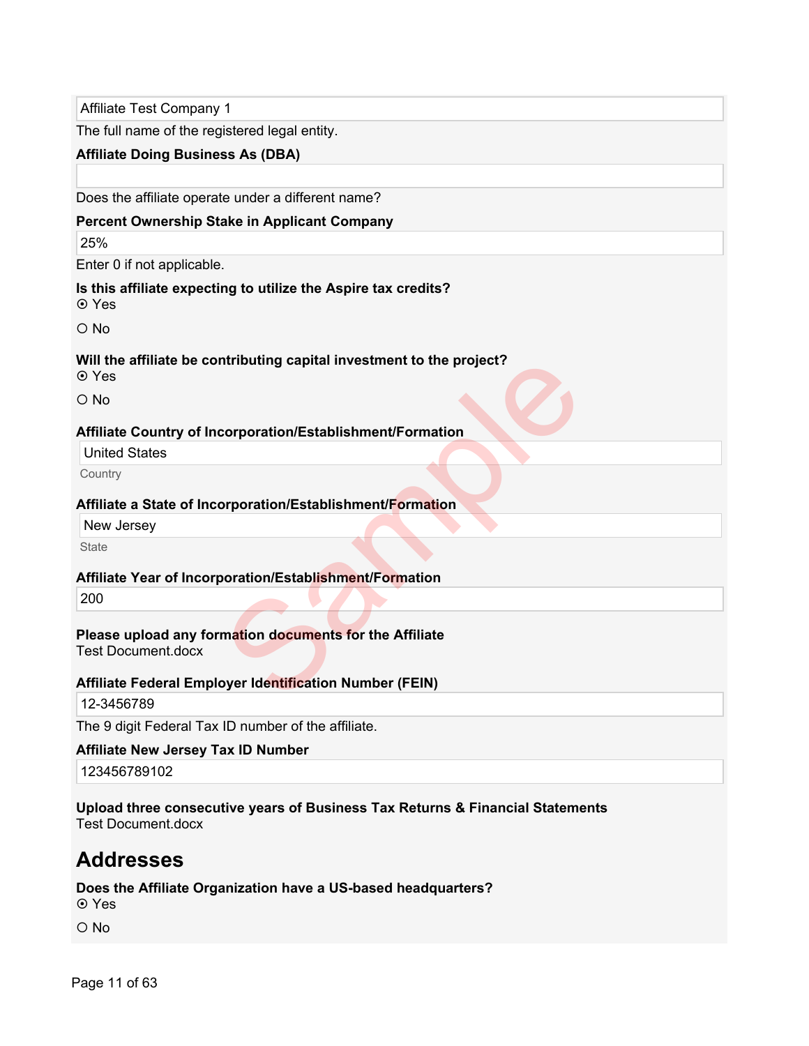Affiliate Test Company 1

The full name of the registered legal entity.

**Affiliate Doing Business As (DBA)**

Does the affiliate operate under a different name?

**Percent Ownership Stake in Applicant Company**

25%

Enter 0 if not applicable.

**Is this affiliate expecting to utilize the Aspire tax credits?**

⦿ Yes

○ No

**Will the affiliate be contributing capital investment to the project?**

⦿ Yes

○ No

**Affiliate Country of Incorporation/Establishment/Formation**

United States

Country

**Affiliate a State of Incorporation/Establishment/Formation**

New Jersey

State

**Affiliate Year of Incorporation/Establishment/Formation**

200

**Please upload any formation documents for the Affiliate**

Test Document.docx

**Affiliate Federal Employer Identification Number (FEIN)**

12-3456789

The 9 digit Federal Tax ID number of the affiliate.

**Affiliate New Jersey Tax ID Number**

123456789102

**Upload three consecutive years of Business Tax Returns & Financial Statements**

Test Document.docx

## Addresses

**Does the Affiliate Organization have a US-based headquarters?**

⦿ Yes

○ No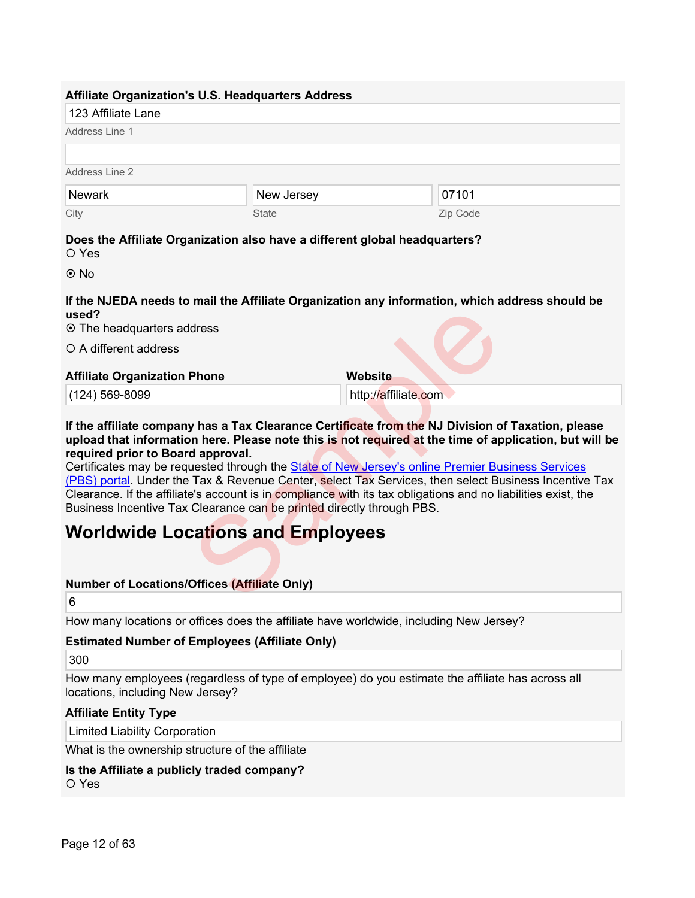**Affiliate Organization's U.S. Headquarters Address**

123 Affiliate Lane

Address Line 1

Address Line 2

| Newark | New Jersey | 07101 |
|---|---|---|
| City | State | Zip Code |

**Does the Affiliate Organization also have a different global headquarters?**

○ Yes

⦿ No

**If the NJEDA needs to mail the Affiliate Organization any information, which address should be used?**

⦿ The headquarters address

○ A different address

**Affiliate Organization Phone**

(124) 569-8099

**Website**

http://affiliate.com

**If the affiliate company has a Tax Clearance Certificate from the NJ Division of Taxation, please upload that information here. Please note this is not required at the time of application, but will be required prior to Board approval.**

Certificates may be requested through the [State of New Jersey's online Premier Business Services (PBS) portal](). Under the Tax & Revenue Center, select Tax Services, then select Business Incentive Tax Clearance. If the affiliate's account is in compliance with its tax obligations and no liabilities exist, the Business Incentive Tax Clearance can be printed directly through PBS.

# Worldwide Locations and Employees

**Number of Locations/Offices (Affiliate Only)**

6

How many locations or offices does the affiliate have worldwide, including New Jersey?

**Estimated Number of Employees (Affiliate Only)**

300

How many employees (regardless of type of employee) do you estimate the affiliate has across all locations, including New Jersey?

**Affiliate Entity Type**

Limited Liability Corporation

What is the ownership structure of the affiliate

**Is the Affiliate a publicly traded company?**

○ Yes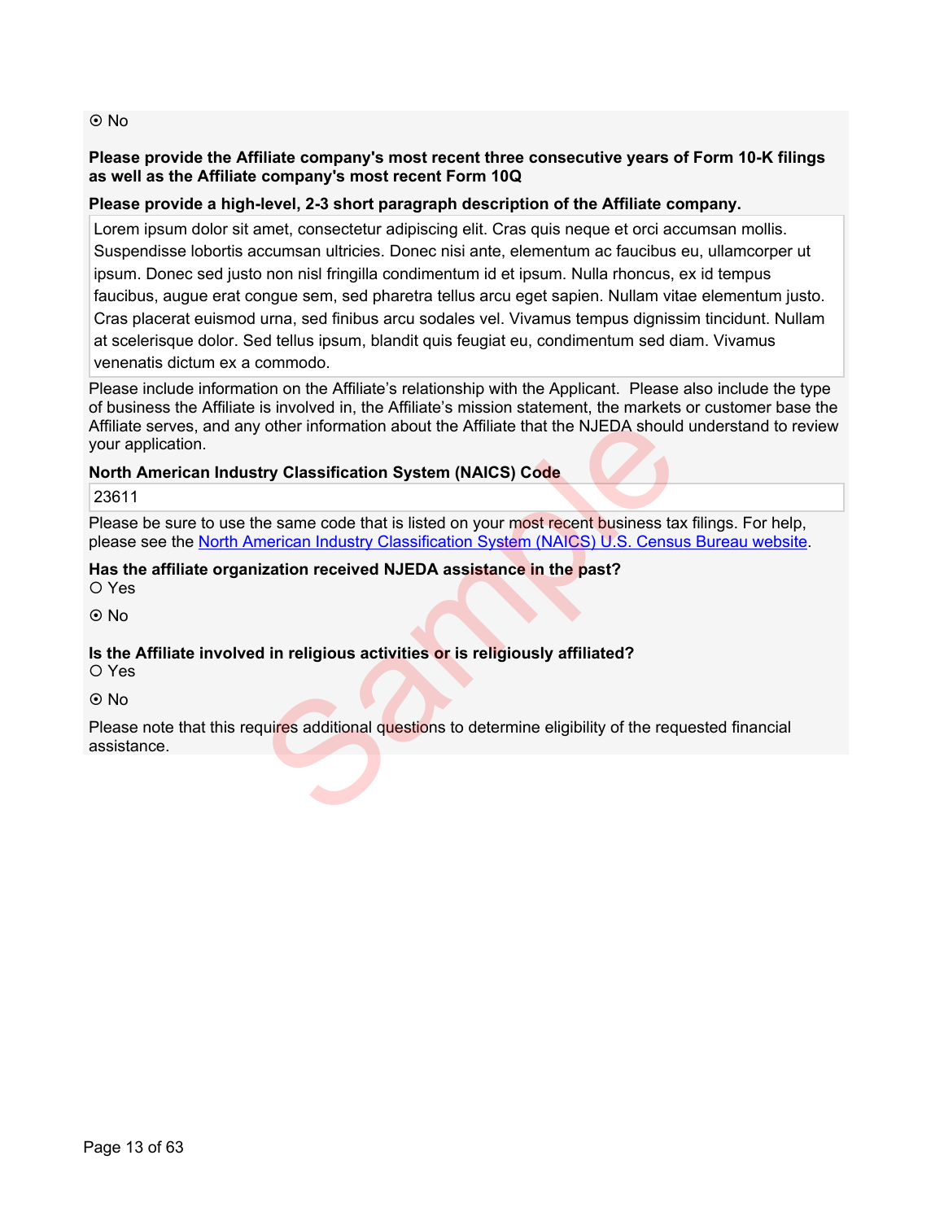⦿ No

**Please provide the Affiliate company's most recent three consecutive years of Form 10-K filings as well as the Affiliate company's most recent Form 10Q**

**Please provide a high-level, 2-3 short paragraph description of the Affiliate company.**

Lorem ipsum dolor sit amet, consectetur adipiscing elit. Cras quis neque et orci accumsan mollis. Suspendisse lobortis accumsan ultricies. Donec nisi ante, elementum ac faucibus eu, ullamcorper ut ipsum. Donec sed justo non nisl fringilla condimentum id et ipsum. Nulla rhoncus, ex id tempus faucibus, augue erat congue sem, sed pharetra tellus arcu eget sapien. Nullam vitae elementum justo. Cras placerat euismod urna, sed finibus arcu sodales vel. Vivamus tempus dignissim tincidunt. Nullam at scelerisque dolor. Sed tellus ipsum, blandit quis feugiat eu, condimentum sed diam. Vivamus venenatis dictum ex a commodo.

Please include information on the Affiliate's relationship with the Applicant. Please also include the type of business the Affiliate is involved in, the Affiliate's mission statement, the markets or customer base the Affiliate serves, and any other information about the Affiliate that the NJEDA should understand to review your application.

**North American Industry Classification System (NAICS) Code**

23611

Please be sure to use the same code that is listed on your most recent business tax filings. For help, please see the [North American Industry Classification System (NAICS) U.S. Census Bureau website](North American Industry Classification System (NAICS) U.S. Census Bureau website).

**Has the affiliate organization received NJEDA assistance in the past?**

○ Yes

⦿ No

**Is the Affiliate involved in religious activities or is religiously affiliated?**

○ Yes

⦿ No

Please note that this requires additional questions to determine eligibility of the requested financial assistance.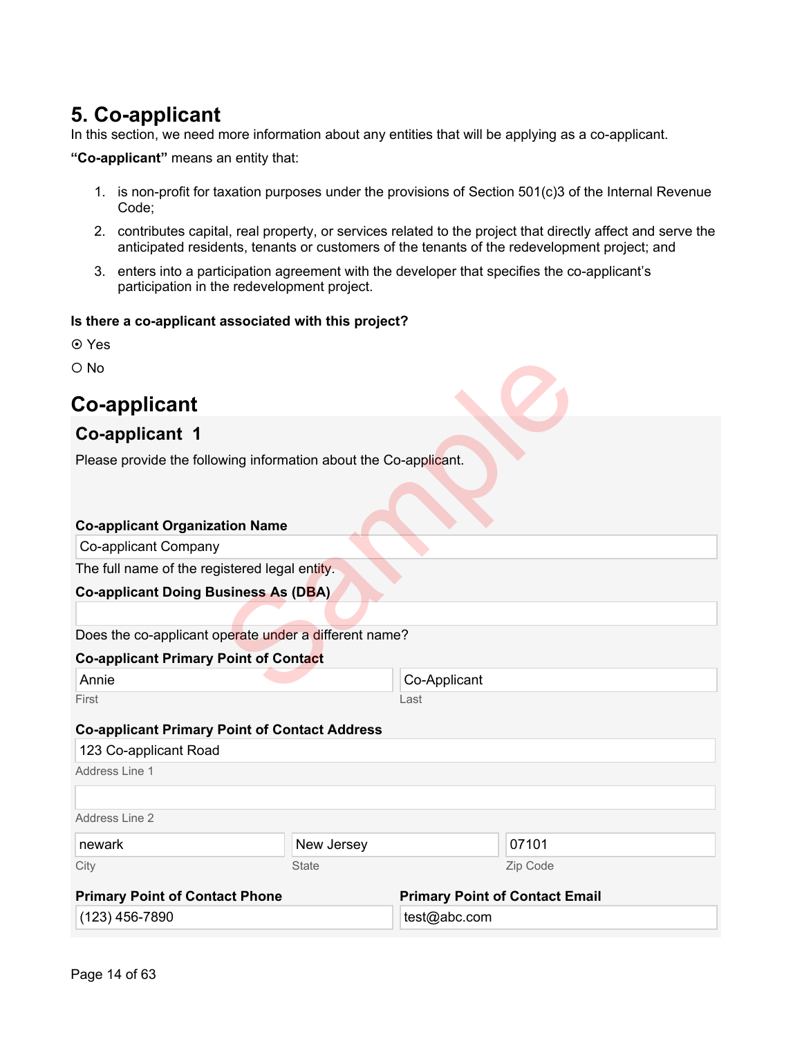# 5. Co-applicant

In this section, we need more information about any entities that will be applying as a co-applicant.

**"Co-applicant"** means an entity that:

1. is non-profit for taxation purposes under the provisions of Section 501(c)3 of the Internal Revenue Code;
2. contributes capital, real property, or services related to the project that directly affect and serve the anticipated residents, tenants or customers of the tenants of the redevelopment project; and
3. enters into a participation agreement with the developer that specifies the co-applicant's participation in the redevelopment project.

**Is there a co-applicant associated with this project?**

⦿ Yes

○ No

# Co-applicant

## Co-applicant 1

Please provide the following information about the Co-applicant.

**Co-applicant Organization Name**

Co-applicant Company

The full name of the registered legal entity.

**Co-applicant Doing Business As (DBA)**

Does the co-applicant operate under a different name?

**Co-applicant Primary Point of Contact**

| First | Last |
|---|---|
| Annie | Co-Applicant |

**Co-applicant Primary Point of Contact Address**

Address Line 1: 123 Co-applicant Road

Address Line 2:

| City | State | Zip Code |
|---|---|---|
| newark | New Jersey | 07101 |

**Primary Point of Contact Phone**

(123) 456-7890

**Primary Point of Contact Email**

test@abc.com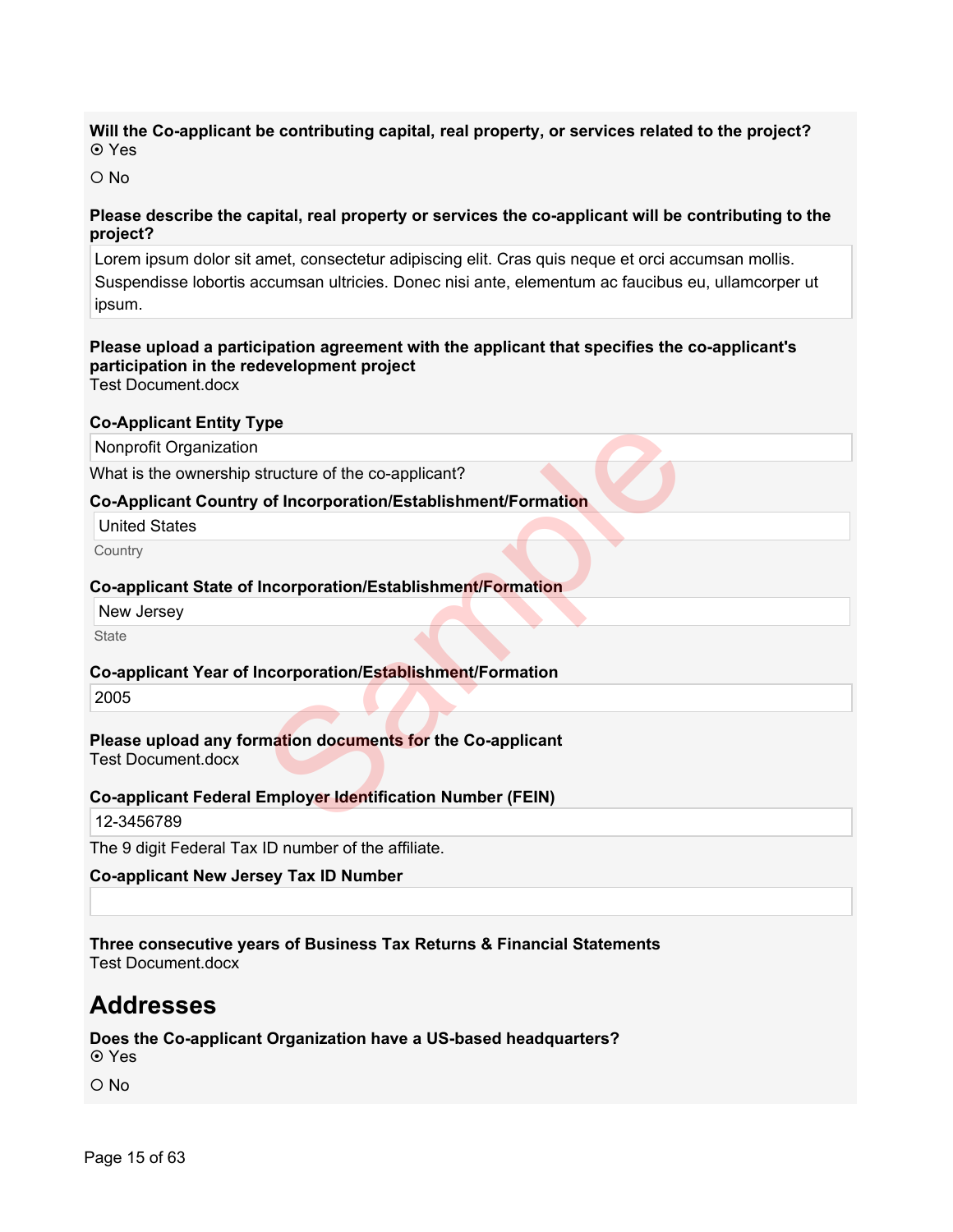**Will the Co-applicant be contributing capital, real property, or services related to the project?**

⦿ Yes

○ No

**Please describe the capital, real property or services the co-applicant will be contributing to the project?**

Lorem ipsum dolor sit amet, consectetur adipiscing elit. Cras quis neque et orci accumsan mollis. Suspendisse lobortis accumsan ultricies. Donec nisi ante, elementum ac faucibus eu, ullamcorper ut ipsum.

**Please upload a participation agreement with the applicant that specifies the co-applicant's participation in the redevelopment project**

Test Document.docx

**Co-Applicant Entity Type**

Nonprofit Organization

What is the ownership structure of the co-applicant?

**Co-Applicant Country of Incorporation/Establishment/Formation**

United States

Country

**Co-applicant State of Incorporation/Establishment/Formation**

New Jersey

State

**Co-applicant Year of Incorporation/Establishment/Formation**

2005

**Please upload any formation documents for the Co-applicant**

Test Document.docx

**Co-applicant Federal Employer Identification Number (FEIN)**

12-3456789

The 9 digit Federal Tax ID number of the affiliate.

**Co-applicant New Jersey Tax ID Number**

**Three consecutive years of Business Tax Returns & Financial Statements**

Test Document.docx

## Addresses

**Does the Co-applicant Organization have a US-based headquarters?**

⦿ Yes

○ No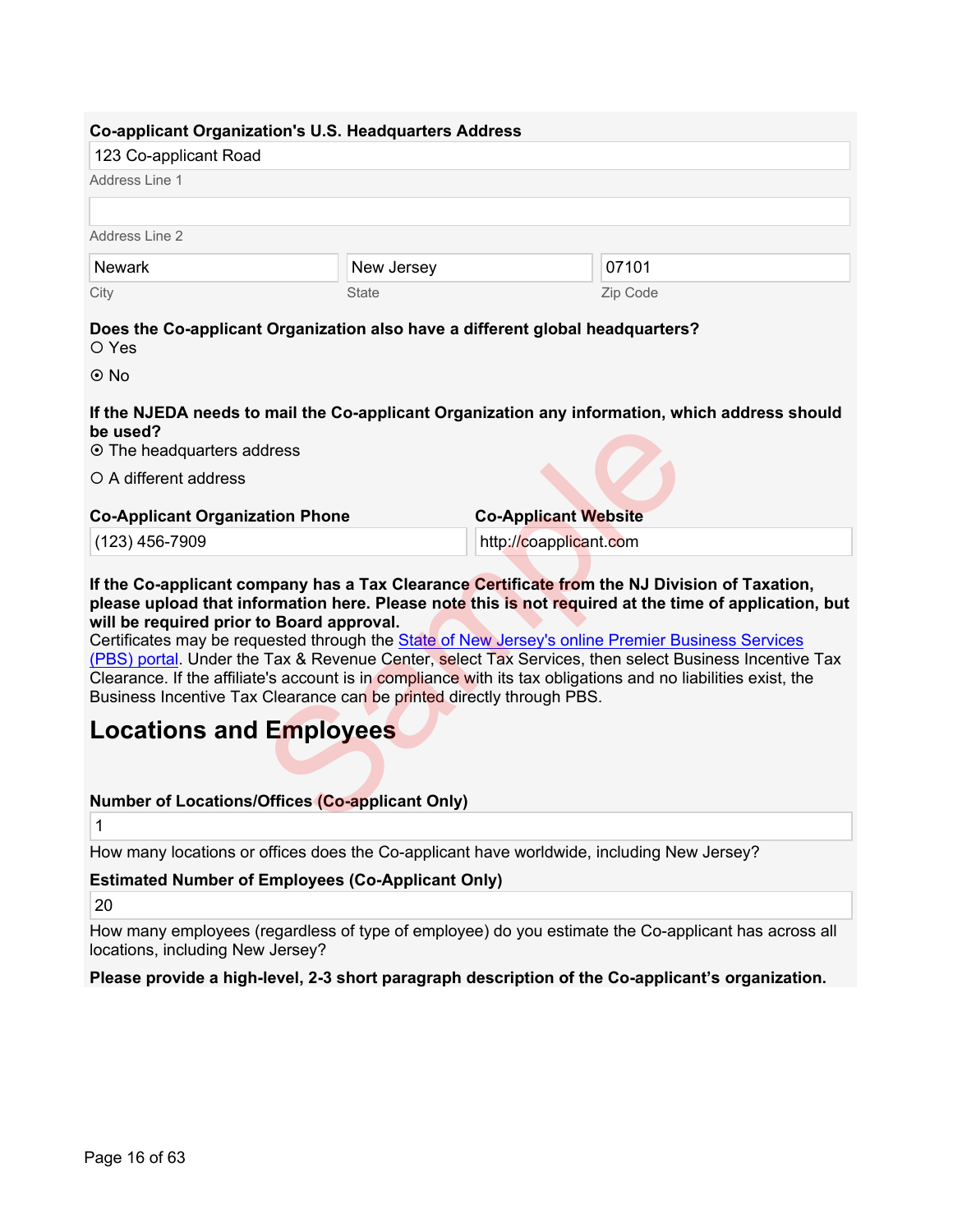**Co-applicant Organization's U.S. Headquarters Address**

123 Co-applicant Road

Address Line 1

Address Line 2

| City | State | Zip Code |
| --- | --- | --- |
| Newark | New Jersey | 07101 |

**Does the Co-applicant Organization also have a different global headquarters?**

○ Yes

⦿ No

**If the NJEDA needs to mail the Co-applicant Organization any information, which address should be used?**

⦿ The headquarters address

○ A different address

**Co-Applicant Organization Phone**

(123) 456-7909

**Co-Applicant Website**

http://coapplicant.com

**If the Co-applicant company has a Tax Clearance Certificate from the NJ Division of Taxation, please upload that information here. Please note this is not required at the time of application, but will be required prior to Board approval.**

Certificates may be requested through the [State of New Jersey's online Premier Business Services (PBS) portal](). Under the Tax & Revenue Center, select Tax Services, then select Business Incentive Tax Clearance. If the affiliate's account is in compliance with its tax obligations and no liabilities exist, the Business Incentive Tax Clearance can be printed directly through PBS.

## Locations and Employees

**Number of Locations/Offices (Co-applicant Only)**

1

How many locations or offices does the Co-applicant have worldwide, including New Jersey?

**Estimated Number of Employees (Co-Applicant Only)**

20

How many employees (regardless of type of employee) do you estimate the Co-applicant has across all locations, including New Jersey?

**Please provide a high-level, 2-3 short paragraph description of the Co-applicant's organization.**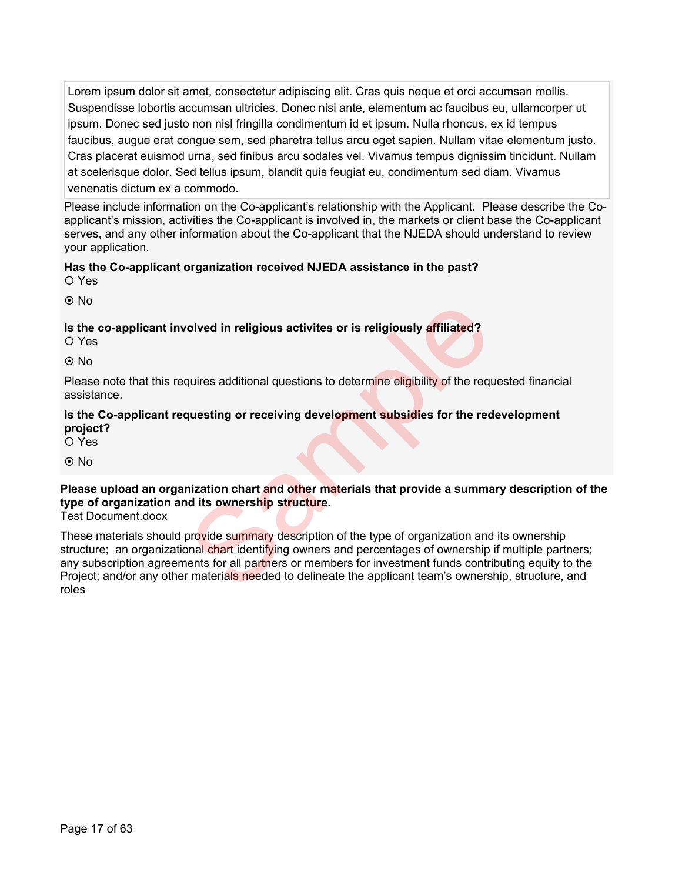Lorem ipsum dolor sit amet, consectetur adipiscing elit. Cras quis neque et orci accumsan mollis. Suspendisse lobortis accumsan ultricies. Donec nisi ante, elementum ac faucibus eu, ullamcorper ut ipsum. Donec sed justo non nisl fringilla condimentum id et ipsum. Nulla rhoncus, ex id tempus faucibus, augue erat congue sem, sed pharetra tellus arcu eget sapien. Nullam vitae elementum justo. Cras placerat euismod urna, sed finibus arcu sodales vel. Vivamus tempus dignissim tincidunt. Nullam at scelerisque dolor. Sed tellus ipsum, blandit quis feugiat eu, condimentum sed diam. Vivamus venenatis dictum ex a commodo.

Please include information on the Co-applicant's relationship with the Applicant. Please describe the Co-applicant's mission, activities the Co-applicant is involved in, the markets or client base the Co-applicant serves, and any other information about the Co-applicant that the NJEDA should understand to review your application.

**Has the Co-applicant organization received NJEDA assistance in the past?**

○ Yes

⦿ No

**Is the co-applicant involved in religious activites or is religiously affiliated?**

○ Yes

⦿ No

Please note that this requires additional questions to determine eligibility of the requested financial assistance.

**Is the Co-applicant requesting or receiving development subsidies for the redevelopment project?**

○ Yes

⦿ No

**Please upload an organization chart and other materials that provide a summary description of the type of organization and its ownership structure.**

Test Document.docx

These materials should provide summary description of the type of organization and its ownership structure; an organizational chart identifying owners and percentages of ownership if multiple partners; any subscription agreements for all partners or members for investment funds contributing equity to the Project; and/or any other materials needed to delineate the applicant team's ownership, structure, and roles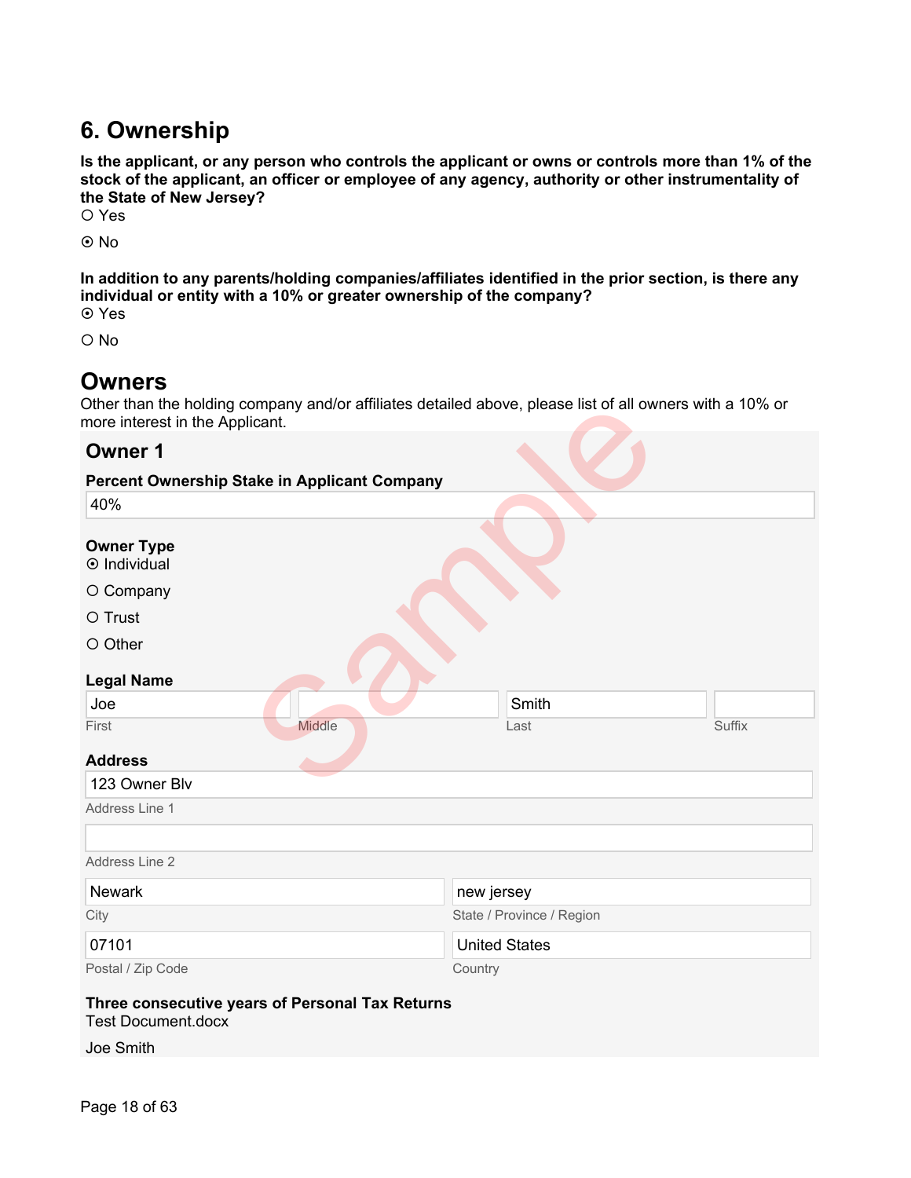# 6. Ownership

**Is the applicant, or any person who controls the applicant or owns or controls more than 1% of the stock of the applicant, an officer or employee of any agency, authority or other instrumentality of the State of New Jersey?**

○ Yes

⦿ No

**In addition to any parents/holding companies/affiliates identified in the prior section, is there any individual or entity with a 10% or greater ownership of the company?**

⦿ Yes

○ No

# Owners

Other than the holding company and/or affiliates detailed above, please list of all owners with a 10% or more interest in the Applicant.

## Owner 1

**Percent Ownership Stake in Applicant Company**

40%

**Owner Type**

⦿ Individual

○ Company

○ Trust

○ Other

**Legal Name**

| Joe | | Smith | |
|---|---|---|---|
| First | Middle | Last | Suffix |

**Address**

123 Owner Blv

Address Line 1

Address Line 2

| Newark | new jersey |
|---|---|
| City | State / Province / Region |
| 07101 | United States |
| Postal / Zip Code | Country |

**Three consecutive years of Personal Tax Returns**

Test Document.docx

Joe Smith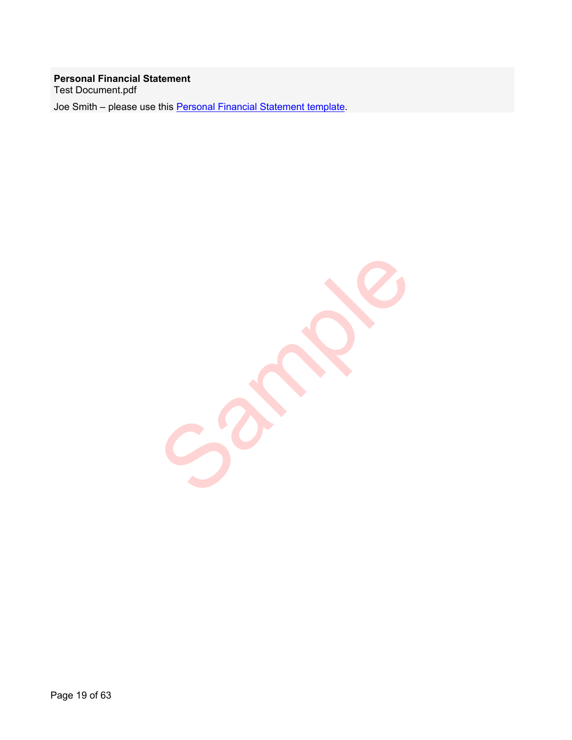**Personal Financial Statement**
Test Document.pdf

Joe Smith – please use this Personal Financial Statement template.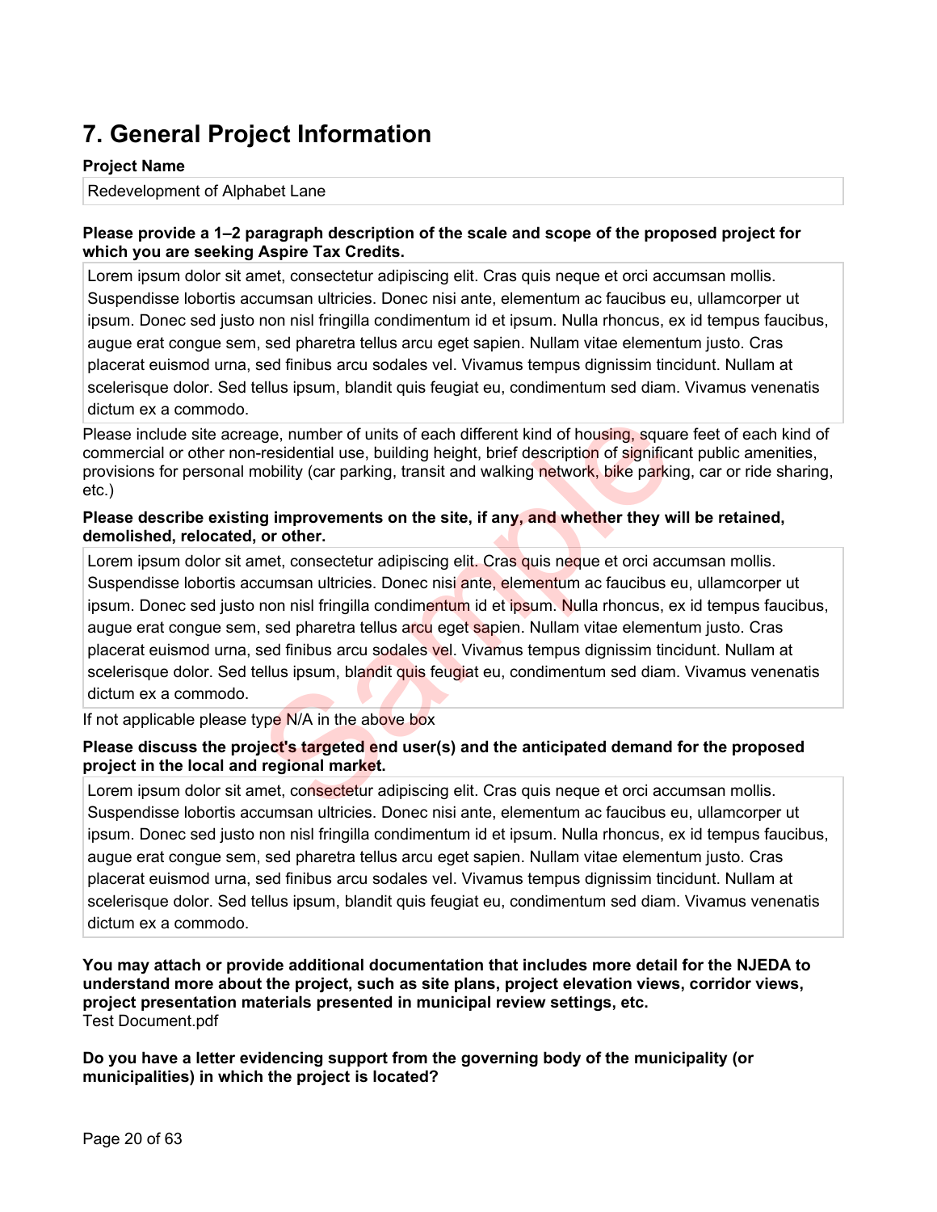# 7. General Project Information

**Project Name**

Redevelopment of Alphabet Lane

**Please provide a 1–2 paragraph description of the scale and scope of the proposed project for which you are seeking Aspire Tax Credits.**

Lorem ipsum dolor sit amet, consectetur adipiscing elit. Cras quis neque et orci accumsan mollis. Suspendisse lobortis accumsan ultricies. Donec nisi ante, elementum ac faucibus eu, ullamcorper ut ipsum. Donec sed justo non nisl fringilla condimentum id et ipsum. Nulla rhoncus, ex id tempus faucibus, augue erat congue sem, sed pharetra tellus arcu eget sapien. Nullam vitae elementum justo. Cras placerat euismod urna, sed finibus arcu sodales vel. Vivamus tempus dignissim tincidunt. Nullam at scelerisque dolor. Sed tellus ipsum, blandit quis feugiat eu, condimentum sed diam. Vivamus venenatis dictum ex a commodo.

Please include site acreage, number of units of each different kind of housing, square feet of each kind of commercial or other non-residential use, building height, brief description of significant public amenities, provisions for personal mobility (car parking, transit and walking network, bike parking, car or ride sharing, etc.)

**Please describe existing improvements on the site, if any, and whether they will be retained, demolished, relocated, or other.**

Lorem ipsum dolor sit amet, consectetur adipiscing elit. Cras quis neque et orci accumsan mollis. Suspendisse lobortis accumsan ultricies. Donec nisi ante, elementum ac faucibus eu, ullamcorper ut ipsum. Donec sed justo non nisl fringilla condimentum id et ipsum. Nulla rhoncus, ex id tempus faucibus, augue erat congue sem, sed pharetra tellus arcu eget sapien. Nullam vitae elementum justo. Cras placerat euismod urna, sed finibus arcu sodales vel. Vivamus tempus dignissim tincidunt. Nullam at scelerisque dolor. Sed tellus ipsum, blandit quis feugiat eu, condimentum sed diam. Vivamus venenatis dictum ex a commodo.

If not applicable please type N/A in the above box

**Please discuss the project's targeted end user(s) and the anticipated demand for the proposed project in the local and regional market.**

Lorem ipsum dolor sit amet, consectetur adipiscing elit. Cras quis neque et orci accumsan mollis. Suspendisse lobortis accumsan ultricies. Donec nisi ante, elementum ac faucibus eu, ullamcorper ut ipsum. Donec sed justo non nisl fringilla condimentum id et ipsum. Nulla rhoncus, ex id tempus faucibus, augue erat congue sem, sed pharetra tellus arcu eget sapien. Nullam vitae elementum justo. Cras placerat euismod urna, sed finibus arcu sodales vel. Vivamus tempus dignissim tincidunt. Nullam at scelerisque dolor. Sed tellus ipsum, blandit quis feugiat eu, condimentum sed diam. Vivamus venenatis dictum ex a commodo.

**You may attach or provide additional documentation that includes more detail for the NJEDA to understand more about the project, such as site plans, project elevation views, corridor views, project presentation materials presented in municipal review settings, etc.**
Test Document.pdf

**Do you have a letter evidencing support from the governing body of the municipality (or municipalities) in which the project is located?**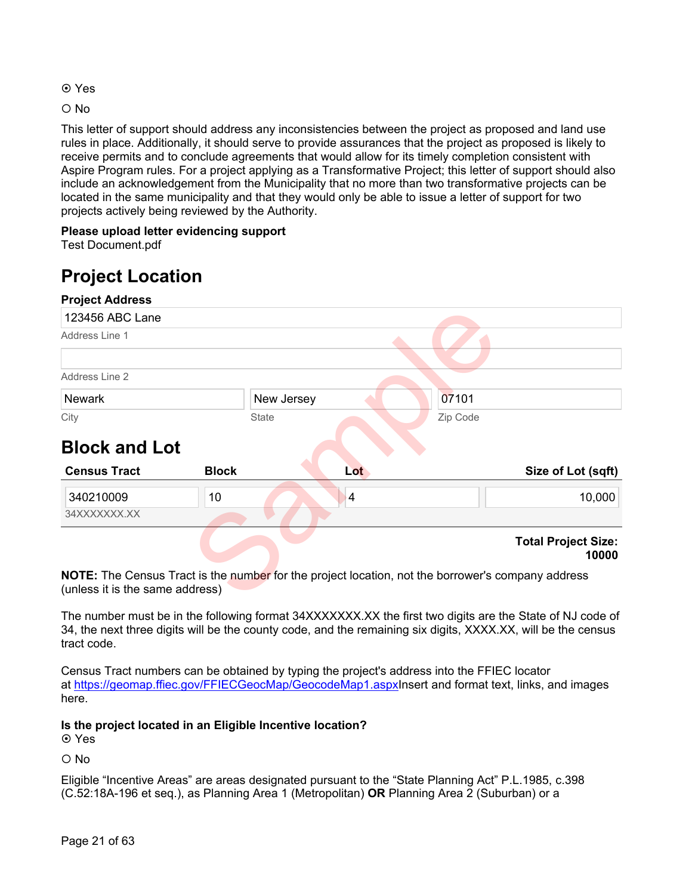⦿ Yes

○ No

This letter of support should address any inconsistencies between the project as proposed and land use rules in place. Additionally, it should serve to provide assurances that the project as proposed is likely to receive permits and to conclude agreements that would allow for its timely completion consistent with Aspire Program rules. For a project applying as a Transformative Project; this letter of support should also include an acknowledgement from the Municipality that no more than two transformative projects can be located in the same municipality and that they would only be able to issue a letter of support for two projects actively being reviewed by the Authority.

**Please upload letter evidencing support**
Test Document.pdf

## Project Location

**Project Address**

123456 ABC Lane
Address Line 1

Address Line 2

| Newark | New Jersey | 07101 |
|---|---|---|
| City | State | Zip Code |

## Block and Lot

| Census Tract | Block | Lot | Size of Lot (sqft) |
|---|---|---|---|
| 340210009<br>34XXXXXXX.XX | 10 | 4 | 10,000 |

**Total Project Size: 10000**

**NOTE:** The Census Tract is the number for the project location, not the borrower's company address (unless it is the same address)

The number must be in the following format 34XXXXXXX.XX the first two digits are the State of NJ code of 34, the next three digits will be the county code, and the remaining six digits, XXXX.XX, will be the census tract code.

Census Tract numbers can be obtained by typing the project's address into the FFIEC locator at https://geomap.ffiec.gov/FFIECGeocMap/GeocodeMap1.aspxInsert and format text, links, and images here.

**Is the project located in an Eligible Incentive location?**
⦿ Yes

○ No

Eligible "Incentive Areas" are areas designated pursuant to the "State Planning Act" P.L.1985, c.398 (C.52:18A-196 et seq.), as Planning Area 1 (Metropolitan) **OR** Planning Area 2 (Suburban) or a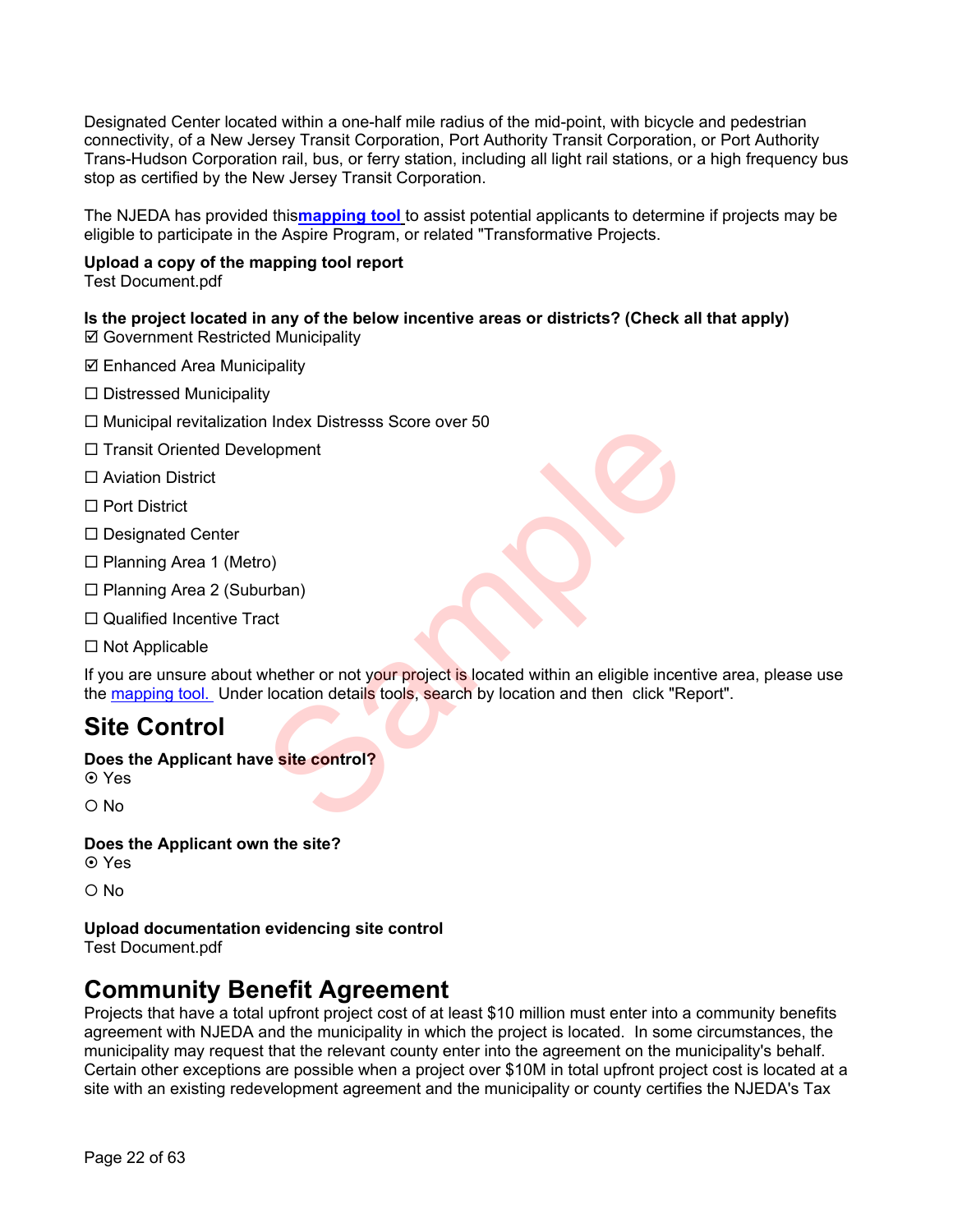Designated Center located within a one-half mile radius of the mid-point, with bicycle and pedestrian connectivity, of a New Jersey Transit Corporation, Port Authority Transit Corporation, or Port Authority Trans-Hudson Corporation rail, bus, or ferry station, including all light rail stations, or a high frequency bus stop as certified by the New Jersey Transit Corporation.

The NJEDA has provided this**mapping tool** to assist potential applicants to determine if projects may be eligible to participate in the Aspire Program, or related "Transformative Projects.

**Upload a copy of the mapping tool report**
Test Document.pdf

**Is the project located in any of the below incentive areas or districts? (Check all that apply)**

☑ Government Restricted Municipality

☑ Enhanced Area Municipality

☐ Distressed Municipality

☐ Municipal revitalization Index Distresss Score over 50

☐ Transit Oriented Development

☐ Aviation District

☐ Port District

☐ Designated Center

☐ Planning Area 1 (Metro)

☐ Planning Area 2 (Suburban)

☐ Qualified Incentive Tract

☐ Not Applicable

If you are unsure about whether or not your project is located within an eligible incentive area, please use the mapping tool. Under location details tools, search by location and then click "Report".

## Site Control

**Does the Applicant have site control?**

⦿ Yes

○ No

**Does the Applicant own the site?**

⦿ Yes

○ No

**Upload documentation evidencing site control**
Test Document.pdf

## Community Benefit Agreement

Projects that have a total upfront project cost of at least $10 million must enter into a community benefits agreement with NJEDA and the municipality in which the project is located. In some circumstances, the municipality may request that the relevant county enter into the agreement on the municipality's behalf. Certain other exceptions are possible when a project over $10M in total upfront project cost is located at a site with an existing redevelopment agreement and the municipality or county certifies the NJEDA's Tax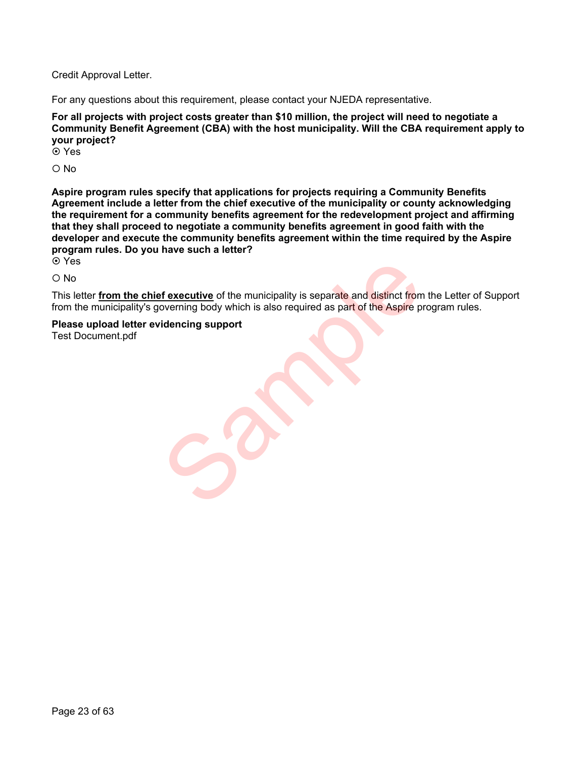Credit Approval Letter.

For any questions about this requirement, please contact your NJEDA representative.

**For all projects with project costs greater than $10 million, the project will need to negotiate a Community Benefit Agreement (CBA) with the host municipality. Will the CBA requirement apply to your project?**

⊙ Yes

○ No

**Aspire program rules specify that applications for projects requiring a Community Benefits Agreement include a letter from the chief executive of the municipality or county acknowledging the requirement for a community benefits agreement for the redevelopment project and affirming that they shall proceed to negotiate a community benefits agreement in good faith with the developer and execute the community benefits agreement within the time required by the Aspire program rules. Do you have such a letter?**

⊙ Yes

○ No

This letter **<u>from the chief executive</u>** of the municipality is separate and distinct from the Letter of Support from the municipality's governing body which is also required as part of the Aspire program rules.

**Please upload letter evidencing support**

Test Document.pdf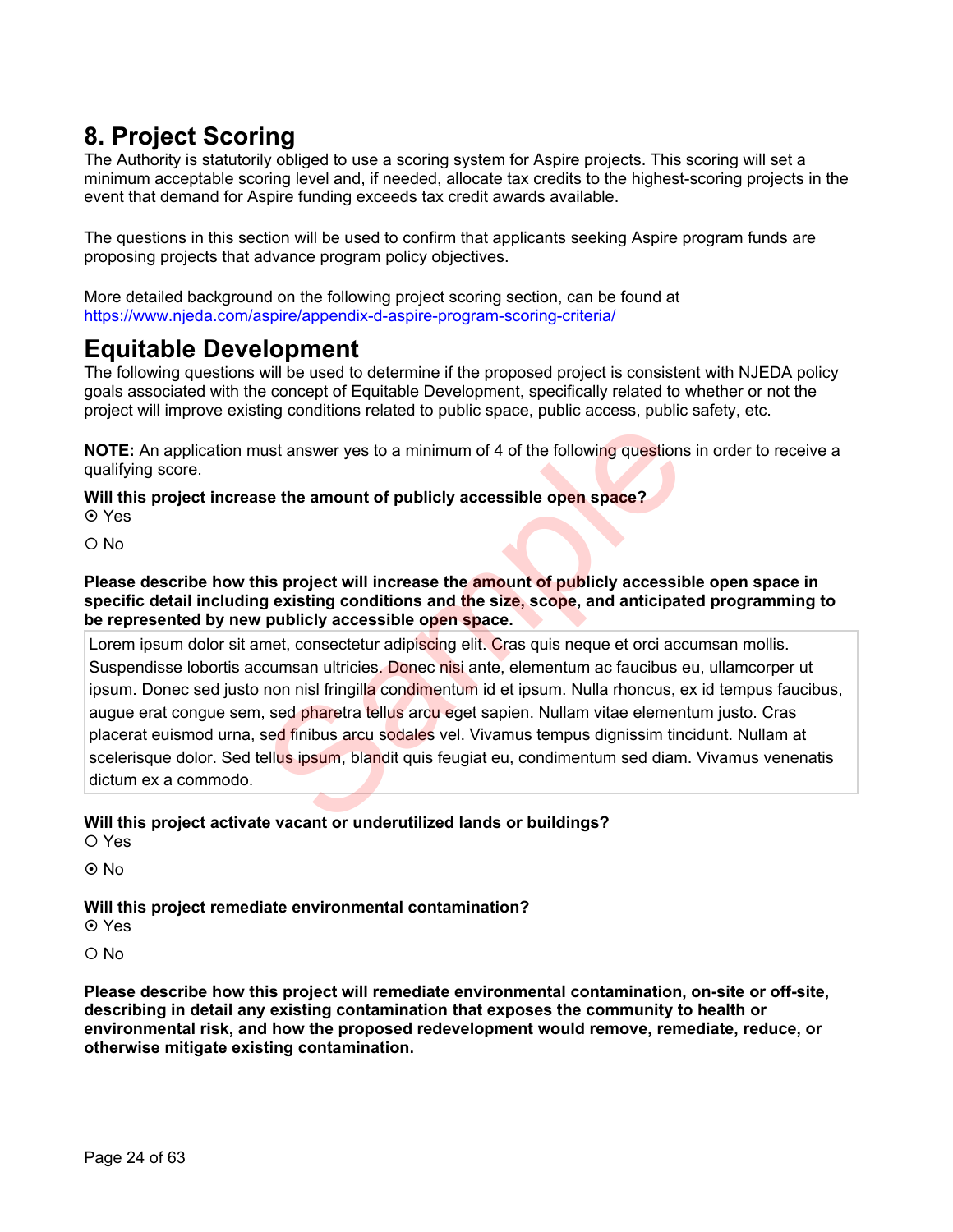# 8. Project Scoring

The Authority is statutorily obliged to use a scoring system for Aspire projects. This scoring will set a minimum acceptable scoring level and, if needed, allocate tax credits to the highest-scoring projects in the event that demand for Aspire funding exceeds tax credit awards available.

The questions in this section will be used to confirm that applicants seeking Aspire program funds are proposing projects that advance program policy objectives.

More detailed background on the following project scoring section, can be found at https://www.njeda.com/aspire/appendix-d-aspire-program-scoring-criteria/

# Equitable Development

The following questions will be used to determine if the proposed project is consistent with NJEDA policy goals associated with the concept of Equitable Development, specifically related to whether or not the project will improve existing conditions related to public space, public access, public safety, etc.

**NOTE:** An application must answer yes to a minimum of 4 of the following questions in order to receive a qualifying score.

**Will this project increase the amount of publicly accessible open space?**

⦿ Yes

○ No

**Please describe how this project will increase the amount of publicly accessible open space in specific detail including existing conditions and the size, scope, and anticipated programming to be represented by new publicly accessible open space.**

Lorem ipsum dolor sit amet, consectetur adipiscing elit. Cras quis neque et orci accumsan mollis. Suspendisse lobortis accumsan ultricies. Donec nisi ante, elementum ac faucibus eu, ullamcorper ut ipsum. Donec sed justo non nisl fringilla condimentum id et ipsum. Nulla rhoncus, ex id tempus faucibus, augue erat congue sem, sed pharetra tellus arcu eget sapien. Nullam vitae elementum justo. Cras placerat euismod urna, sed finibus arcu sodales vel. Vivamus tempus dignissim tincidunt. Nullam at scelerisque dolor. Sed tellus ipsum, blandit quis feugiat eu, condimentum sed diam. Vivamus venenatis dictum ex a commodo.

**Will this project activate vacant or underutilized lands or buildings?**

○ Yes

⦿ No

**Will this project remediate environmental contamination?**

⦿ Yes

○ No

**Please describe how this project will remediate environmental contamination, on-site or off-site, describing in detail any existing contamination that exposes the community to health or environmental risk, and how the proposed redevelopment would remove, remediate, reduce, or otherwise mitigate existing contamination.**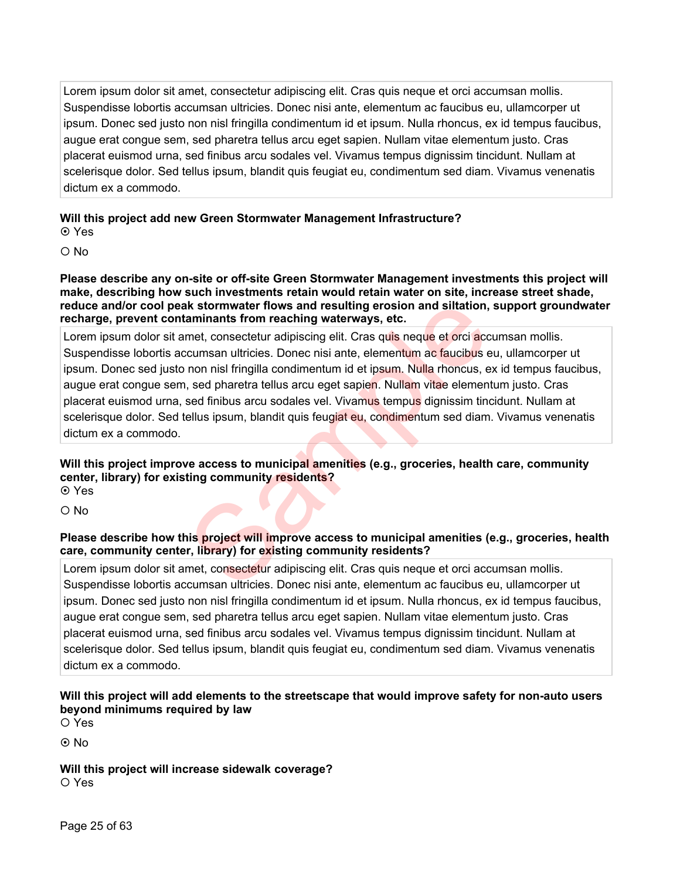Lorem ipsum dolor sit amet, consectetur adipiscing elit. Cras quis neque et orci accumsan mollis. Suspendisse lobortis accumsan ultricies. Donec nisi ante, elementum ac faucibus eu, ullamcorper ut ipsum. Donec sed justo non nisl fringilla condimentum id et ipsum. Nulla rhoncus, ex id tempus faucibus, augue erat congue sem, sed pharetra tellus arcu eget sapien. Nullam vitae elementum justo. Cras placerat euismod urna, sed finibus arcu sodales vel. Vivamus tempus dignissim tincidunt. Nullam at scelerisque dolor. Sed tellus ipsum, blandit quis feugiat eu, condimentum sed diam. Vivamus venenatis dictum ex a commodo.

**Will this project add new Green Stormwater Management Infrastructure?**

⦿ Yes

○ No

**Please describe any on-site or off-site Green Stormwater Management investments this project will make, describing how such investments retain would retain water on site, increase street shade, reduce and/or cool peak stormwater flows and resulting erosion and siltation, support groundwater recharge, prevent contaminants from reaching waterways, etc.**

Lorem ipsum dolor sit amet, consectetur adipiscing elit. Cras quis neque et orci accumsan mollis. Suspendisse lobortis accumsan ultricies. Donec nisi ante, elementum ac faucibus eu, ullamcorper ut ipsum. Donec sed justo non nisl fringilla condimentum id et ipsum. Nulla rhoncus, ex id tempus faucibus, augue erat congue sem, sed pharetra tellus arcu eget sapien. Nullam vitae elementum justo. Cras placerat euismod urna, sed finibus arcu sodales vel. Vivamus tempus dignissim tincidunt. Nullam at scelerisque dolor. Sed tellus ipsum, blandit quis feugiat eu, condimentum sed diam. Vivamus venenatis dictum ex a commodo.

**Will this project improve access to municipal amenities (e.g., groceries, health care, community center, library) for existing community residents?**

⦿ Yes

○ No

**Please describe how this project will improve access to municipal amenities (e.g., groceries, health care, community center, library) for existing community residents?**

Lorem ipsum dolor sit amet, consectetur adipiscing elit. Cras quis neque et orci accumsan mollis. Suspendisse lobortis accumsan ultricies. Donec nisi ante, elementum ac faucibus eu, ullamcorper ut ipsum. Donec sed justo non nisl fringilla condimentum id et ipsum. Nulla rhoncus, ex id tempus faucibus, augue erat congue sem, sed pharetra tellus arcu eget sapien. Nullam vitae elementum justo. Cras placerat euismod urna, sed finibus arcu sodales vel. Vivamus tempus dignissim tincidunt. Nullam at scelerisque dolor. Sed tellus ipsum, blandit quis feugiat eu, condimentum sed diam. Vivamus venenatis dictum ex a commodo.

**Will this project will add elements to the streetscape that would improve safety for non-auto users beyond minimums required by law**

○ Yes

⦿ No

**Will this project will increase sidewalk coverage?**

○ Yes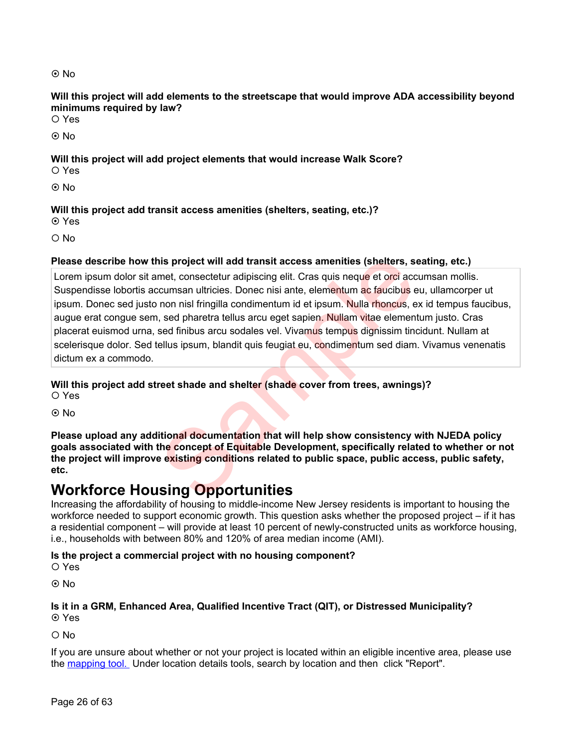⦿ No

**Will this project will add elements to the streetscape that would improve ADA accessibility beyond minimums required by law?**

○ Yes

⦿ No

**Will this project will add project elements that would increase Walk Score?**

○ Yes

⦿ No

**Will this project add transit access amenities (shelters, seating, etc.)?**

⦿ Yes

○ No

**Please describe how this project will add transit access amenities (shelters, seating, etc.)**

Lorem ipsum dolor sit amet, consectetur adipiscing elit. Cras quis neque et orci accumsan mollis. Suspendisse lobortis accumsan ultricies. Donec nisi ante, elementum ac faucibus eu, ullamcorper ut ipsum. Donec sed justo non nisl fringilla condimentum id et ipsum. Nulla rhoncus, ex id tempus faucibus, augue erat congue sem, sed pharetra tellus arcu eget sapien. Nullam vitae elementum justo. Cras placerat euismod urna, sed finibus arcu sodales vel. Vivamus tempus dignissim tincidunt. Nullam at scelerisque dolor. Sed tellus ipsum, blandit quis feugiat eu, condimentum sed diam. Vivamus venenatis dictum ex a commodo.

**Will this project add street shade and shelter (shade cover from trees, awnings)?**

○ Yes

⦿ No

**Please upload any additional documentation that will help show consistency with NJEDA policy goals associated with the concept of Equitable Development, specifically related to whether or not the project will improve existing conditions related to public space, public access, public safety, etc.**

# Workforce Housing Opportunities

Increasing the affordability of housing to middle-income New Jersey residents is important to housing the workforce needed to support economic growth. This question asks whether the proposed project – if it has a residential component – will provide at least 10 percent of newly-constructed units as workforce housing, i.e., households with between 80% and 120% of area median income (AMI).

**Is the project a commercial project with no housing component?**

○ Yes

⦿ No

**Is it in a GRM, Enhanced Area, Qualified Incentive Tract (QIT), or Distressed Municipality?**

⦿ Yes

○ No

If you are unsure about whether or not your project is located within an eligible incentive area, please use the mapping tool. Under location details tools, search by location and then click "Report".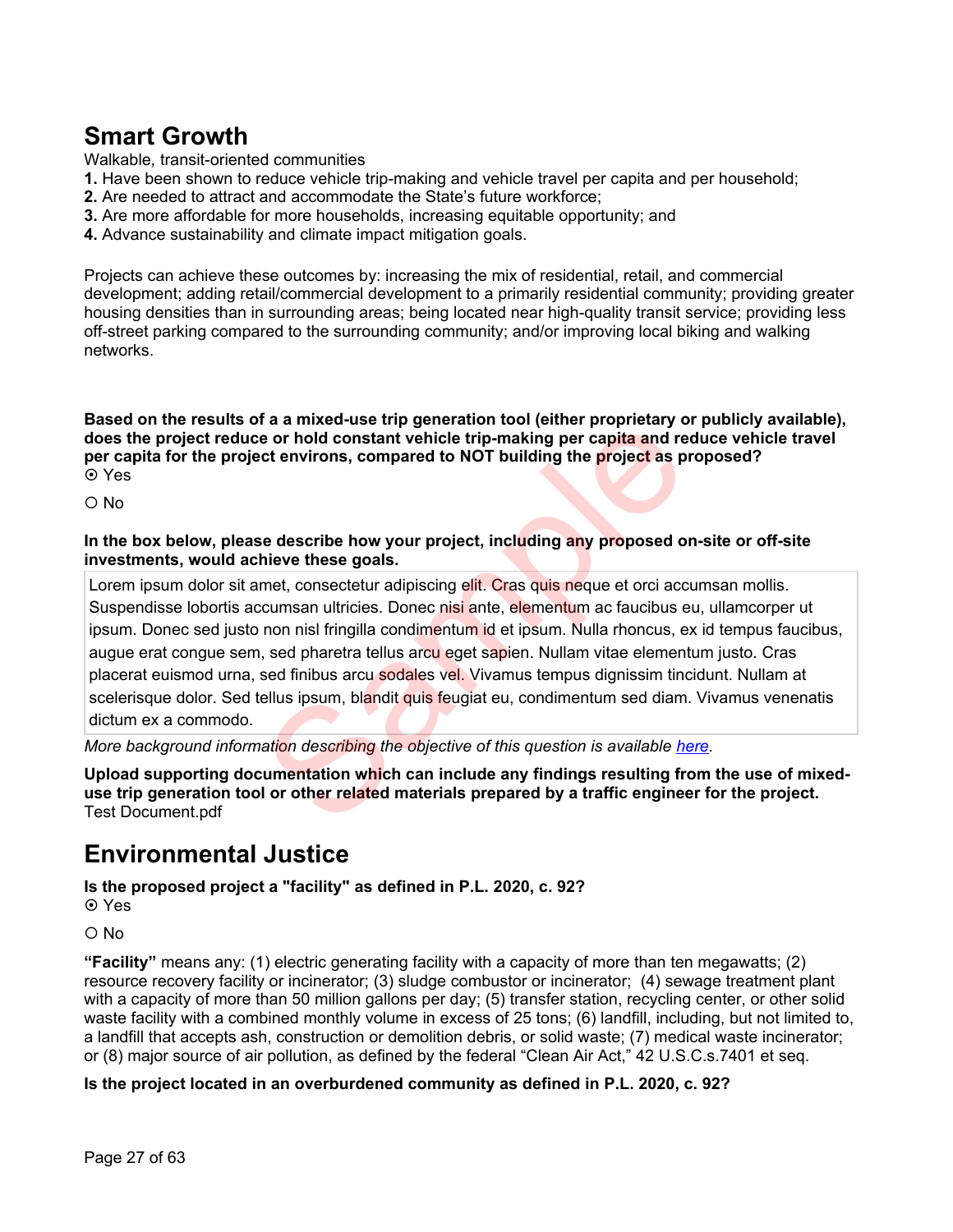# Smart Growth

Walkable, transit-oriented communities

**1.** Have been shown to reduce vehicle trip-making and vehicle travel per capita and per household;
**2.** Are needed to attract and accommodate the State's future workforce;
**3.** Are more affordable for more households, increasing equitable opportunity; and
**4.** Advance sustainability and climate impact mitigation goals.

Projects can achieve these outcomes by: increasing the mix of residential, retail, and commercial development; adding retail/commercial development to a primarily residential community; providing greater housing densities than in surrounding areas; being located near high-quality transit service; providing less off-street parking compared to the surrounding community; and/or improving local biking and walking networks.

**Based on the results of a a mixed-use trip generation tool (either proprietary or publicly available), does the project reduce or hold constant vehicle trip-making per capita and reduce vehicle travel per capita for the project environs, compared to NOT building the project as proposed?**

⦿ Yes

○ No

**In the box below, please describe how your project, including any proposed on-site or off-site investments, would achieve these goals.**

Lorem ipsum dolor sit amet, consectetur adipiscing elit. Cras quis neque et orci accumsan mollis. Suspendisse lobortis accumsan ultricies. Donec nisi ante, elementum ac faucibus eu, ullamcorper ut ipsum. Donec sed justo non nisl fringilla condimentum id et ipsum. Nulla rhoncus, ex id tempus faucibus, augue erat congue sem, sed pharetra tellus arcu eget sapien. Nullam vitae elementum justo. Cras placerat euismod urna, sed finibus arcu sodales vel. Vivamus tempus dignissim tincidunt. Nullam at scelerisque dolor. Sed tellus ipsum, blandit quis feugiat eu, condimentum sed diam. Vivamus venenatis dictum ex a commodo.

*More background information describing the objective of this question is available here.*

**Upload supporting documentation which can include any findings resulting from the use of mixed-use trip generation tool or other related materials prepared by a traffic engineer for the project.**
Test Document.pdf

# Environmental Justice

**Is the proposed project a "facility" as defined in P.L. 2020, c. 92?**

⦿ Yes

○ No

**"Facility"** means any: (1) electric generating facility with a capacity of more than ten megawatts; (2) resource recovery facility or incinerator; (3) sludge combustor or incinerator; (4) sewage treatment plant with a capacity of more than 50 million gallons per day; (5) transfer station, recycling center, or other solid waste facility with a combined monthly volume in excess of 25 tons; (6) landfill, including, but not limited to, a landfill that accepts ash, construction or demolition debris, or solid waste; (7) medical waste incinerator; or (8) major source of air pollution, as defined by the federal "Clean Air Act," 42 U.S.C.s.7401 et seq.

**Is the project located in an overburdened community as defined in P.L. 2020, c. 92?**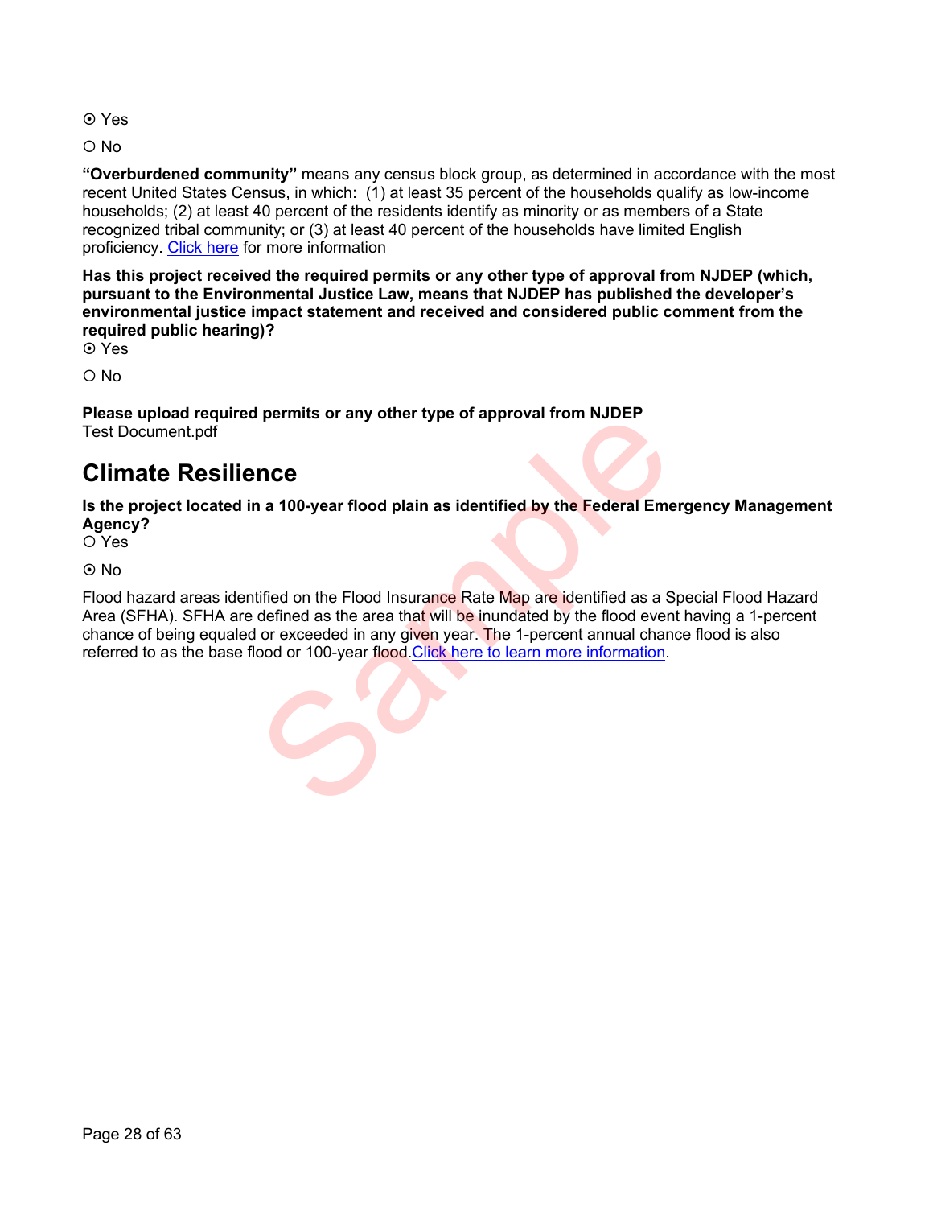⦿ Yes

○ No

**"Overburdened community"** means any census block group, as determined in accordance with the most recent United States Census, in which: (1) at least 35 percent of the households qualify as low-income households; (2) at least 40 percent of the residents identify as minority or as members of a State recognized tribal community; or (3) at least 40 percent of the households have limited English proficiency. Click here for more information

**Has this project received the required permits or any other type of approval from NJDEP (which, pursuant to the Environmental Justice Law, means that NJDEP has published the developer's environmental justice impact statement and received and considered public comment from the required public hearing)?**

⦿ Yes

○ No

**Please upload required permits or any other type of approval from NJDEP**

Test Document.pdf

## Climate Resilience

**Is the project located in a 100-year flood plain as identified by the Federal Emergency Management Agency?**

○ Yes

⦿ No

Flood hazard areas identified on the Flood Insurance Rate Map are identified as a Special Flood Hazard Area (SFHA). SFHA are defined as the area that will be inundated by the flood event having a 1-percent chance of being equaled or exceeded in any given year. The 1-percent annual chance flood is also referred to as the base flood or 100-year flood.Click here to learn more information.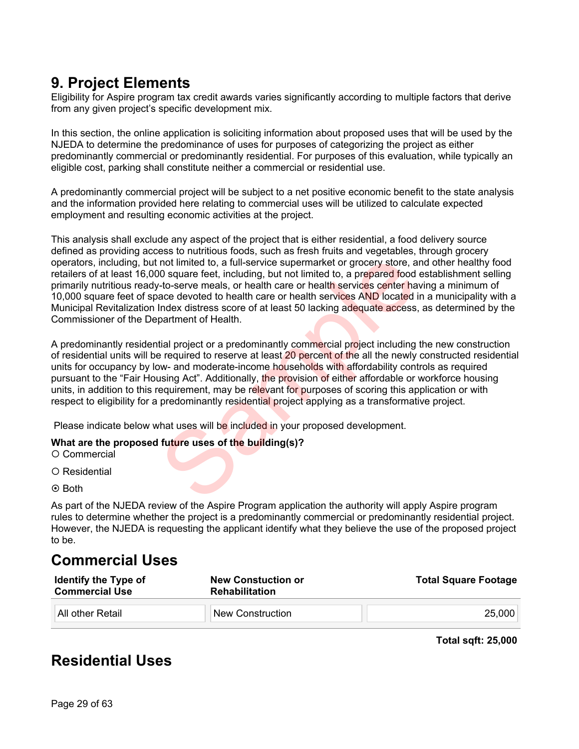# 9. Project Elements

Eligibility for Aspire program tax credit awards varies significantly according to multiple factors that derive from any given project's specific development mix.

In this section, the online application is soliciting information about proposed uses that will be used by the NJEDA to determine the predominance of uses for purposes of categorizing the project as either predominantly commercial or predominantly residential. For purposes of this evaluation, while typically an eligible cost, parking shall constitute neither a commercial or residential use.

A predominantly commercial project will be subject to a net positive economic benefit to the state analysis and the information provided here relating to commercial uses will be utilized to calculate expected employment and resulting economic activities at the project.

This analysis shall exclude any aspect of the project that is either residential, a food delivery source defined as providing access to nutritious foods, such as fresh fruits and vegetables, through grocery operators, including, but not limited to, a full-service supermarket or grocery store, and other healthy food retailers of at least 16,000 square feet, including, but not limited to, a prepared food establishment selling primarily nutritious ready-to-serve meals, or health care or health services center having a minimum of 10,000 square feet of space devoted to health care or health services AND located in a municipality with a Municipal Revitalization Index distress score of at least 50 lacking adequate access, as determined by the Commissioner of the Department of Health.

A predominantly residential project or a predominantly commercial project including the new construction of residential units will be required to reserve at least 20 percent of the all the newly constructed residential units for occupancy by low- and moderate-income households with affordability controls as required pursuant to the "Fair Housing Act". Additionally, the provision of either affordable or workforce housing units, in addition to this requirement, may be relevant for purposes of scoring this application or with respect to eligibility for a predominantly residential project applying as a transformative project.

Please indicate below what uses will be included in your proposed development.

**What are the proposed future uses of the building(s)?**

- ○ Commercial
- ○ Residential
- ⦿ Both

As part of the NJEDA review of the Aspire Program application the authority will apply Aspire program rules to determine whether the project is a predominantly commercial or predominantly residential project. However, the NJEDA is requesting the applicant identify what they believe the use of the proposed project to be.

## Commercial Uses

| Identify the Type of Commercial Use | New Constuction or Rehabilitation | Total Square Footage |
|---|---|---|
| All other Retail | New Construction | 25,000 |

**Total sqft: 25,000**

## Residential Uses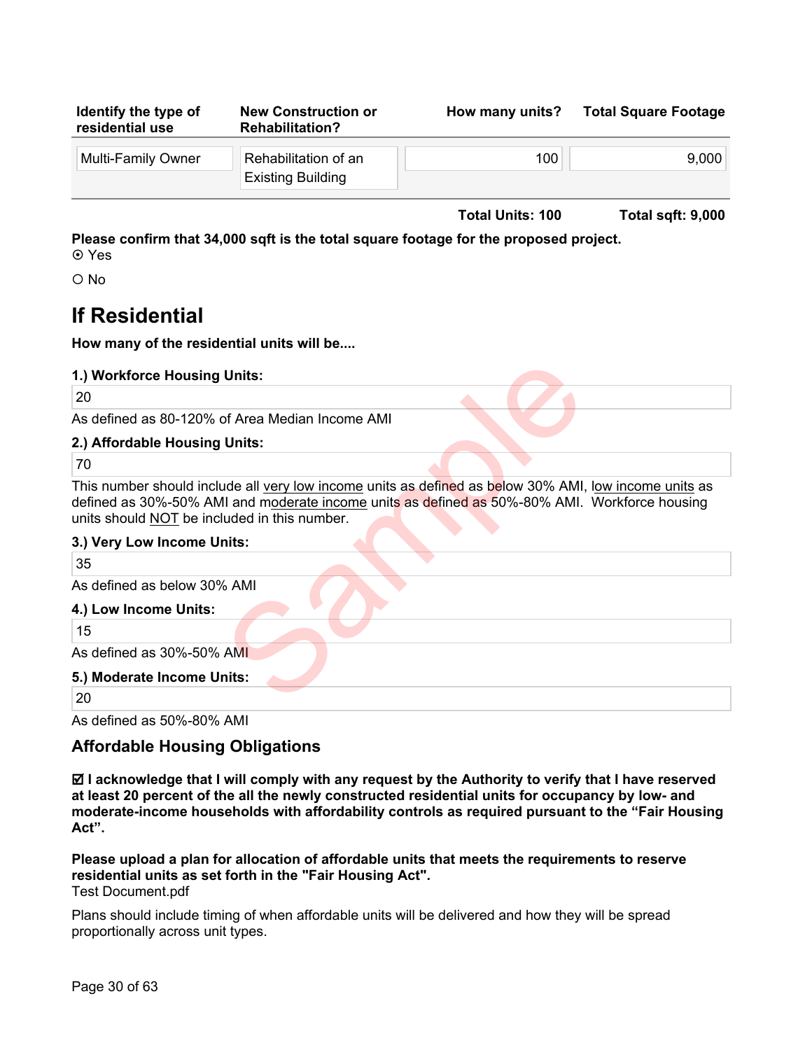| Identify the type of residential use | New Construction or Rehabilitation? | How many units? | Total Square Footage |
|---|---|---|---|
| Multi-Family Owner | Rehabilitation of an Existing Building | 100 | 9,000 |
| | | **Total Units: 100** | **Total sqft: 9,000** |

**Please confirm that 34,000 sqft is the total square footage for the proposed project.**

⦿ Yes

○ No

# If Residential

**How many of the residential units will be....**

**1.) Workforce Housing Units:**

20

As defined as 80-120% of Area Median Income AMI

**2.) Affordable Housing Units:**

70

This number should include all very low income units as defined as below 30% AMI, low income units as defined as 30%-50% AMI and moderate income units as defined as 50%-80% AMI. Workforce housing units should NOT be included in this number.

**3.) Very Low Income Units:**

35

As defined as below 30% AMI

**4.) Low Income Units:**

15

As defined as 30%-50% AMI

**5.) Moderate Income Units:**

20

As defined as 50%-80% AMI

## Affordable Housing Obligations

☑ **I acknowledge that I will comply with any request by the Authority to verify that I have reserved at least 20 percent of the all the newly constructed residential units for occupancy by low- and moderate-income households with affordability controls as required pursuant to the "Fair Housing Act".**

**Please upload a plan for allocation of affordable units that meets the requirements to reserve residential units as set forth in the "Fair Housing Act".**

Test Document.pdf

Plans should include timing of when affordable units will be delivered and how they will be spread proportionally across unit types.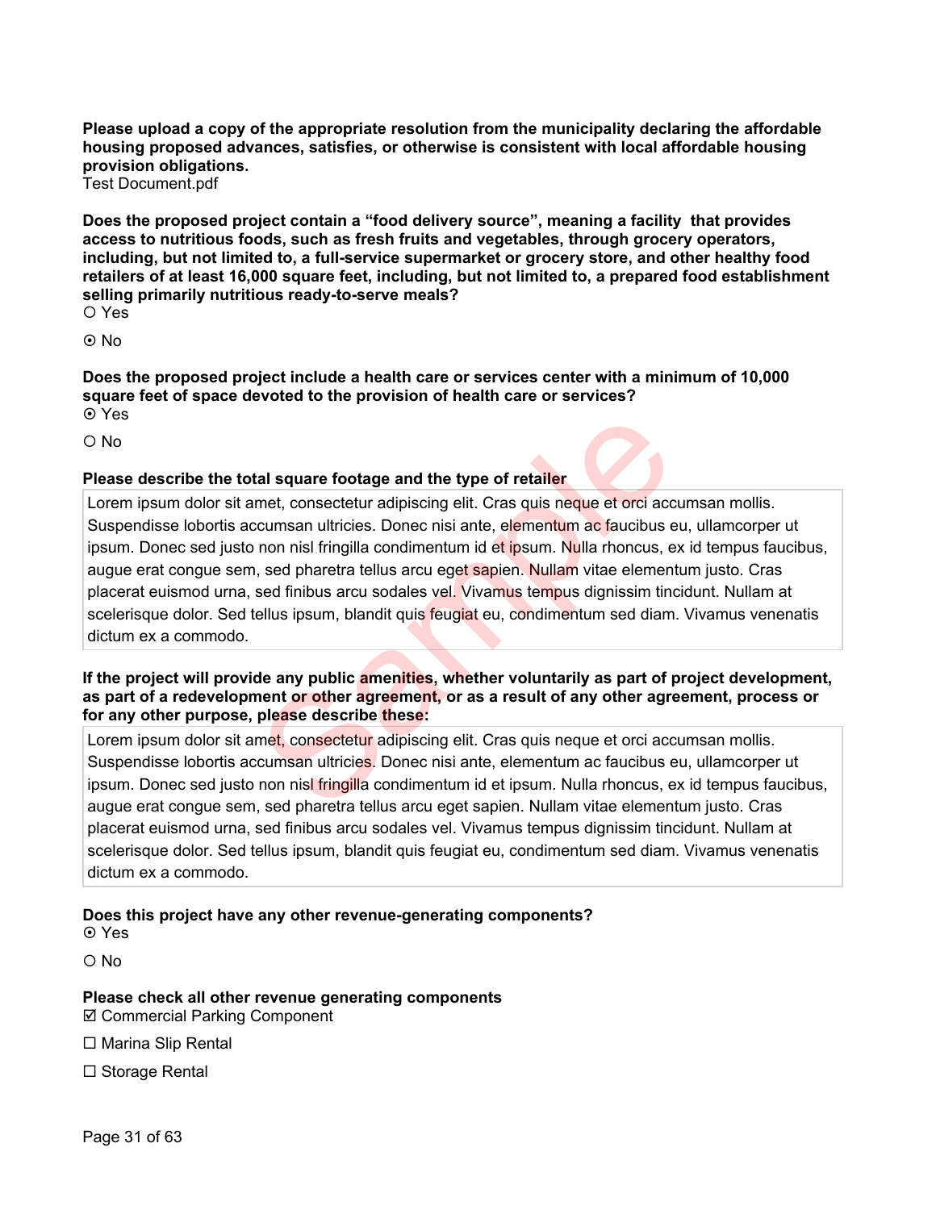**Please upload a copy of the appropriate resolution from the municipality declaring the affordable housing proposed advances, satisfies, or otherwise is consistent with local affordable housing provision obligations.**
Test Document.pdf

**Does the proposed project contain a “food delivery source”, meaning a facility that provides access to nutritious foods, such as fresh fruits and vegetables, through grocery operators, including, but not limited to, a full-service supermarket or grocery store, and other healthy food retailers of at least 16,000 square feet, including, but not limited to, a prepared food establishment selling primarily nutritious ready-to-serve meals?**

○ Yes

⦿ No

**Does the proposed project include a health care or services center with a minimum of 10,000 square feet of space devoted to the provision of health care or services?**

⦿ Yes

○ No

**Please describe the total square footage and the type of retailer**

Lorem ipsum dolor sit amet, consectetur adipiscing elit. Cras quis neque et orci accumsan mollis. Suspendisse lobortis accumsan ultricies. Donec nisi ante, elementum ac faucibus eu, ullamcorper ut ipsum. Donec sed justo non nisl fringilla condimentum id et ipsum. Nulla rhoncus, ex id tempus faucibus, augue erat congue sem, sed pharetra tellus arcu eget sapien. Nullam vitae elementum justo. Cras placerat euismod urna, sed finibus arcu sodales vel. Vivamus tempus dignissim tincidunt. Nullam at scelerisque dolor. Sed tellus ipsum, blandit quis feugiat eu, condimentum sed diam. Vivamus venenatis dictum ex a commodo.

**If the project will provide any public amenities, whether voluntarily as part of project development, as part of a redevelopment or other agreement, or as a result of any other agreement, process or for any other purpose, please describe these:**

Lorem ipsum dolor sit amet, consectetur adipiscing elit. Cras quis neque et orci accumsan mollis. Suspendisse lobortis accumsan ultricies. Donec nisi ante, elementum ac faucibus eu, ullamcorper ut ipsum. Donec sed justo non nisl fringilla condimentum id et ipsum. Nulla rhoncus, ex id tempus faucibus, augue erat congue sem, sed pharetra tellus arcu eget sapien. Nullam vitae elementum justo. Cras placerat euismod urna, sed finibus arcu sodales vel. Vivamus tempus dignissim tincidunt. Nullam at scelerisque dolor. Sed tellus ipsum, blandit quis feugiat eu, condimentum sed diam. Vivamus venenatis dictum ex a commodo.

**Does this project have any other revenue-generating components?**

⦿ Yes

○ No

**Please check all other revenue generating components**

☑ Commercial Parking Component

☐ Marina Slip Rental

☐ Storage Rental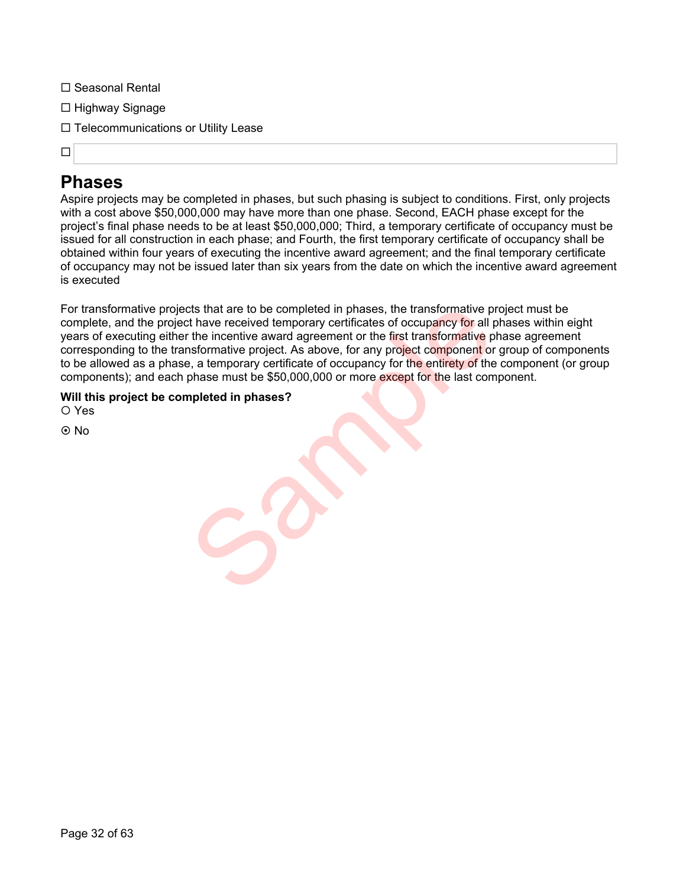☐ Seasonal Rental

☐ Highway Signage

☐ Telecommunications or Utility Lease

☐

## Phases

Aspire projects may be completed in phases, but such phasing is subject to conditions. First, only projects with a cost above $50,000,000 may have more than one phase. Second, EACH phase except for the project's final phase needs to be at least $50,000,000; Third, a temporary certificate of occupancy must be issued for all construction in each phase; and Fourth, the first temporary certificate of occupancy shall be obtained within four years of executing the incentive award agreement; and the final temporary certificate of occupancy may not be issued later than six years from the date on which the incentive award agreement is executed

For transformative projects that are to be completed in phases, the transformative project must be complete, and the project have received temporary certificates of occupancy for all phases within eight years of executing either the incentive award agreement or the first transformative phase agreement corresponding to the transformative project. As above, for any project component or group of components to be allowed as a phase, a temporary certificate of occupancy for the entirety of the component (or group components); and each phase must be $50,000,000 or more except for the last component.

**Will this project be completed in phases?**

○ Yes

⊙ No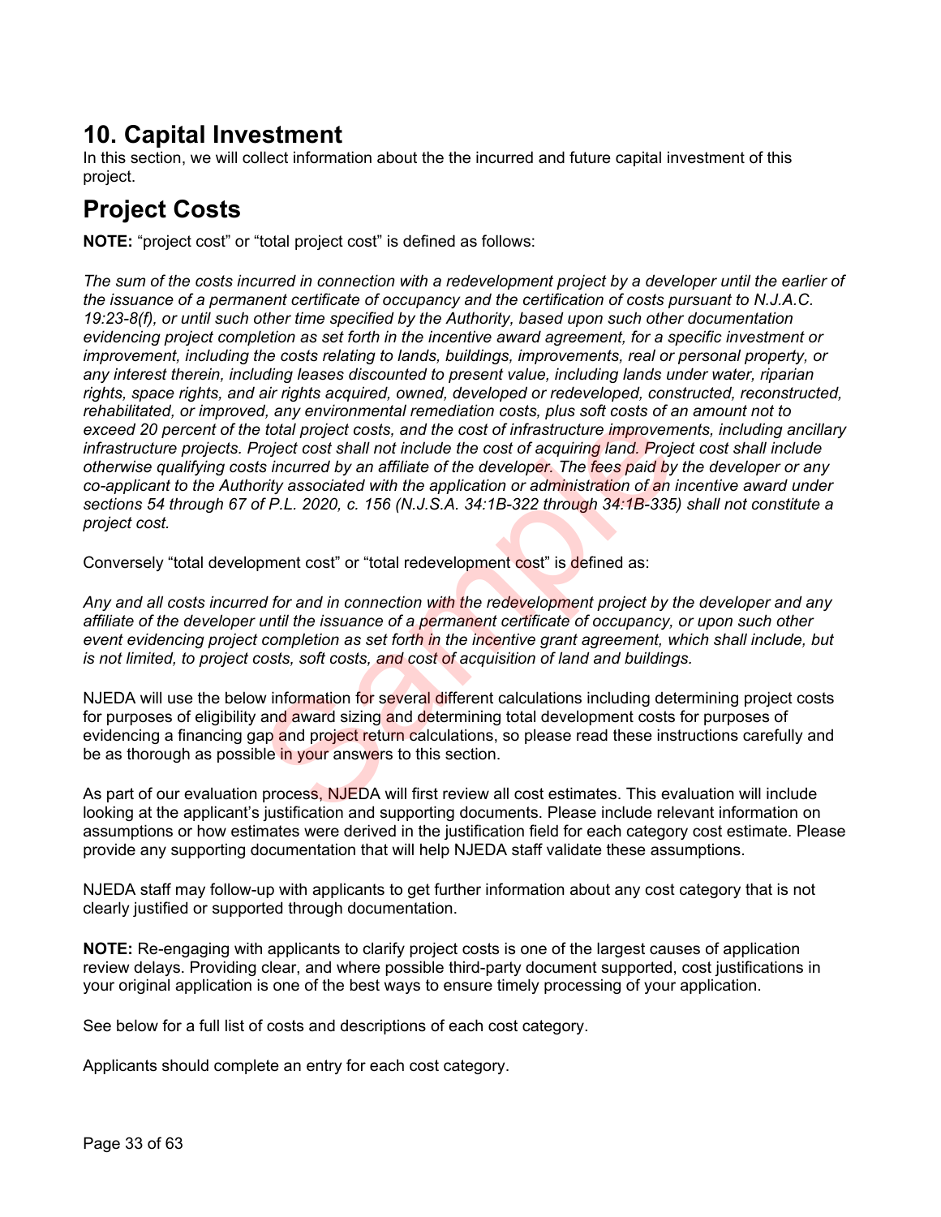# 10. Capital Investment

In this section, we will collect information about the the incurred and future capital investment of this project.

# Project Costs

**NOTE:** "project cost" or "total project cost" is defined as follows:

*The sum of the costs incurred in connection with a redevelopment project by a developer until the earlier of the issuance of a permanent certificate of occupancy and the certification of costs pursuant to N.J.A.C. 19:23-8(f), or until such other time specified by the Authority, based upon such other documentation evidencing project completion as set forth in the incentive award agreement, for a specific investment or improvement, including the costs relating to lands, buildings, improvements, real or personal property, or any interest therein, including leases discounted to present value, including lands under water, riparian rights, space rights, and air rights acquired, owned, developed or redeveloped, constructed, reconstructed, rehabilitated, or improved, any environmental remediation costs, plus soft costs of an amount not to exceed 20 percent of the total project costs, and the cost of infrastructure improvements, including ancillary infrastructure projects. Project cost shall not include the cost of acquiring land. Project cost shall include otherwise qualifying costs incurred by an affiliate of the developer. The fees paid by the developer or any co-applicant to the Authority associated with the application or administration of an incentive award under sections 54 through 67 of P.L. 2020, c. 156 (N.J.S.A. 34:1B-322 through 34:1B-335) shall not constitute a project cost.*

Conversely "total development cost" or "total redevelopment cost" is defined as:

*Any and all costs incurred for and in connection with the redevelopment project by the developer and any affiliate of the developer until the issuance of a permanent certificate of occupancy, or upon such other event evidencing project completion as set forth in the incentive grant agreement, which shall include, but is not limited, to project costs, soft costs, and cost of acquisition of land and buildings.*

NJEDA will use the below information for several different calculations including determining project costs for purposes of eligibility and award sizing and determining total development costs for purposes of evidencing a financing gap and project return calculations, so please read these instructions carefully and be as thorough as possible in your answers to this section.

As part of our evaluation process, NJEDA will first review all cost estimates. This evaluation will include looking at the applicant's justification and supporting documents. Please include relevant information on assumptions or how estimates were derived in the justification field for each category cost estimate. Please provide any supporting documentation that will help NJEDA staff validate these assumptions.

NJEDA staff may follow-up with applicants to get further information about any cost category that is not clearly justified or supported through documentation.

**NOTE:** Re-engaging with applicants to clarify project costs is one of the largest causes of application review delays. Providing clear, and where possible third-party document supported, cost justifications in your original application is one of the best ways to ensure timely processing of your application.

See below for a full list of costs and descriptions of each cost category.

Applicants should complete an entry for each cost category.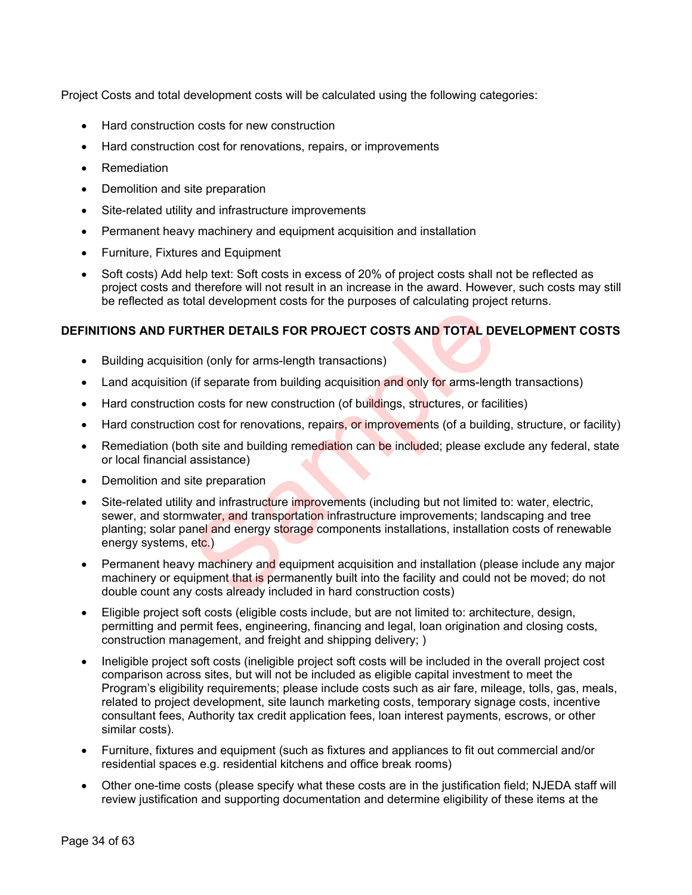Project Costs and total development costs will be calculated using the following categories:

- Hard construction costs for new construction
- Hard construction cost for renovations, repairs, or improvements
- Remediation
- Demolition and site preparation
- Site-related utility and infrastructure improvements
- Permanent heavy machinery and equipment acquisition and installation
- Furniture, Fixtures and Equipment
- Soft costs) Add help text: Soft costs in excess of 20% of project costs shall not be reflected as project costs and therefore will not result in an increase in the award. However, such costs may still be reflected as total development costs for the purposes of calculating project returns.

**DEFINITIONS AND FURTHER DETAILS FOR PROJECT COSTS AND TOTAL DEVELOPMENT COSTS**

- Building acquisition (only for arms-length transactions)
- Land acquisition (if separate from building acquisition and only for arms-length transactions)
- Hard construction costs for new construction (of buildings, structures, or facilities)
- Hard construction cost for renovations, repairs, or improvements (of a building, structure, or facility)
- Remediation (both site and building remediation can be included; please exclude any federal, state or local financial assistance)
- Demolition and site preparation
- Site-related utility and infrastructure improvements (including but not limited to: water, electric, sewer, and stormwater, and transportation infrastructure improvements; landscaping and tree planting; solar panel and energy storage components installations, installation costs of renewable energy systems, etc.)
- Permanent heavy machinery and equipment acquisition and installation (please include any major machinery or equipment that is permanently built into the facility and could not be moved; do not double count any costs already included in hard construction costs)
- Eligible project soft costs (eligible costs include, but are not limited to: architecture, design, permitting and permit fees, engineering, financing and legal, loan origination and closing costs, construction management, and freight and shipping delivery; )
- Ineligible project soft costs (ineligible project soft costs will be included in the overall project cost comparison across sites, but will not be included as eligible capital investment to meet the Program's eligibility requirements; please include costs such as air fare, mileage, tolls, gas, meals, related to project development, site launch marketing costs, temporary signage costs, incentive consultant fees, Authority tax credit application fees, loan interest payments, escrows, or other similar costs).
- Furniture, fixtures and equipment (such as fixtures and appliances to fit out commercial and/or residential spaces e.g. residential kitchens and office break rooms)
- Other one-time costs (please specify what these costs are in the justification field; NJEDA staff will review justification and supporting documentation and determine eligibility of these items at the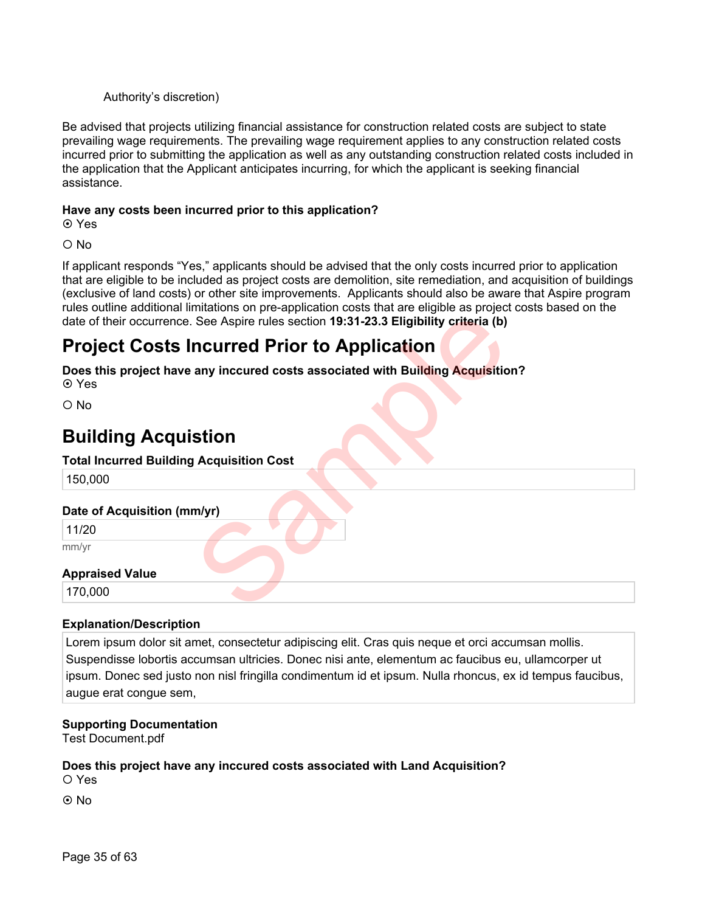Authority's discretion)

Be advised that projects utilizing financial assistance for construction related costs are subject to state prevailing wage requirements. The prevailing wage requirement applies to any construction related costs incurred prior to submitting the application as well as any outstanding construction related costs included in the application that the Applicant anticipates incurring, for which the applicant is seeking financial assistance.

**Have any costs been incurred prior to this application?**

⦿ Yes

○ No

If applicant responds "Yes," applicants should be advised that the only costs incurred prior to application that are eligible to be included as project costs are demolition, site remediation, and acquisition of buildings (exclusive of land costs) or other site improvements. Applicants should also be aware that Aspire program rules outline additional limitations on pre-application costs that are eligible as project costs based on the date of their occurrence. See Aspire rules section **19:31-23.3 Eligibility criteria (b)**

# Project Costs Incurred Prior to Application

**Does this project have any inccured costs associated with Building Acquisition?**

⦿ Yes

○ No

# Building Acquistion

**Total Incurred Building Acquisition Cost**

150,000

**Date of Acquisition (mm/yr)**

11/20

mm/yr

**Appraised Value**

170,000

**Explanation/Description**

Lorem ipsum dolor sit amet, consectetur adipiscing elit. Cras quis neque et orci accumsan mollis. Suspendisse lobortis accumsan ultricies. Donec nisi ante, elementum ac faucibus eu, ullamcorper ut ipsum. Donec sed justo non nisl fringilla condimentum id et ipsum. Nulla rhoncus, ex id tempus faucibus, augue erat congue sem,

**Supporting Documentation**

Test Document.pdf

**Does this project have any inccured costs associated with Land Acquisition?**

○ Yes

⦿ No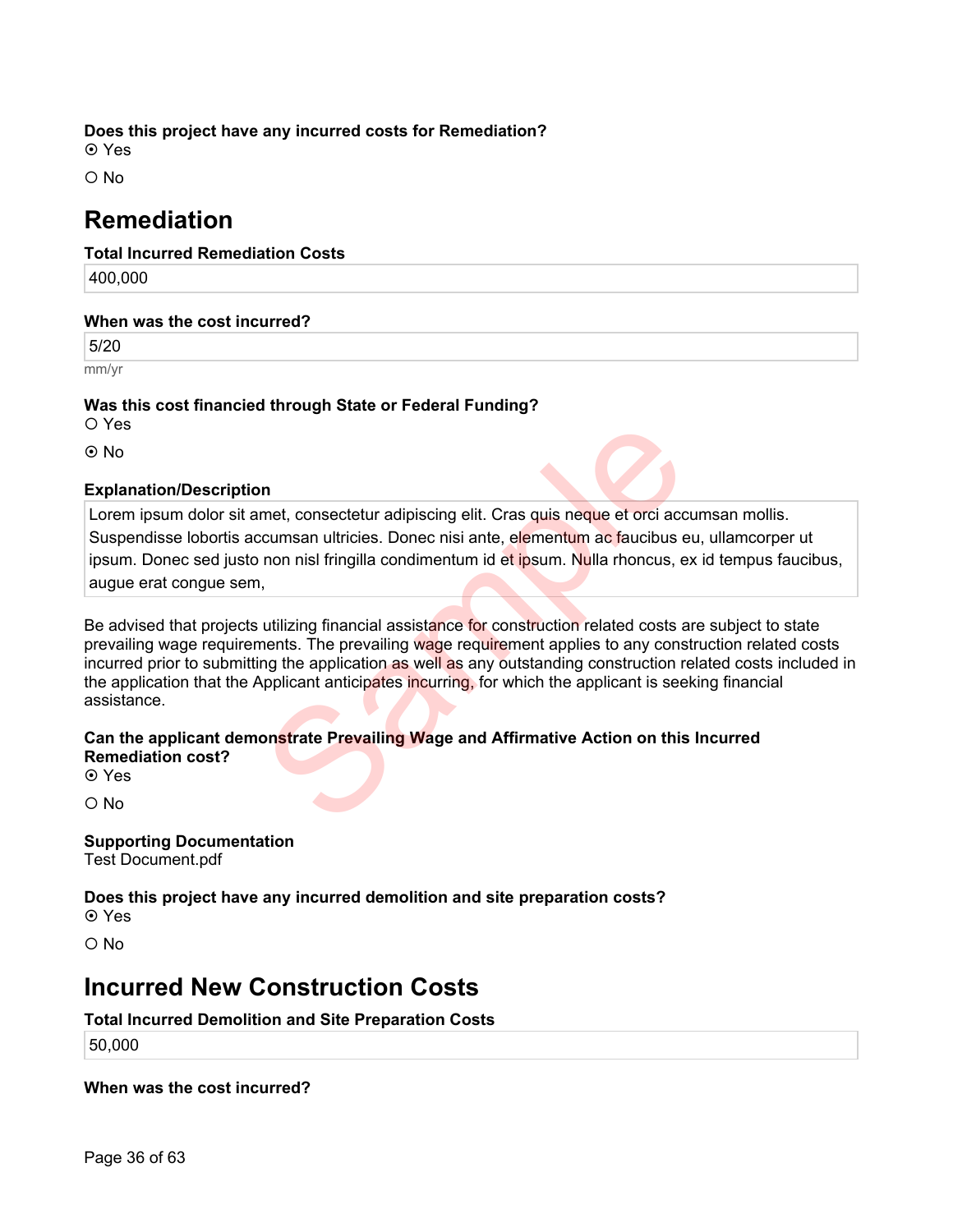**Does this project have any incurred costs for Remediation?**

⦿ Yes

○ No

## Remediation

**Total Incurred Remediation Costs**

400,000

**When was the cost incurred?**

5/20

mm/yr

**Was this cost financied through State or Federal Funding?**

○ Yes

⦿ No

**Explanation/Description**

Lorem ipsum dolor sit amet, consectetur adipiscing elit. Cras quis neque et orci accumsan mollis. Suspendisse lobortis accumsan ultricies. Donec nisi ante, elementum ac faucibus eu, ullamcorper ut ipsum. Donec sed justo non nisl fringilla condimentum id et ipsum. Nulla rhoncus, ex id tempus faucibus, augue erat congue sem,

Be advised that projects utilizing financial assistance for construction related costs are subject to state prevailing wage requirements. The prevailing wage requirement applies to any construction related costs incurred prior to submitting the application as well as any outstanding construction related costs included in the application that the Applicant anticipates incurring, for which the applicant is seeking financial assistance.

**Can the applicant demonstrate Prevailing Wage and Affirmative Action on this Incurred Remediation cost?**

⦿ Yes

○ No

**Supporting Documentation**

Test Document.pdf

**Does this project have any incurred demolition and site preparation costs?**

⦿ Yes

○ No

## Incurred New Construction Costs

**Total Incurred Demolition and Site Preparation Costs**

50,000

**When was the cost incurred?**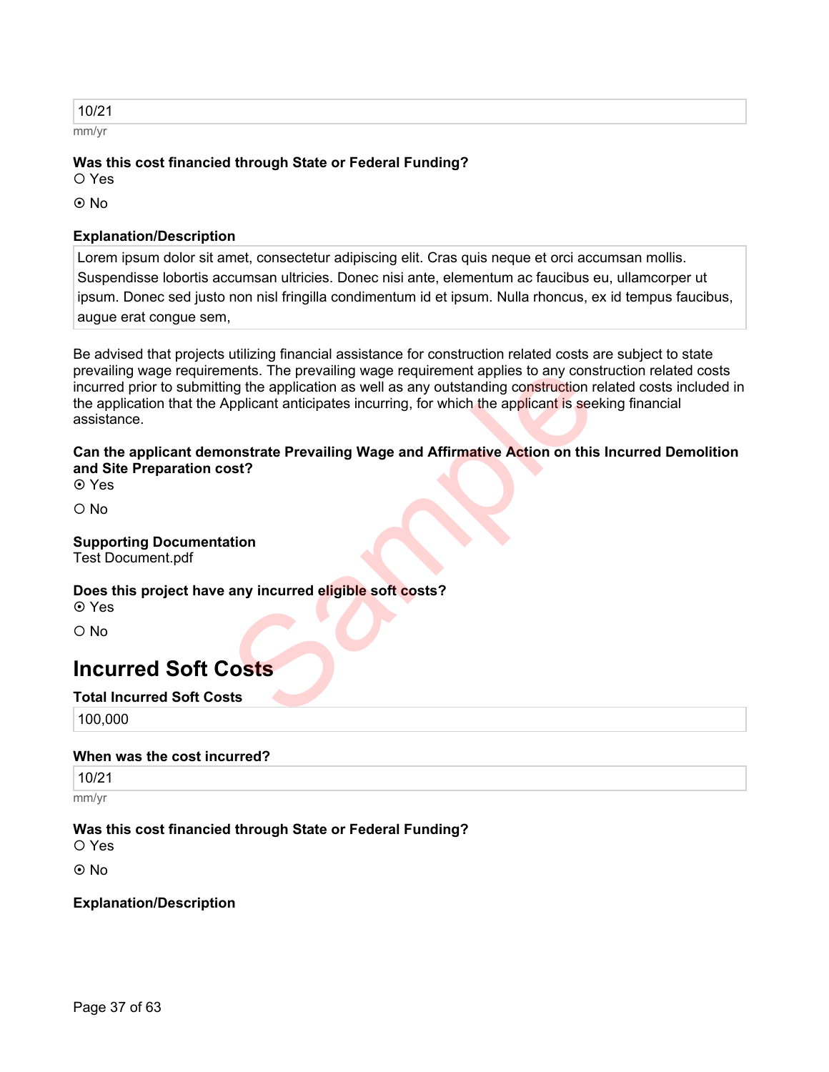10/21

mm/yr

**Was this cost financied through State or Federal Funding?**

○ Yes

⦿ No

**Explanation/Description**

Lorem ipsum dolor sit amet, consectetur adipiscing elit. Cras quis neque et orci accumsan mollis. Suspendisse lobortis accumsan ultricies. Donec nisi ante, elementum ac faucibus eu, ullamcorper ut ipsum. Donec sed justo non nisl fringilla condimentum id et ipsum. Nulla rhoncus, ex id tempus faucibus, augue erat congue sem,

Be advised that projects utilizing financial assistance for construction related costs are subject to state prevailing wage requirements. The prevailing wage requirement applies to any construction related costs incurred prior to submitting the application as well as any outstanding construction related costs included in the application that the Applicant anticipates incurring, for which the applicant is seeking financial assistance.

**Can the applicant demonstrate Prevailing Wage and Affirmative Action on this Incurred Demolition and Site Preparation cost?**

⦿ Yes

○ No

**Supporting Documentation**

Test Document.pdf

**Does this project have any incurred eligible soft costs?**

⦿ Yes

○ No

## Incurred Soft Costs

**Total Incurred Soft Costs**

100,000

**When was the cost incurred?**

10/21

mm/yr

**Was this cost financied through State or Federal Funding?**

○ Yes

⦿ No

**Explanation/Description**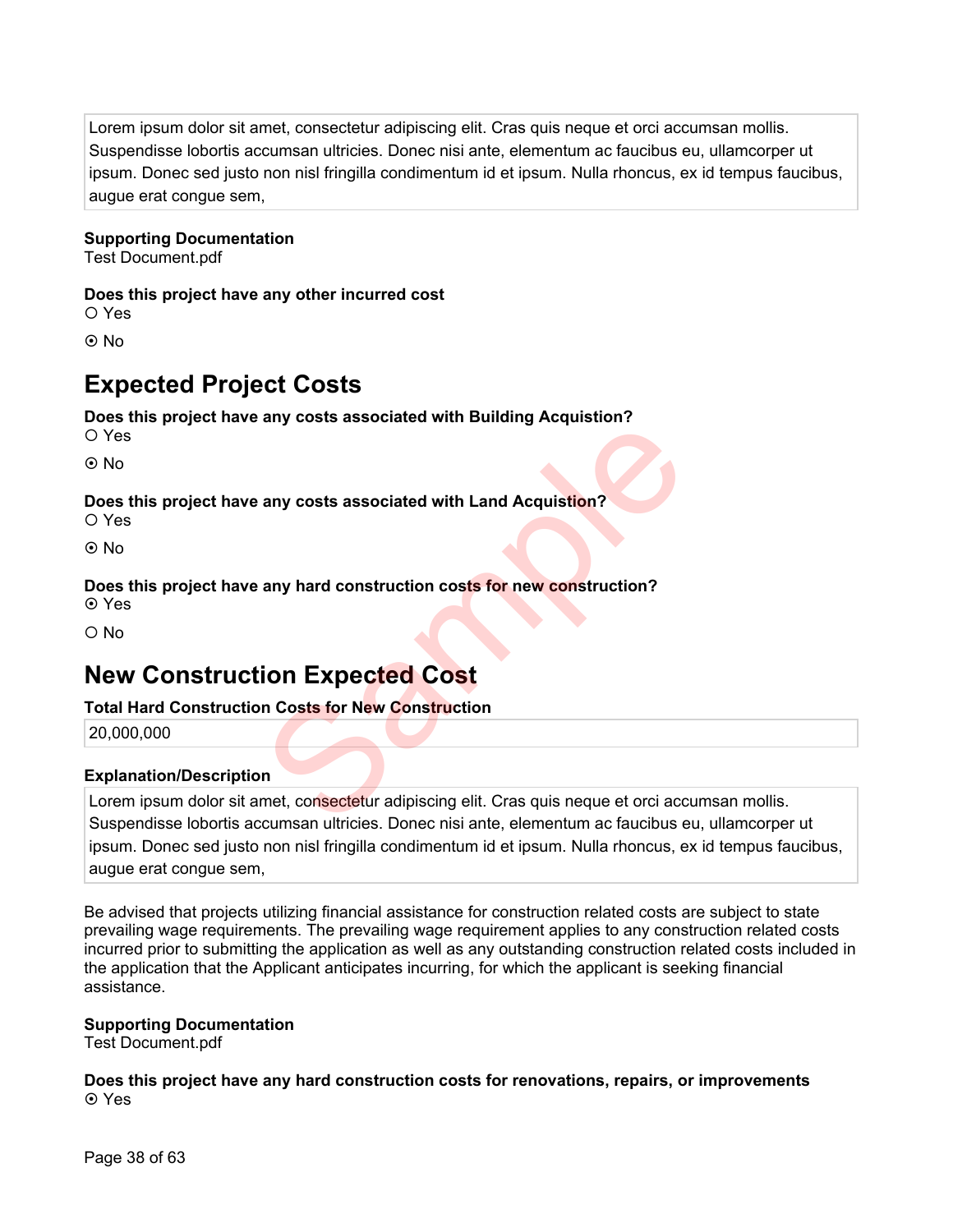Lorem ipsum dolor sit amet, consectetur adipiscing elit. Cras quis neque et orci accumsan mollis. Suspendisse lobortis accumsan ultricies. Donec nisi ante, elementum ac faucibus eu, ullamcorper ut ipsum. Donec sed justo non nisl fringilla condimentum id et ipsum. Nulla rhoncus, ex id tempus faucibus, augue erat congue sem,

**Supporting Documentation**
Test Document.pdf

**Does this project have any other incurred cost**

○ Yes

⊙ No

## Expected Project Costs

**Does this project have any costs associated with Building Acquistion?**

○ Yes

⊙ No

**Does this project have any costs associated with Land Acquistion?**

○ Yes

⊙ No

**Does this project have any hard construction costs for new construction?**

⊙ Yes

○ No

## New Construction Expected Cost

**Total Hard Construction Costs for New Construction**

20,000,000

**Explanation/Description**

Lorem ipsum dolor sit amet, consectetur adipiscing elit. Cras quis neque et orci accumsan mollis. Suspendisse lobortis accumsan ultricies. Donec nisi ante, elementum ac faucibus eu, ullamcorper ut ipsum. Donec sed justo non nisl fringilla condimentum id et ipsum. Nulla rhoncus, ex id tempus faucibus, augue erat congue sem,

Be advised that projects utilizing financial assistance for construction related costs are subject to state prevailing wage requirements. The prevailing wage requirement applies to any construction related costs incurred prior to submitting the application as well as any outstanding construction related costs included in the application that the Applicant anticipates incurring, for which the applicant is seeking financial assistance.

**Supporting Documentation**
Test Document.pdf

**Does this project have any hard construction costs for renovations, repairs, or improvements**

⊙ Yes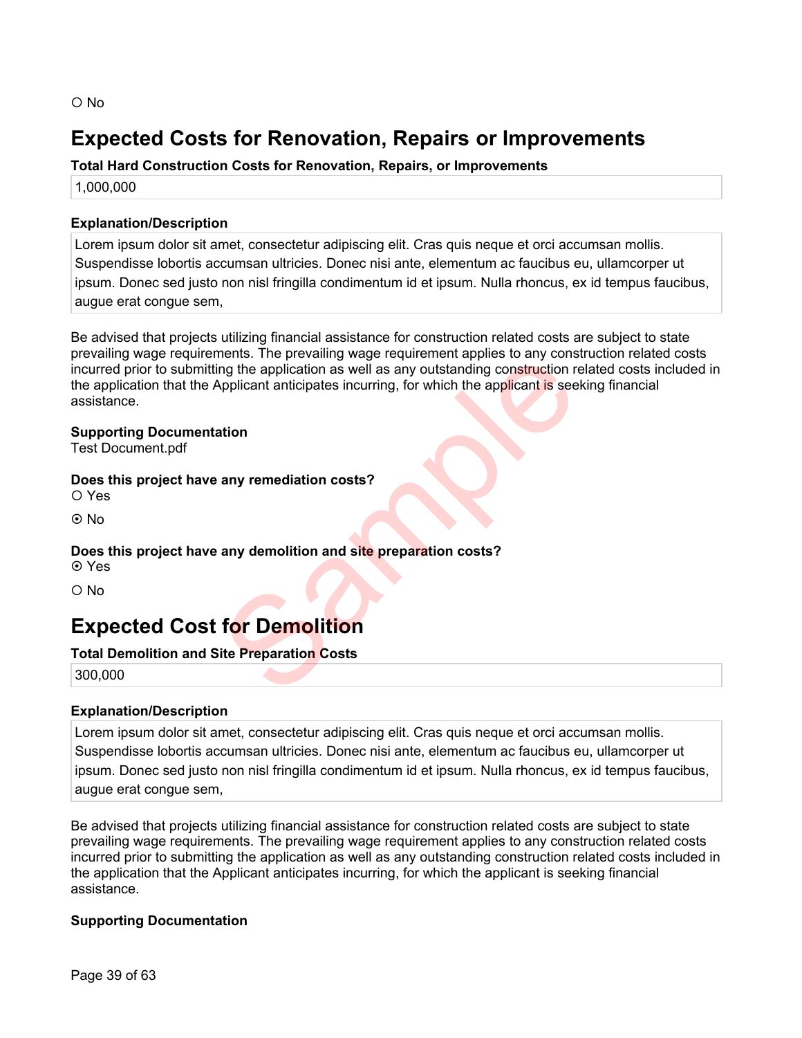○ No

## Expected Costs for Renovation, Repairs or Improvements

**Total Hard Construction Costs for Renovation, Repairs, or Improvements**

1,000,000

**Explanation/Description**

Lorem ipsum dolor sit amet, consectetur adipiscing elit. Cras quis neque et orci accumsan mollis. Suspendisse lobortis accumsan ultricies. Donec nisi ante, elementum ac faucibus eu, ullamcorper ut ipsum. Donec sed justo non nisl fringilla condimentum id et ipsum. Nulla rhoncus, ex id tempus faucibus, augue erat congue sem,

Be advised that projects utilizing financial assistance for construction related costs are subject to state prevailing wage requirements. The prevailing wage requirement applies to any construction related costs incurred prior to submitting the application as well as any outstanding construction related costs included in the application that the Applicant anticipates incurring, for which the applicant is seeking financial assistance.

**Supporting Documentation**

Test Document.pdf

**Does this project have any remediation costs?**

○ Yes

⊙ No

**Does this project have any demolition and site preparation costs?**

⊙ Yes

○ No

## Expected Cost for Demolition

**Total Demolition and Site Preparation Costs**

300,000

**Explanation/Description**

Lorem ipsum dolor sit amet, consectetur adipiscing elit. Cras quis neque et orci accumsan mollis. Suspendisse lobortis accumsan ultricies. Donec nisi ante, elementum ac faucibus eu, ullamcorper ut ipsum. Donec sed justo non nisl fringilla condimentum id et ipsum. Nulla rhoncus, ex id tempus faucibus, augue erat congue sem,

Be advised that projects utilizing financial assistance for construction related costs are subject to state prevailing wage requirements. The prevailing wage requirement applies to any construction related costs incurred prior to submitting the application as well as any outstanding construction related costs included in the application that the Applicant anticipates incurring, for which the applicant is seeking financial assistance.

**Supporting Documentation**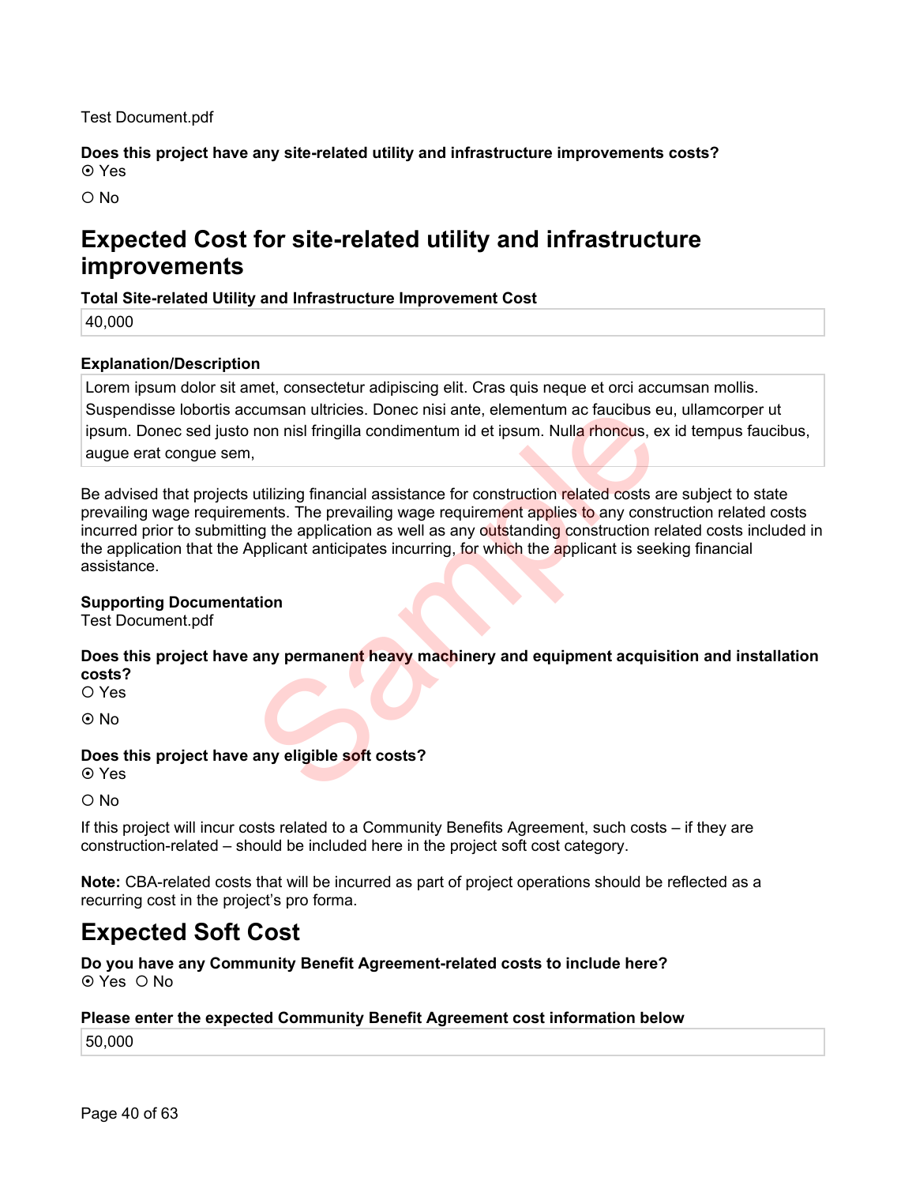Test Document.pdf

**Does this project have any site-related utility and infrastructure improvements costs?**
⦿ Yes

○ No

# Expected Cost for site-related utility and infrastructure improvements

**Total Site-related Utility and Infrastructure Improvement Cost**

40,000

**Explanation/Description**

Lorem ipsum dolor sit amet, consectetur adipiscing elit. Cras quis neque et orci accumsan mollis. Suspendisse lobortis accumsan ultricies. Donec nisi ante, elementum ac faucibus eu, ullamcorper ut ipsum. Donec sed justo non nisl fringilla condimentum id et ipsum. Nulla rhoncus, ex id tempus faucibus, augue erat congue sem,

Be advised that projects utilizing financial assistance for construction related costs are subject to state prevailing wage requirements. The prevailing wage requirement applies to any construction related costs incurred prior to submitting the application as well as any outstanding construction related costs included in the application that the Applicant anticipates incurring, for which the applicant is seeking financial assistance.

**Supporting Documentation**
Test Document.pdf

**Does this project have any permanent heavy machinery and equipment acquisition and installation costs?**
○ Yes

⦿ No

**Does this project have any eligible soft costs?**
⦿ Yes

○ No

If this project will incur costs related to a Community Benefits Agreement, such costs – if they are construction-related – should be included here in the project soft cost category.

**Note:** CBA-related costs that will be incurred as part of project operations should be reflected as a recurring cost in the project's pro forma.

# Expected Soft Cost

**Do you have any Community Benefit Agreement-related costs to include here?**
⦿ Yes ○ No

**Please enter the expected Community Benefit Agreement cost information below**

50,000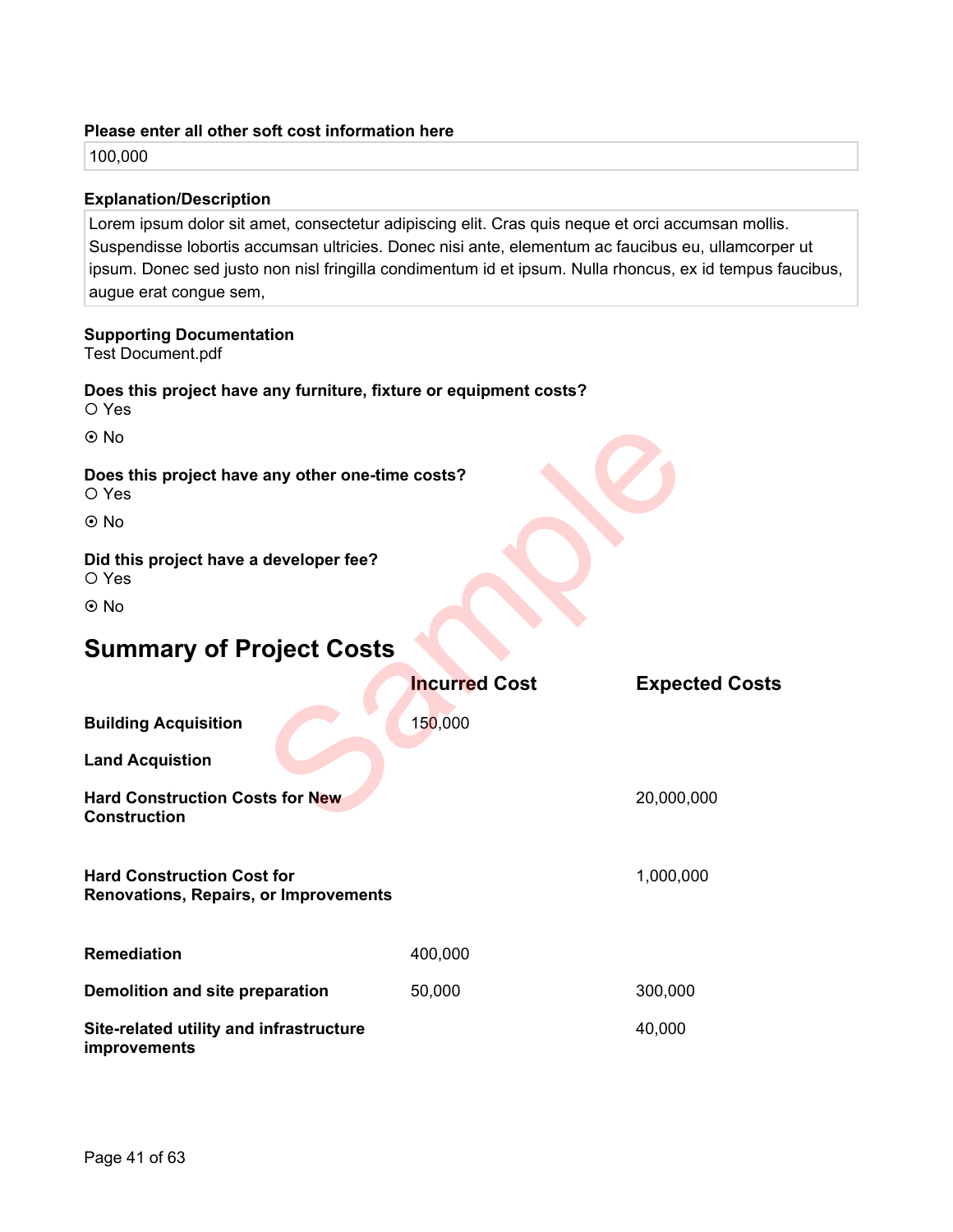**Please enter all other soft cost information here**

100,000

**Explanation/Description**

Lorem ipsum dolor sit amet, consectetur adipiscing elit. Cras quis neque et orci accumsan mollis. Suspendisse lobortis accumsan ultricies. Donec nisi ante, elementum ac faucibus eu, ullamcorper ut ipsum. Donec sed justo non nisl fringilla condimentum id et ipsum. Nulla rhoncus, ex id tempus faucibus, augue erat congue sem,

**Supporting Documentation**

Test Document.pdf

**Does this project have any furniture, fixture or equipment costs?**

○ Yes

⦿ No

**Does this project have any other one-time costs?**

○ Yes

⦿ No

**Did this project have a developer fee?**

○ Yes

⦿ No

## Summary of Project Costs

| | Incurred Cost | Expected Costs |
|---|---|---|
| **Building Acquisition** | 150,000 | |
| **Land Acquistion** | | |
| **Hard Construction Costs for New Construction** | | 20,000,000 |
| **Hard Construction Cost for Renovations, Repairs, or Improvements** | | 1,000,000 |
| **Remediation** | 400,000 | |
| **Demolition and site preparation** | 50,000 | 300,000 |
| **Site-related utility and infrastructure improvements** | | 40,000 |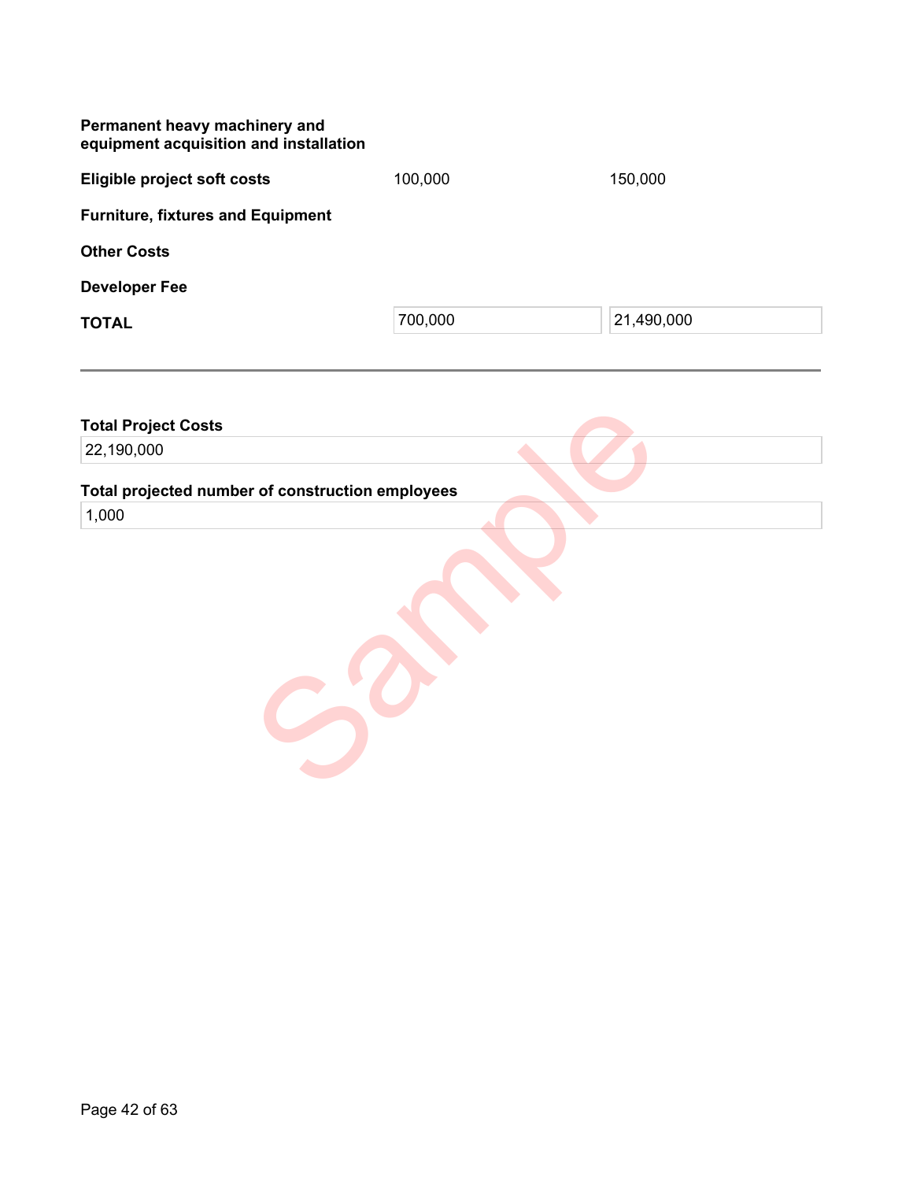| | | |
|---|---|---|
| **Permanent heavy machinery and equipment acquisition and installation** | | |
| **Eligible project soft costs** | 100,000 | 150,000 |
| **Furniture, fixtures and Equipment** | | |
| **Other Costs** | | |
| **Developer Fee** | | |
| **TOTAL** | 700,000 | 21,490,000 |

---

**Total Project Costs**

22,190,000

**Total projected number of construction employees**

1,000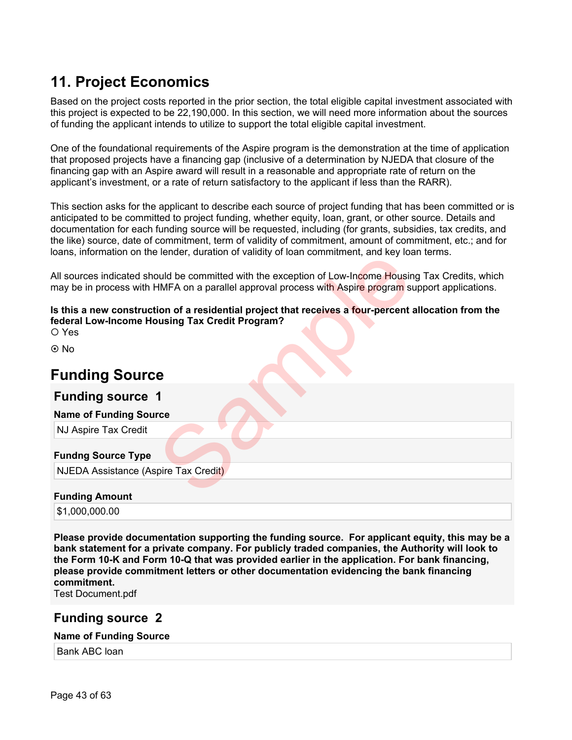# 11. Project Economics

Based on the project costs reported in the prior section, the total eligible capital investment associated with this project is expected to be 22,190,000. In this section, we will need more information about the sources of funding the applicant intends to utilize to support the total eligible capital investment.

One of the foundational requirements of the Aspire program is the demonstration at the time of application that proposed projects have a financing gap (inclusive of a determination by NJEDA that closure of the financing gap with an Aspire award will result in a reasonable and appropriate rate of return on the applicant's investment, or a rate of return satisfactory to the applicant if less than the RARR).

This section asks for the applicant to describe each source of project funding that has been committed or is anticipated to be committed to project funding, whether equity, loan, grant, or other source. Details and documentation for each funding source will be requested, including (for grants, subsidies, tax credits, and the like) source, date of commitment, term of validity of commitment, amount of commitment, etc.; and for loans, information on the lender, duration of validity of loan commitment, and key loan terms.

All sources indicated should be committed with the exception of Low-Income Housing Tax Credits, which may be in process with HMFA on a parallel approval process with Aspire program support applications.

**Is this a new construction of a residential project that receives a four-percent allocation from the federal Low-Income Housing Tax Credit Program?**

○ Yes

⦿ No

# Funding Source

## Funding source 1

**Name of Funding Source**

NJ Aspire Tax Credit

**Fundng Source Type**

NJEDA Assistance (Aspire Tax Credit)

**Funding Amount**

$1,000,000.00

**Please provide documentation supporting the funding source. For applicant equity, this may be a bank statement for a private company. For publicly traded companies, the Authority will look to the Form 10-K and Form 10-Q that was provided earlier in the application. For bank financing, please provide commitment letters or other documentation evidencing the bank financing commitment.**

Test Document.pdf

## Funding source 2

**Name of Funding Source**

Bank ABC loan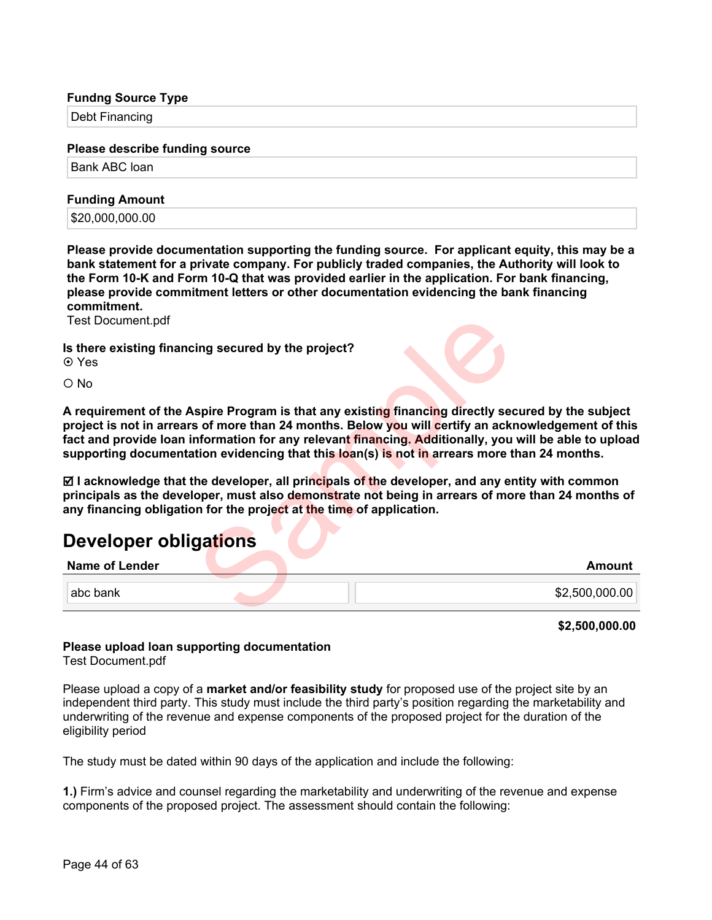**Fundng Source Type**

Debt Financing

**Please describe funding source**

Bank ABC loan

**Funding Amount**

$20,000,000.00

**Please provide documentation supporting the funding source. For applicant equity, this may be a bank statement for a private company. For publicly traded companies, the Authority will look to the Form 10-K and Form 10-Q that was provided earlier in the application. For bank financing, please provide commitment letters or other documentation evidencing the bank financing commitment.**

Test Document.pdf

**Is there existing financing secured by the project?**

⦿ Yes

○ No

**A requirement of the Aspire Program is that any existing financing directly secured by the subject project is not in arrears of more than 24 months. Below you will certify an acknowledgement of this fact and provide loan information for any relevant financing. Additionally, you will be able to upload supporting documentation evidencing that this loan(s) is not in arrears more than 24 months.**

☑ **I acknowledge that the developer, all principals of the developer, and any entity with common principals as the developer, must also demonstrate not being in arrears of more than 24 months of any financing obligation for the project at the time of application.**

## Developer obligations

| Name of Lender | Amount |
|---|---|
| abc bank | $2,500,000.00 |
| | **$2,500,000.00** |

**Please upload loan supporting documentation**

Test Document.pdf

Please upload a copy of a **market and/or feasibility study** for proposed use of the project site by an independent third party. This study must include the third party's position regarding the marketability and underwriting of the revenue and expense components of the proposed project for the duration of the eligibility period

The study must be dated within 90 days of the application and include the following:

**1.)** Firm's advice and counsel regarding the marketability and underwriting of the revenue and expense components of the proposed project. The assessment should contain the following: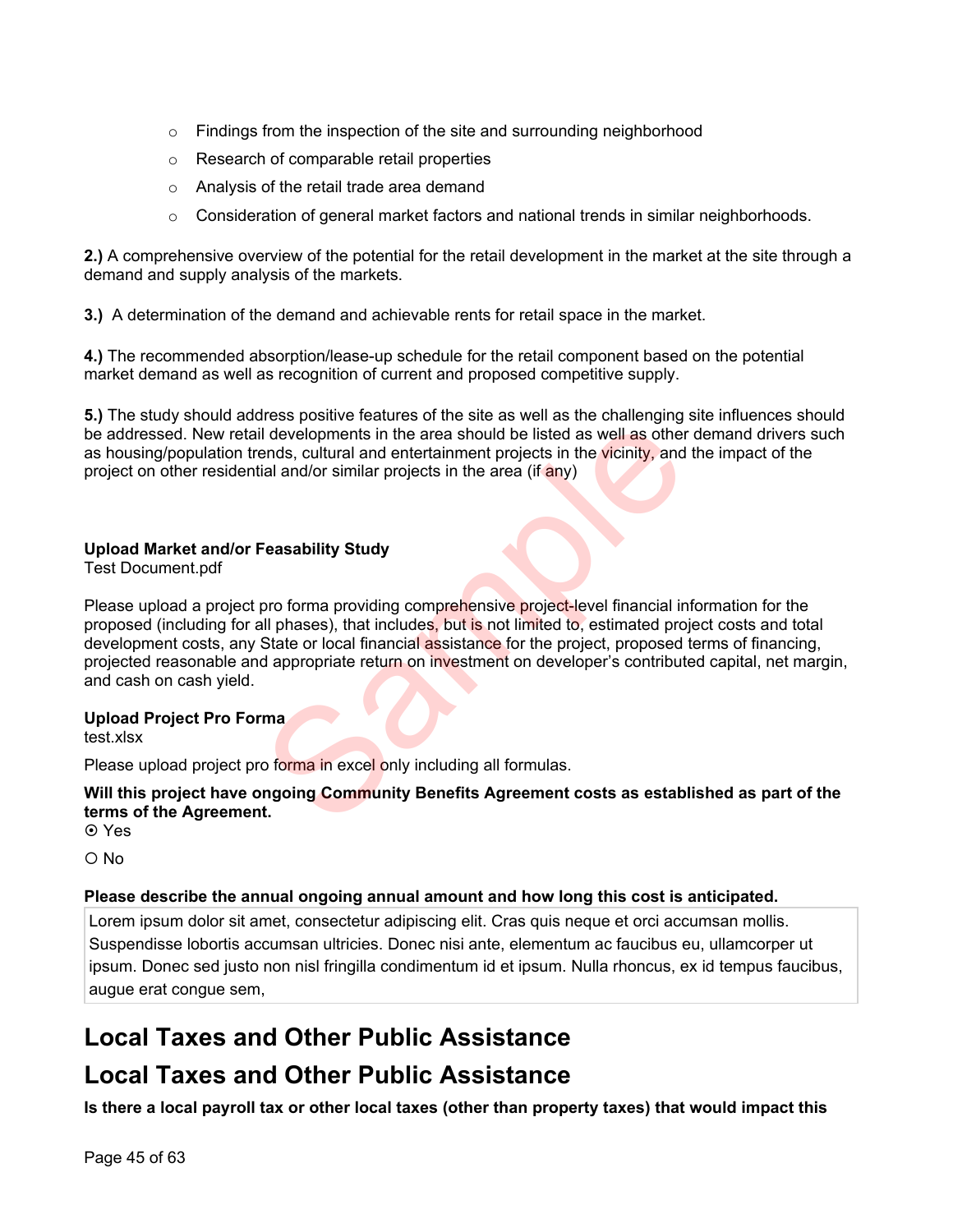- Findings from the inspection of the site and surrounding neighborhood
- Research of comparable retail properties
- Analysis of the retail trade area demand
- Consideration of general market factors and national trends in similar neighborhoods.

**2.)** A comprehensive overview of the potential for the retail development in the market at the site through a demand and supply analysis of the markets.

**3.)** A determination of the demand and achievable rents for retail space in the market.

**4.)** The recommended absorption/lease-up schedule for the retail component based on the potential market demand as well as recognition of current and proposed competitive supply.

**5.)** The study should address positive features of the site as well as the challenging site influences should be addressed. New retail developments in the area should be listed as well as other demand drivers such as housing/population trends, cultural and entertainment projects in the vicinity, and the impact of the project on other residential and/or similar projects in the area (if any)

**Upload Market and/or Feasability Study**
Test Document.pdf

Please upload a project pro forma providing comprehensive project-level financial information for the proposed (including for all phases), that includes, but is not limited to, estimated project costs and total development costs, any State or local financial assistance for the project, proposed terms of financing, projected reasonable and appropriate return on investment on developer's contributed capital, net margin, and cash on cash yield.

**Upload Project Pro Forma**
test.xlsx

Please upload project pro forma in excel only including all formulas.

**Will this project have ongoing Community Benefits Agreement costs as established as part of the terms of the Agreement.**

⦿ Yes

○ No

**Please describe the annual ongoing annual amount and how long this cost is anticipated.**

Lorem ipsum dolor sit amet, consectetur adipiscing elit. Cras quis neque et orci accumsan mollis. Suspendisse lobortis accumsan ultricies. Donec nisi ante, elementum ac faucibus eu, ullamcorper ut ipsum. Donec sed justo non nisl fringilla condimentum id et ipsum. Nulla rhoncus, ex id tempus faucibus, augue erat congue sem,

## Local Taxes and Other Public Assistance

## Local Taxes and Other Public Assistance

**Is there a local payroll tax or other local taxes (other than property taxes) that would impact this**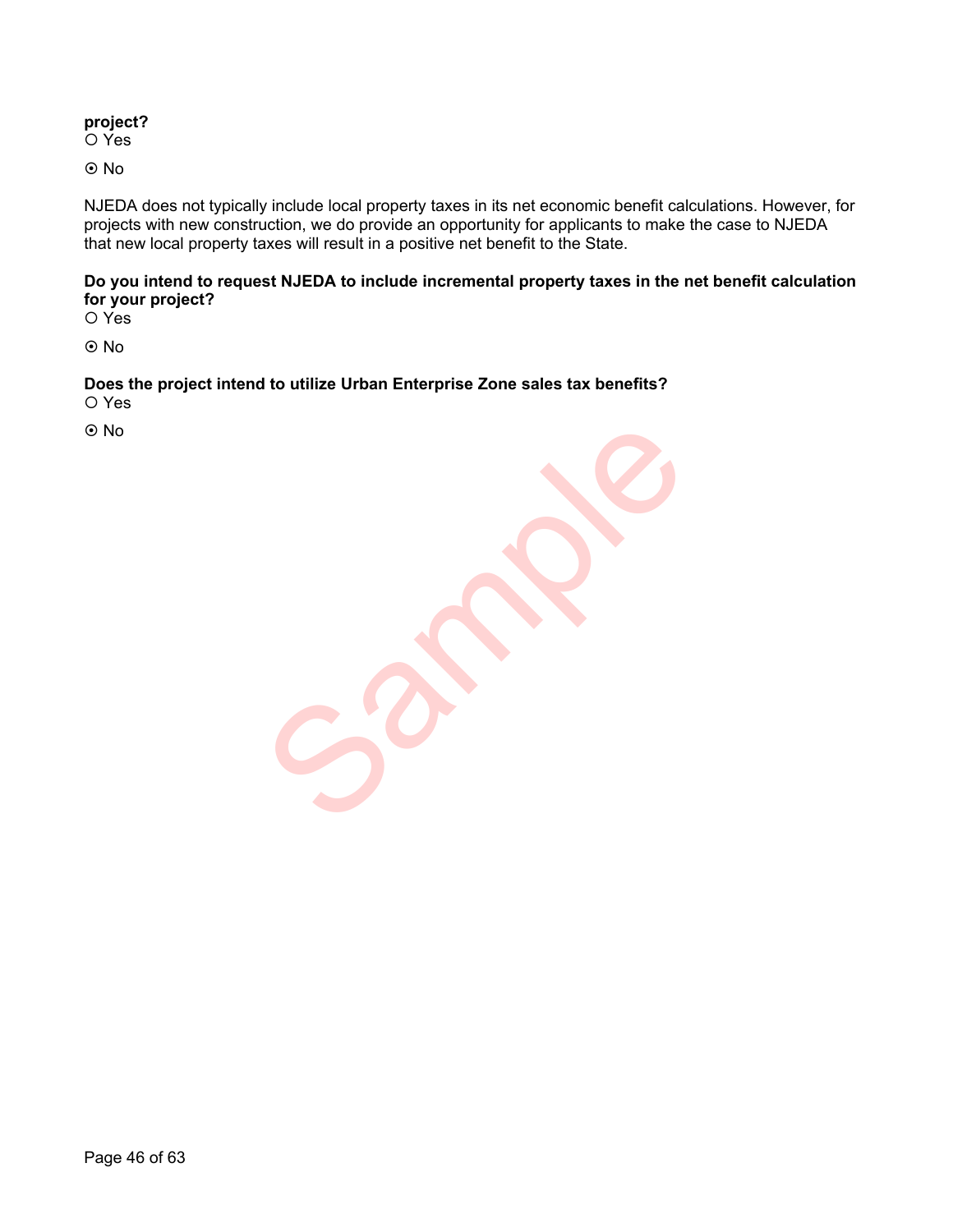**project?**

○ Yes

⦿ No

NJEDA does not typically include local property taxes in its net economic benefit calculations. However, for projects with new construction, we do provide an opportunity for applicants to make the case to NJEDA that new local property taxes will result in a positive net benefit to the State.

**Do you intend to request NJEDA to include incremental property taxes in the net benefit calculation for your project?**

○ Yes

⦿ No

**Does the project intend to utilize Urban Enterprise Zone sales tax benefits?**

○ Yes

⦿ No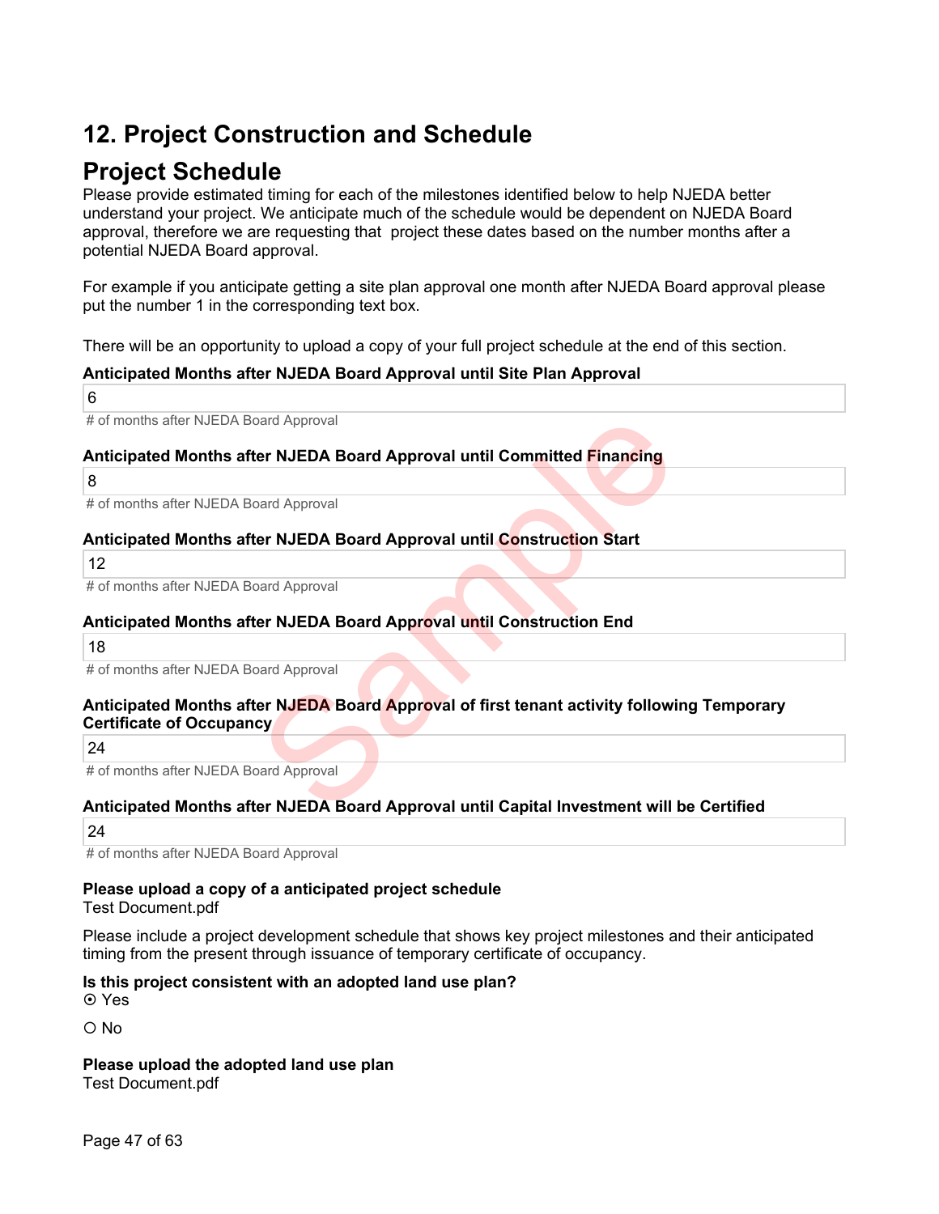# 12. Project Construction and Schedule

## Project Schedule

Please provide estimated timing for each of the milestones identified below to help NJEDA better understand your project. We anticipate much of the schedule would be dependent on NJEDA Board approval, therefore we are requesting that project these dates based on the number months after a potential NJEDA Board approval.

For example if you anticipate getting a site plan approval one month after NJEDA Board approval please put the number 1 in the corresponding text box.

There will be an opportunity to upload a copy of your full project schedule at the end of this section.

**Anticipated Months after NJEDA Board Approval until Site Plan Approval**

6

# of months after NJEDA Board Approval

**Anticipated Months after NJEDA Board Approval until Committed Financing**

8

# of months after NJEDA Board Approval

**Anticipated Months after NJEDA Board Approval until Construction Start**

12

# of months after NJEDA Board Approval

**Anticipated Months after NJEDA Board Approval until Construction End**

18

# of months after NJEDA Board Approval

**Anticipated Months after NJEDA Board Approval of first tenant activity following Temporary Certificate of Occupancy**

24

# of months after NJEDA Board Approval

**Anticipated Months after NJEDA Board Approval until Capital Investment will be Certified**

24

# of months after NJEDA Board Approval

**Please upload a copy of a anticipated project schedule**
Test Document.pdf

Please include a project development schedule that shows key project milestones and their anticipated timing from the present through issuance of temporary certificate of occupancy.

**Is this project consistent with an adopted land use plan?**

⦿ Yes

○ No

**Please upload the adopted land use plan**
Test Document.pdf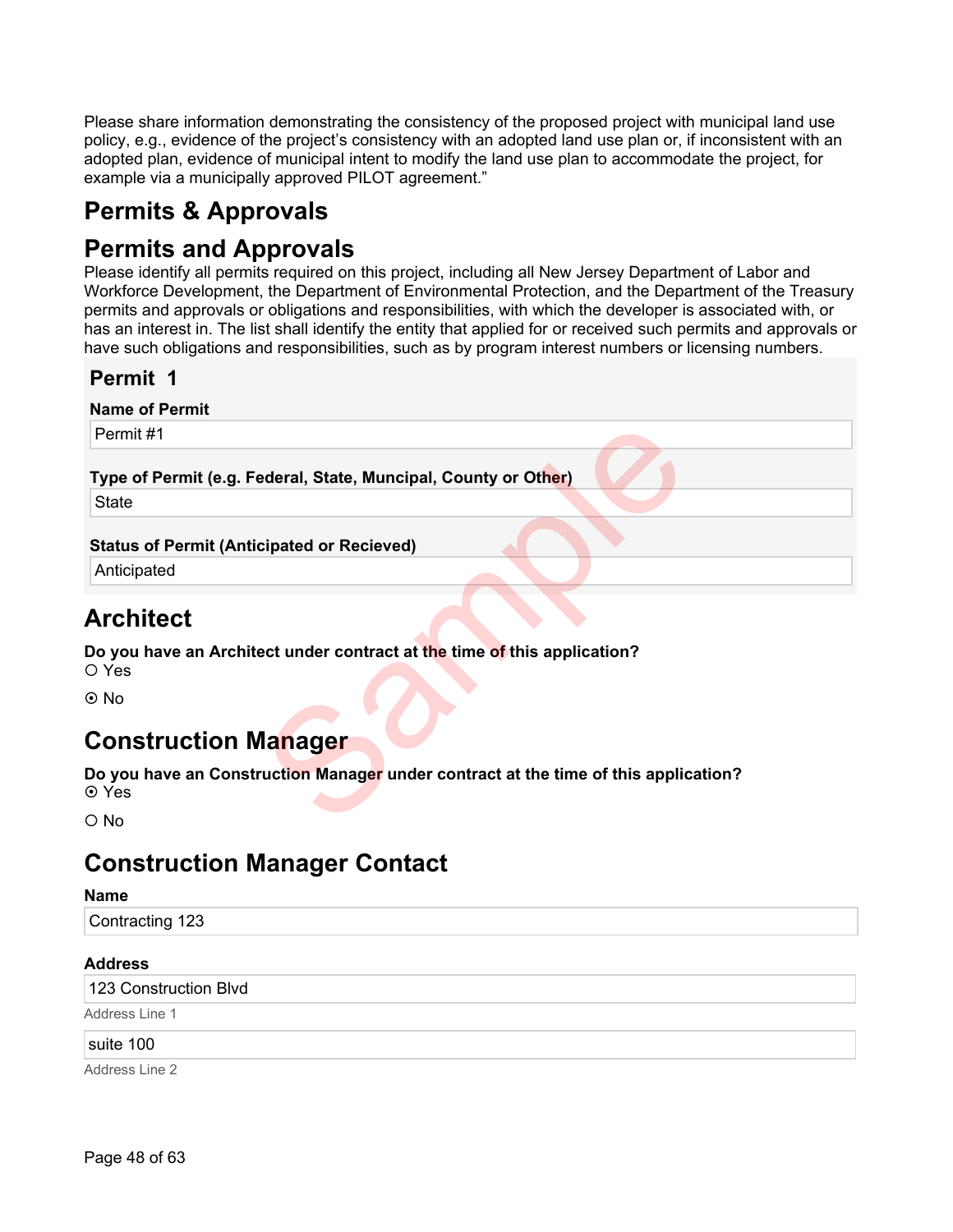Please share information demonstrating the consistency of the proposed project with municipal land use policy, e.g., evidence of the project's consistency with an adopted land use plan or, if inconsistent with an adopted plan, evidence of municipal intent to modify the land use plan to accommodate the project, for example via a municipally approved PILOT agreement."

# Permits & Approvals

# Permits and Approvals

Please identify all permits required on this project, including all New Jersey Department of Labor and Workforce Development, the Department of Environmental Protection, and the Department of the Treasury permits and approvals or obligations and responsibilities, with which the developer is associated with, or has an interest in. The list shall identify the entity that applied for or received such permits and approvals or have such obligations and responsibilities, such as by program interest numbers or licensing numbers.

## Permit 1

**Name of Permit**

Permit #1

**Type of Permit (e.g. Federal, State, Muncipal, County or Other)**

State

**Status of Permit (Anticipated or Recieved)**

Anticipated

# Architect

**Do you have an Architect under contract at the time of this application?**

○ Yes

⊙ No

# Construction Manager

**Do you have an Construction Manager under contract at the time of this application?**

⊙ Yes

○ No

# Construction Manager Contact

**Name**

Contracting 123

**Address**

123 Construction Blvd

Address Line 1

suite 100

Address Line 2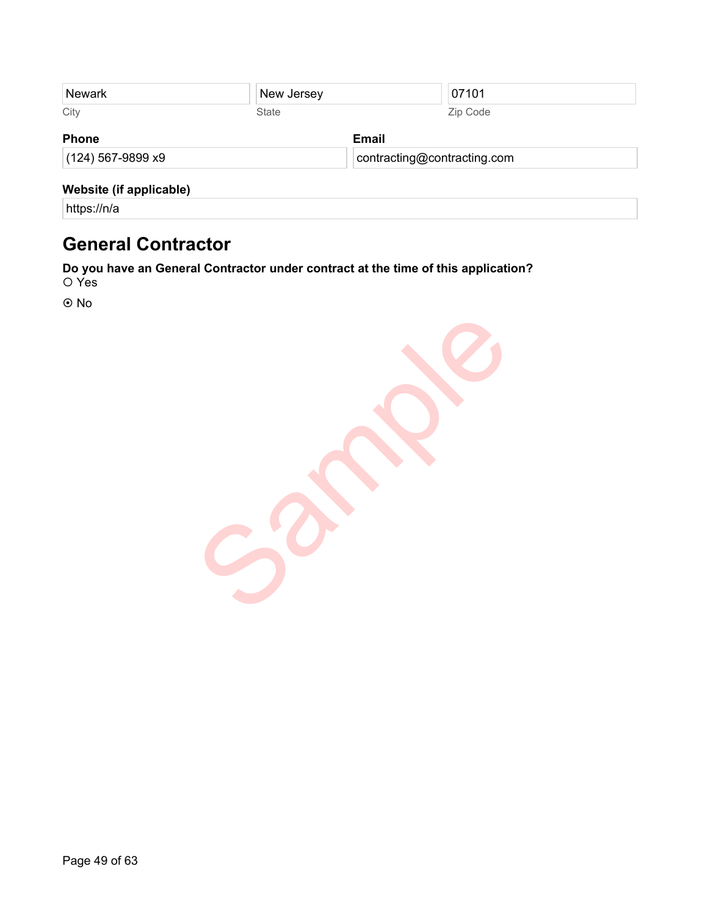| Newark | New Jersey | 07101 |
|---|---|---|
| City | State | Zip Code |

**Phone**

(124) 567-9899 x9

**Email**

contracting@contracting.com

**Website (if applicable)**

https://n/a

## General Contractor

**Do you have an General Contractor under contract at the time of this application?**

○ Yes

⦿ No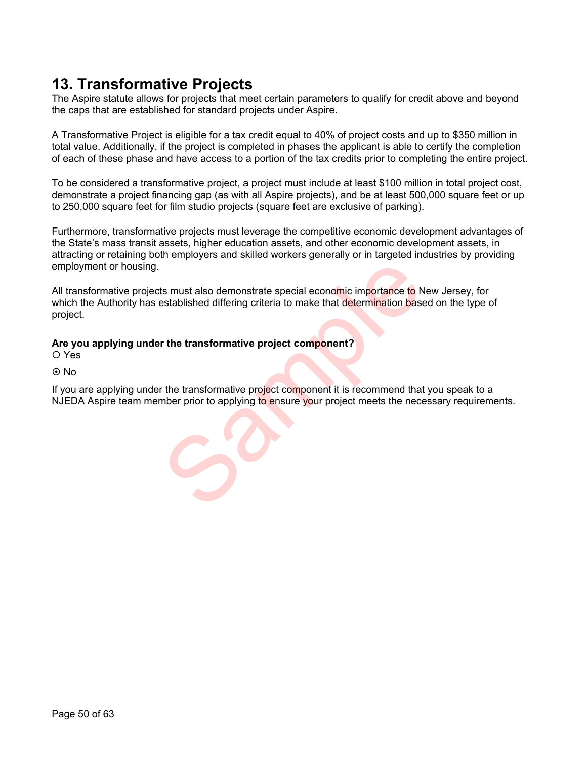# 13. Transformative Projects

The Aspire statute allows for projects that meet certain parameters to qualify for credit above and beyond the caps that are established for standard projects under Aspire.

A Transformative Project is eligible for a tax credit equal to 40% of project costs and up to $350 million in total value. Additionally, if the project is completed in phases the applicant is able to certify the completion of each of these phase and have access to a portion of the tax credits prior to completing the entire project.

To be considered a transformative project, a project must include at least $100 million in total project cost, demonstrate a project financing gap (as with all Aspire projects), and be at least 500,000 square feet or up to 250,000 square feet for film studio projects (square feet are exclusive of parking).

Furthermore, transformative projects must leverage the competitive economic development advantages of the State's mass transit assets, higher education assets, and other economic development assets, in attracting or retaining both employers and skilled workers generally or in targeted industries by providing employment or housing.

All transformative projects must also demonstrate special economic importance to New Jersey, for which the Authority has established differing criteria to make that determination based on the type of project.

**Are you applying under the transformative project component?**

○ Yes

⦿ No

If you are applying under the transformative project component it is recommend that you speak to a NJEDA Aspire team member prior to applying to ensure your project meets the necessary requirements.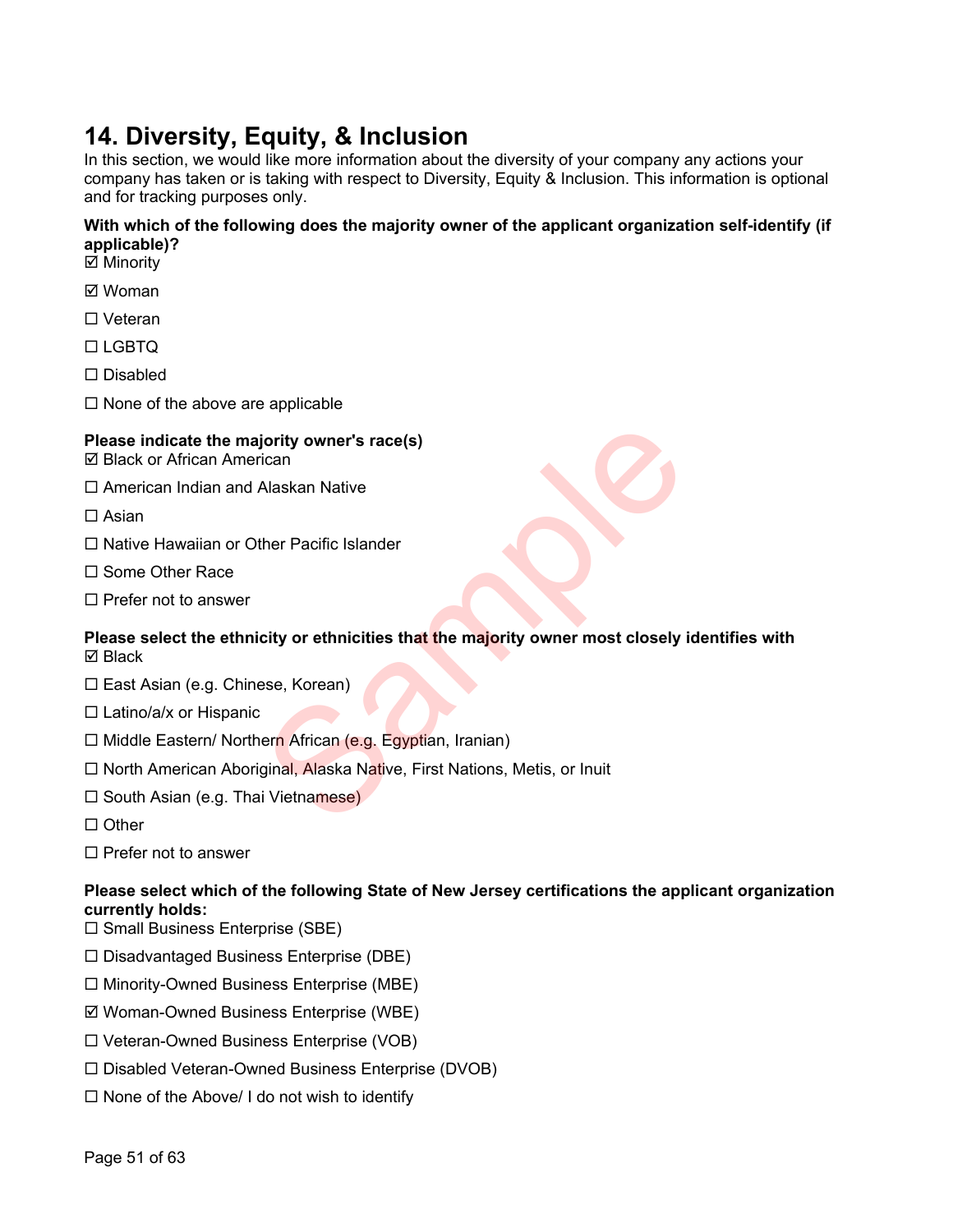# 14. Diversity, Equity, & Inclusion

In this section, we would like more information about the diversity of your company any actions your company has taken or is taking with respect to Diversity, Equity & Inclusion. This information is optional and for tracking purposes only.

**With which of the following does the majority owner of the applicant organization self-identify (if applicable)?**

☑ Minority

☑ Woman

☐ Veteran

☐ LGBTQ

☐ Disabled

☐ None of the above are applicable

**Please indicate the majority owner's race(s)**

☑ Black or African American

☐ American Indian and Alaskan Native

☐ Asian

☐ Native Hawaiian or Other Pacific Islander

☐ Some Other Race

☐ Prefer not to answer

**Please select the ethnicity or ethnicities that the majority owner most closely identifies with**

☑ Black

☐ East Asian (e.g. Chinese, Korean)

☐ Latino/a/x or Hispanic

☐ Middle Eastern/ Northern African (e.g. Egyptian, Iranian)

☐ North American Aboriginal, Alaska Native, First Nations, Metis, or Inuit

☐ South Asian (e.g. Thai Vietnamese)

☐ Other

☐ Prefer not to answer

**Please select which of the following State of New Jersey certifications the applicant organization currently holds:**

☐ Small Business Enterprise (SBE)

☐ Disadvantaged Business Enterprise (DBE)

☐ Minority-Owned Business Enterprise (MBE)

☑ Woman-Owned Business Enterprise (WBE)

☐ Veteran-Owned Business Enterprise (VOB)

☐ Disabled Veteran-Owned Business Enterprise (DVOB)

☐ None of the Above/ I do not wish to identify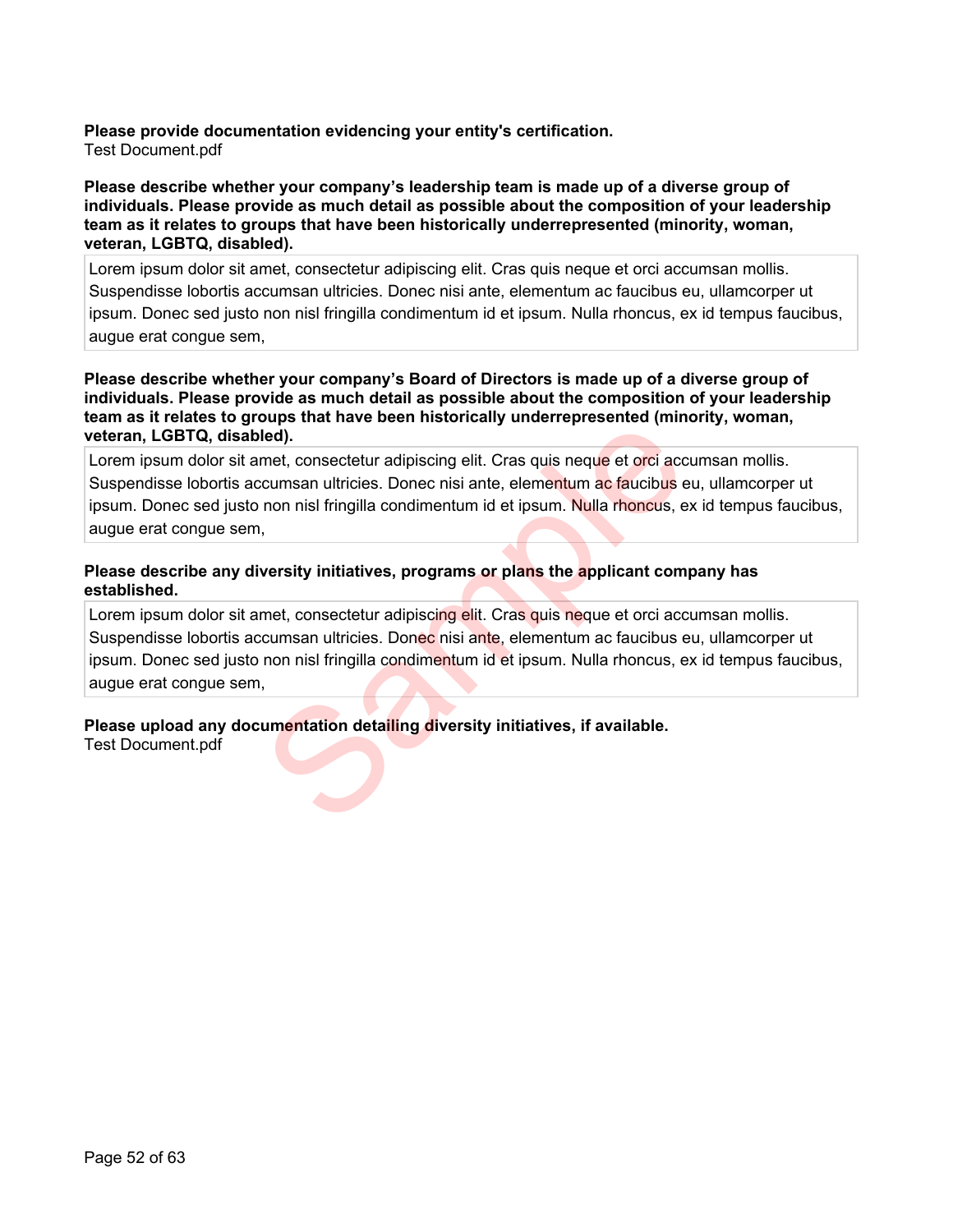**Please provide documentation evidencing your entity's certification.**
Test Document.pdf

**Please describe whether your company's leadership team is made up of a diverse group of individuals. Please provide as much detail as possible about the composition of your leadership team as it relates to groups that have been historically underrepresented (minority, woman, veteran, LGBTQ, disabled).**

Lorem ipsum dolor sit amet, consectetur adipiscing elit. Cras quis neque et orci accumsan mollis. Suspendisse lobortis accumsan ultricies. Donec nisi ante, elementum ac faucibus eu, ullamcorper ut ipsum. Donec sed justo non nisl fringilla condimentum id et ipsum. Nulla rhoncus, ex id tempus faucibus, augue erat congue sem,

**Please describe whether your company's Board of Directors is made up of a diverse group of individuals. Please provide as much detail as possible about the composition of your leadership team as it relates to groups that have been historically underrepresented (minority, woman, veteran, LGBTQ, disabled).**

Lorem ipsum dolor sit amet, consectetur adipiscing elit. Cras quis neque et orci accumsan mollis. Suspendisse lobortis accumsan ultricies. Donec nisi ante, elementum ac faucibus eu, ullamcorper ut ipsum. Donec sed justo non nisl fringilla condimentum id et ipsum. Nulla rhoncus, ex id tempus faucibus, augue erat congue sem,

**Please describe any diversity initiatives, programs or plans the applicant company has established.**

Lorem ipsum dolor sit amet, consectetur adipiscing elit. Cras quis neque et orci accumsan mollis. Suspendisse lobortis accumsan ultricies. Donec nisi ante, elementum ac faucibus eu, ullamcorper ut ipsum. Donec sed justo non nisl fringilla condimentum id et ipsum. Nulla rhoncus, ex id tempus faucibus, augue erat congue sem,

**Please upload any documentation detailing diversity initiatives, if available.**
Test Document.pdf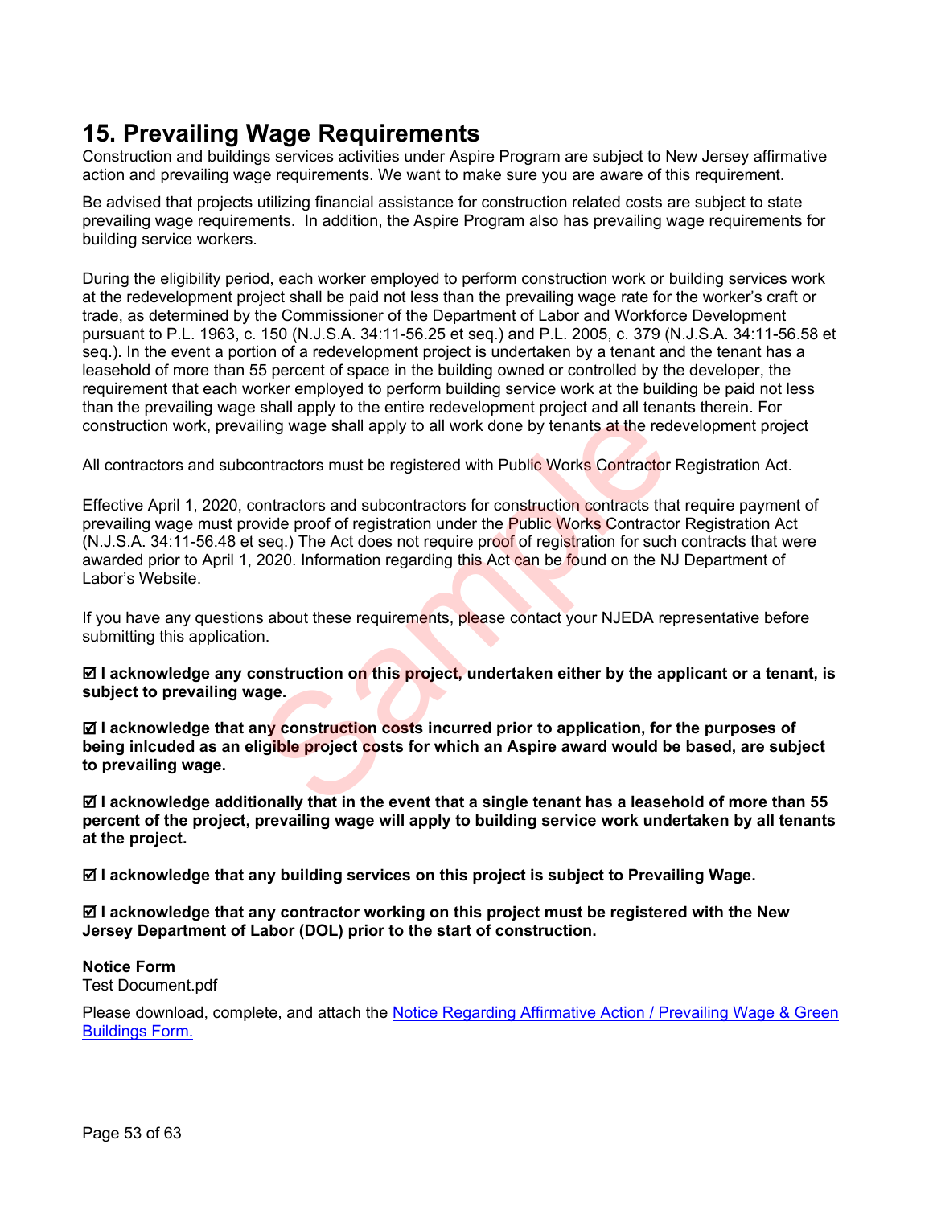## 15. Prevailing Wage Requirements

Construction and buildings services activities under Aspire Program are subject to New Jersey affirmative action and prevailing wage requirements. We want to make sure you are aware of this requirement.

Be advised that projects utilizing financial assistance for construction related costs are subject to state prevailing wage requirements. In addition, the Aspire Program also has prevailing wage requirements for building service workers.

During the eligibility period, each worker employed to perform construction work or building services work at the redevelopment project shall be paid not less than the prevailing wage rate for the worker's craft or trade, as determined by the Commissioner of the Department of Labor and Workforce Development pursuant to P.L. 1963, c. 150 (N.J.S.A. 34:11-56.25 et seq.) and P.L. 2005, c. 379 (N.J.S.A. 34:11-56.58 et seq.). In the event a portion of a redevelopment project is undertaken by a tenant and the tenant has a leasehold of more than 55 percent of space in the building owned or controlled by the developer, the requirement that each worker employed to perform building service work at the building be paid not less than the prevailing wage shall apply to the entire redevelopment project and all tenants therein. For construction work, prevailing wage shall apply to all work done by tenants at the redevelopment project

All contractors and subcontractors must be registered with Public Works Contractor Registration Act.

Effective April 1, 2020, contractors and subcontractors for construction contracts that require payment of prevailing wage must provide proof of registration under the Public Works Contractor Registration Act (N.J.S.A. 34:11-56.48 et seq.) The Act does not require proof of registration for such contracts that were awarded prior to April 1, 2020. Information regarding this Act can be found on the NJ Department of Labor's Website.

If you have any questions about these requirements, please contact your NJEDA representative before submitting this application.

☑ **I acknowledge any construction on this project, undertaken either by the applicant or a tenant, is subject to prevailing wage.**

☑ **I acknowledge that any construction costs incurred prior to application, for the purposes of being inlcuded as an eligible project costs for which an Aspire award would be based, are subject to prevailing wage.**

☑ **I acknowledge additionally that in the event that a single tenant has a leasehold of more than 55 percent of the project, prevailing wage will apply to building service work undertaken by all tenants at the project.**

☑ **I acknowledge that any building services on this project is subject to Prevailing Wage.**

☑ **I acknowledge that any contractor working on this project must be registered with the New Jersey Department of Labor (DOL) prior to the start of construction.**

**Notice Form**

Test Document.pdf

Please download, complete, and attach the Notice Regarding Affirmative Action / Prevailing Wage & Green Buildings Form.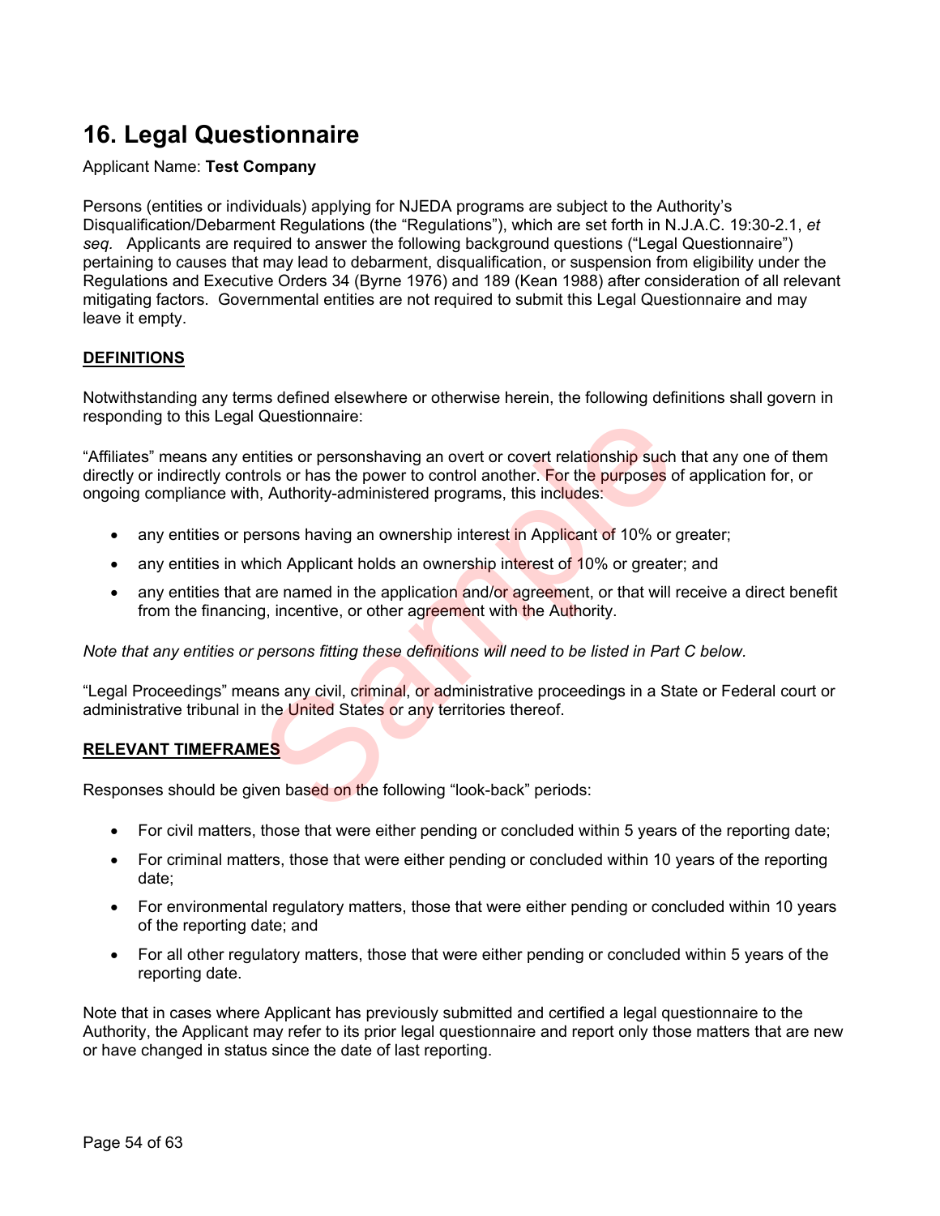# 16. Legal Questionnaire

Applicant Name: **Test Company**

Persons (entities or individuals) applying for NJEDA programs are subject to the Authority's Disqualification/Debarment Regulations (the "Regulations"), which are set forth in N.J.A.C. 19:30-2.1, *et seq.* Applicants are required to answer the following background questions ("Legal Questionnaire") pertaining to causes that may lead to debarment, disqualification, or suspension from eligibility under the Regulations and Executive Orders 34 (Byrne 1976) and 189 (Kean 1988) after consideration of all relevant mitigating factors. Governmental entities are not required to submit this Legal Questionnaire and may leave it empty.

**DEFINITIONS**

Notwithstanding any terms defined elsewhere or otherwise herein, the following definitions shall govern in responding to this Legal Questionnaire:

"Affiliates" means any entities or personshaving an overt or covert relationship such that any one of them directly or indirectly controls or has the power to control another. For the purposes of application for, or ongoing compliance with, Authority-administered programs, this includes:

- any entities or persons having an ownership interest in Applicant of 10% or greater;
- any entities in which Applicant holds an ownership interest of 10% or greater; and
- any entities that are named in the application and/or agreement, or that will receive a direct benefit from the financing, incentive, or other agreement with the Authority.

*Note that any entities or persons fitting these definitions will need to be listed in Part C below.*

"Legal Proceedings" means any civil, criminal, or administrative proceedings in a State or Federal court or administrative tribunal in the United States or any territories thereof.

**RELEVANT TIMEFRAMES**

Responses should be given based on the following "look-back" periods:

- For civil matters, those that were either pending or concluded within 5 years of the reporting date;
- For criminal matters, those that were either pending or concluded within 10 years of the reporting date;
- For environmental regulatory matters, those that were either pending or concluded within 10 years of the reporting date; and
- For all other regulatory matters, those that were either pending or concluded within 5 years of the reporting date.

Note that in cases where Applicant has previously submitted and certified a legal questionnaire to the Authority, the Applicant may refer to its prior legal questionnaire and report only those matters that are new or have changed in status since the date of last reporting.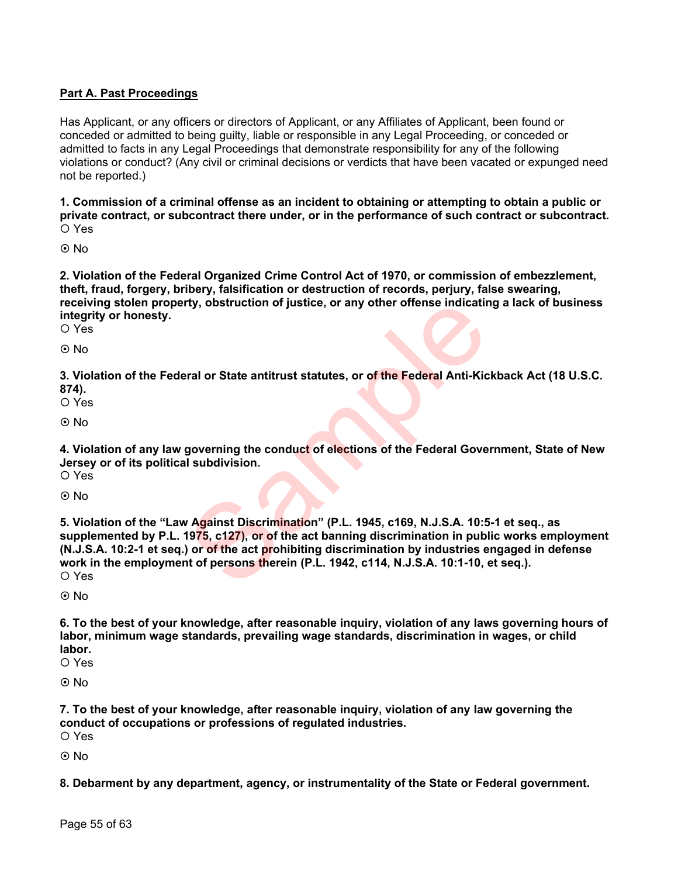**Part A. Past Proceedings**

Has Applicant, or any officers or directors of Applicant, or any Affiliates of Applicant, been found or conceded or admitted to being guilty, liable or responsible in any Legal Proceeding, or conceded or admitted to facts in any Legal Proceedings that demonstrate responsibility for any of the following violations or conduct? (Any civil or criminal decisions or verdicts that have been vacated or expunged need not be reported.)

**1. Commission of a criminal offense as an incident to obtaining or attempting to obtain a public or private contract, or subcontract there under, or in the performance of such contract or subcontract.**

○ Yes

⊙ No

**2. Violation of the Federal Organized Crime Control Act of 1970, or commission of embezzlement, theft, fraud, forgery, bribery, falsification or destruction of records, perjury, false swearing, receiving stolen property, obstruction of justice, or any other offense indicating a lack of business integrity or honesty.**

○ Yes

⊙ No

**3. Violation of the Federal or State antitrust statutes, or of the Federal Anti-Kickback Act (18 U.S.C. 874).**

○ Yes

⊙ No

**4. Violation of any law governing the conduct of elections of the Federal Government, State of New Jersey or of its political subdivision.**

○ Yes

⊙ No

**5. Violation of the "Law Against Discrimination" (P.L. 1945, c169, N.J.S.A. 10:5-1 et seq., as supplemented by P.L. 1975, c127), or of the act banning discrimination in public works employment (N.J.S.A. 10:2-1 et seq.) or of the act prohibiting discrimination by industries engaged in defense work in the employment of persons therein (P.L. 1942, c114, N.J.S.A. 10:1-10, et seq.).**

○ Yes

⊙ No

**6. To the best of your knowledge, after reasonable inquiry, violation of any laws governing hours of labor, minimum wage standards, prevailing wage standards, discrimination in wages, or child labor.**

○ Yes

⊙ No

**7. To the best of your knowledge, after reasonable inquiry, violation of any law governing the conduct of occupations or professions of regulated industries.**

○ Yes

⊙ No

**8. Debarment by any department, agency, or instrumentality of the State or Federal government.**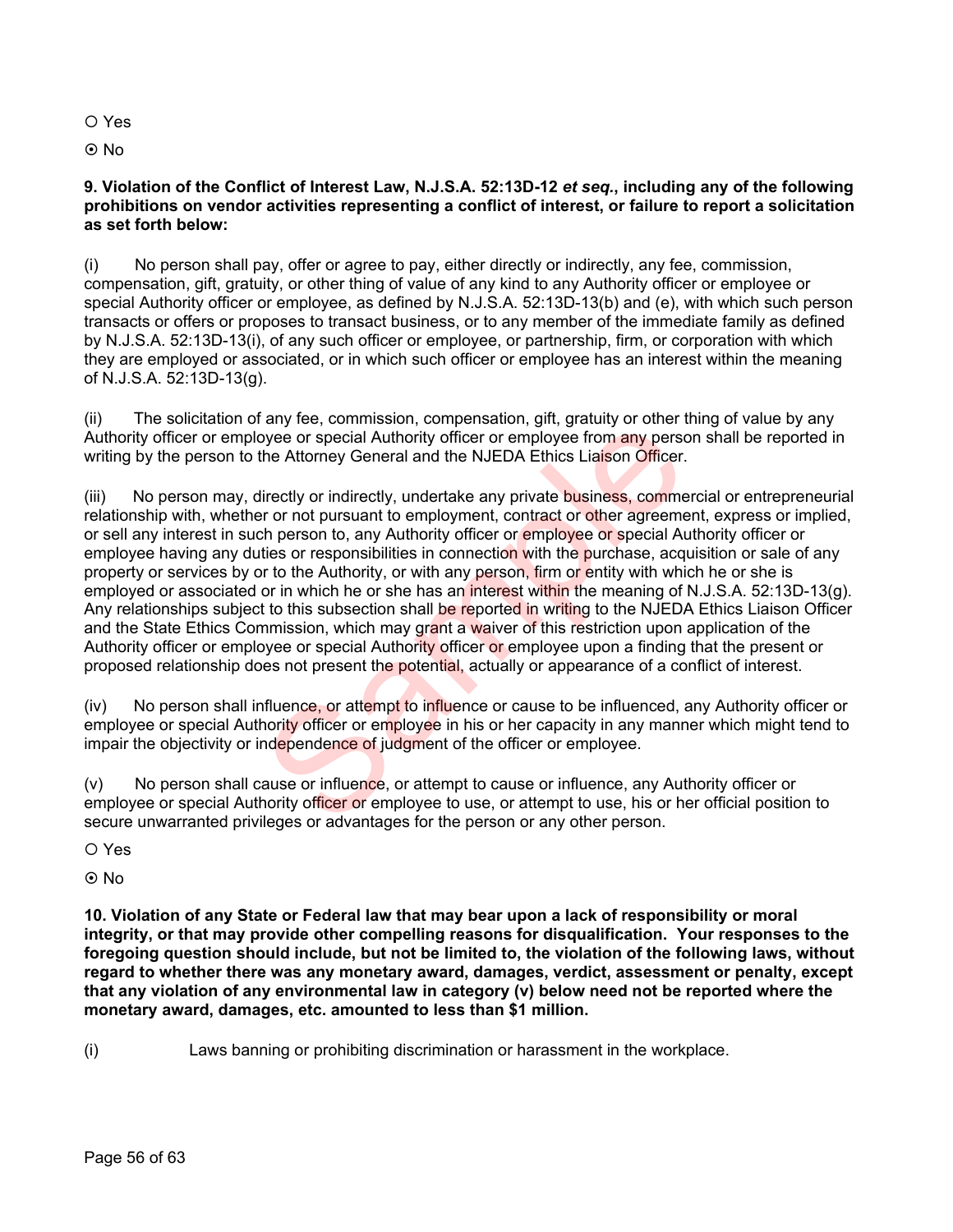○ Yes

⊙ No

**9. Violation of the Conflict of Interest Law, N.J.S.A. 52:13D-12 *et seq.*, including any of the following prohibitions on vendor activities representing a conflict of interest, or failure to report a solicitation as set forth below:**

(i) No person shall pay, offer or agree to pay, either directly or indirectly, any fee, commission, compensation, gift, gratuity, or other thing of value of any kind to any Authority officer or employee or special Authority officer or employee, as defined by N.J.S.A. 52:13D-13(b) and (e), with which such person transacts or offers or proposes to transact business, or to any member of the immediate family as defined by N.J.S.A. 52:13D-13(i), of any such officer or employee, or partnership, firm, or corporation with which they are employed or associated, or in which such officer or employee has an interest within the meaning of N.J.S.A. 52:13D-13(g).

(ii) The solicitation of any fee, commission, compensation, gift, gratuity or other thing of value by any Authority officer or employee or special Authority officer or employee from any person shall be reported in writing by the person to the Attorney General and the NJEDA Ethics Liaison Officer.

(iii) No person may, directly or indirectly, undertake any private business, commercial or entrepreneurial relationship with, whether or not pursuant to employment, contract or other agreement, express or implied, or sell any interest in such person to, any Authority officer or employee or special Authority officer or employee having any duties or responsibilities in connection with the purchase, acquisition or sale of any property or services by or to the Authority, or with any person, firm or entity with which he or she is employed or associated or in which he or she has an interest within the meaning of N.J.S.A. 52:13D-13(g). Any relationships subject to this subsection shall be reported in writing to the NJEDA Ethics Liaison Officer and the State Ethics Commission, which may grant a waiver of this restriction upon application of the Authority officer or employee or special Authority officer or employee upon a finding that the present or proposed relationship does not present the potential, actually or appearance of a conflict of interest.

(iv) No person shall influence, or attempt to influence or cause to be influenced, any Authority officer or employee or special Authority officer or employee in his or her capacity in any manner which might tend to impair the objectivity or independence of judgment of the officer or employee.

(v) No person shall cause or influence, or attempt to cause or influence, any Authority officer or employee or special Authority officer or employee to use, or attempt to use, his or her official position to secure unwarranted privileges or advantages for the person or any other person.

○ Yes

⊙ No

**10. Violation of any State or Federal law that may bear upon a lack of responsibility or moral integrity, or that may provide other compelling reasons for disqualification. Your responses to the foregoing question should include, but not be limited to, the violation of the following laws, without regard to whether there was any monetary award, damages, verdict, assessment or penalty, except that any violation of any environmental law in category (v) below need not be reported where the monetary award, damages, etc. amounted to less than $1 million.**

(i) Laws banning or prohibiting discrimination or harassment in the workplace.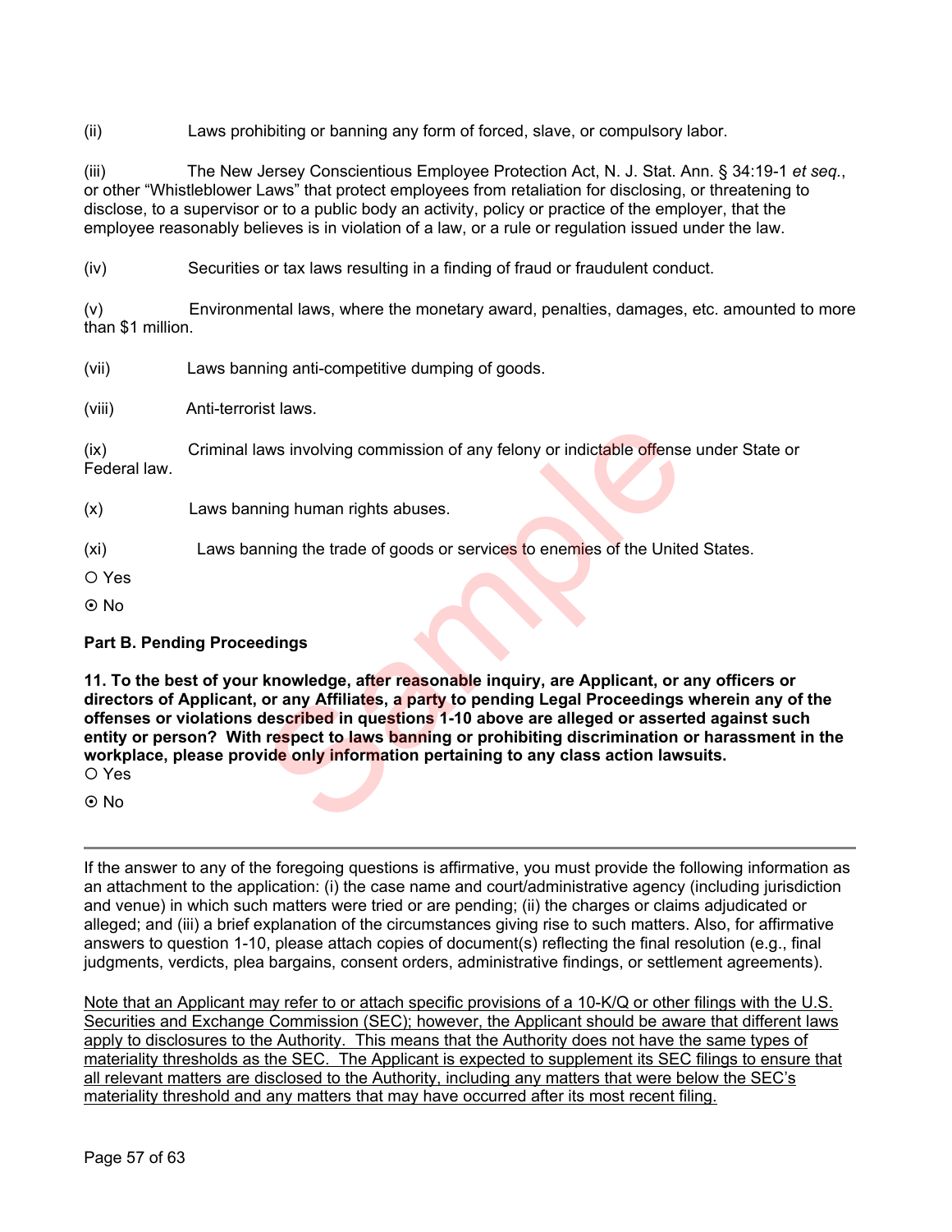(ii) Laws prohibiting or banning any form of forced, slave, or compulsory labor.

(iii) The New Jersey Conscientious Employee Protection Act, N. J. Stat. Ann. § 34:19-1 *et seq.*, or other "Whistleblower Laws" that protect employees from retaliation for disclosing, or threatening to disclose, to a supervisor or to a public body an activity, policy or practice of the employer, that the employee reasonably believes is in violation of a law, or a rule or regulation issued under the law.

(iv) Securities or tax laws resulting in a finding of fraud or fraudulent conduct.

(v) Environmental laws, where the monetary award, penalties, damages, etc. amounted to more than $1 million.

(vii) Laws banning anti-competitive dumping of goods.

(viii) Anti-terrorist laws.

(ix) Criminal laws involving commission of any felony or indictable offense under State or Federal law.

(x) Laws banning human rights abuses.

(xi) Laws banning the trade of goods or services to enemies of the United States.

○ Yes

⊙ No

**Part B. Pending Proceedings**

**11. To the best of your knowledge, after reasonable inquiry, are Applicant, or any officers or directors of Applicant, or any Affiliates, a party to pending Legal Proceedings wherein any of the offenses or violations described in questions 1-10 above are alleged or asserted against such entity or person? With respect to laws banning or prohibiting discrimination or harassment in the workplace, please provide only information pertaining to any class action lawsuits.**

○ Yes

⊙ No

---

If the answer to any of the foregoing questions is affirmative, you must provide the following information as an attachment to the application: (i) the case name and court/administrative agency (including jurisdiction and venue) in which such matters were tried or are pending; (ii) the charges or claims adjudicated or alleged; and (iii) a brief explanation of the circumstances giving rise to such matters. Also, for affirmative answers to question 1-10, please attach copies of document(s) reflecting the final resolution (e.g., final judgments, verdicts, plea bargains, consent orders, administrative findings, or settlement agreements).

<u>Note that an Applicant may refer to or attach specific provisions of a 10-K/Q or other filings with the U.S. Securities and Exchange Commission (SEC); however, the Applicant should be aware that different laws apply to disclosures to the Authority. This means that the Authority does not have the same types of materiality thresholds as the SEC. The Applicant is expected to supplement its SEC filings to ensure that all relevant matters are disclosed to the Authority, including any matters that were below the SEC's materiality threshold and any matters that may have occurred after its most recent filing.</u>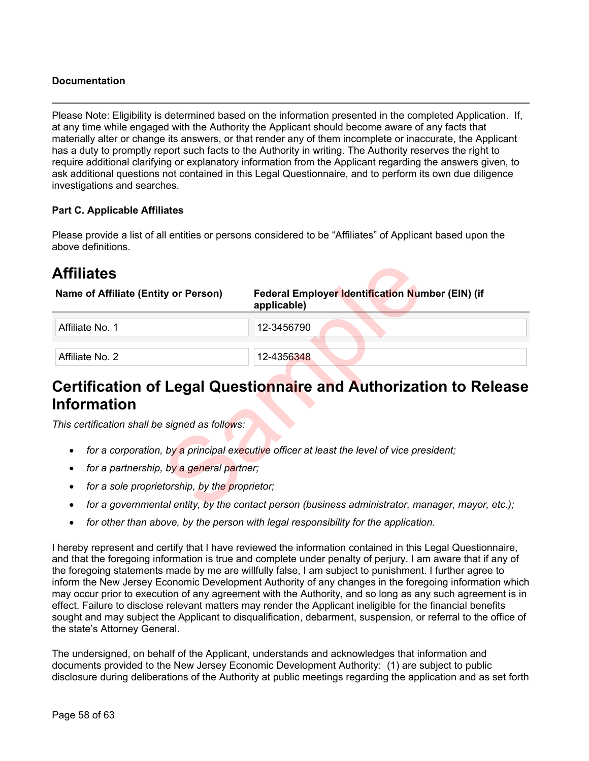**Documentation**

Please Note: Eligibility is determined based on the information presented in the completed Application. If, at any time while engaged with the Authority the Applicant should become aware of any facts that materially alter or change its answers, or that render any of them incomplete or inaccurate, the Applicant has a duty to promptly report such facts to the Authority in writing. The Authority reserves the right to require additional clarifying or explanatory information from the Applicant regarding the answers given, to ask additional questions not contained in this Legal Questionnaire, and to perform its own due diligence investigations and searches.

**Part C. Applicable Affiliates**

Please provide a list of all entities or persons considered to be "Affiliates" of Applicant based upon the above definitions.

## Affiliates

| Name of Affiliate (Entity or Person) | Federal Employer Identification Number (EIN) (if applicable) |
|---|---|
| Affiliate No. 1 | 12-3456790 |
| Affiliate No. 2 | 12-4356348 |

## Certification of Legal Questionnaire and Authorization to Release Information

*This certification shall be signed as follows:*

- *for a corporation, by a principal executive officer at least the level of vice president;*
- *for a partnership, by a general partner;*
- *for a sole proprietorship, by the proprietor;*
- *for a governmental entity, by the contact person (business administrator, manager, mayor, etc.);*
- *for other than above, by the person with legal responsibility for the application.*

I hereby represent and certify that I have reviewed the information contained in this Legal Questionnaire, and that the foregoing information is true and complete under penalty of perjury. I am aware that if any of the foregoing statements made by me are willfully false, I am subject to punishment. I further agree to inform the New Jersey Economic Development Authority of any changes in the foregoing information which may occur prior to execution of any agreement with the Authority, and so long as any such agreement is in effect. Failure to disclose relevant matters may render the Applicant ineligible for the financial benefits sought and may subject the Applicant to disqualification, debarment, suspension, or referral to the office of the state's Attorney General.

The undersigned, on behalf of the Applicant, understands and acknowledges that information and documents provided to the New Jersey Economic Development Authority: (1) are subject to public disclosure during deliberations of the Authority at public meetings regarding the application and as set forth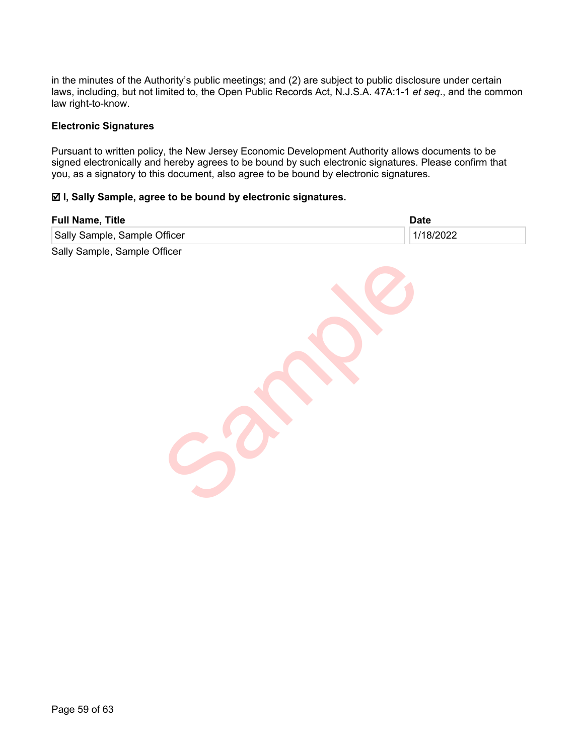in the minutes of the Authority's public meetings; and (2) are subject to public disclosure under certain laws, including, but not limited to, the Open Public Records Act, N.J.S.A. 47A:1-1 *et seq*., and the common law right-to-know.

**Electronic Signatures**

Pursuant to written policy, the New Jersey Economic Development Authority allows documents to be signed electronically and hereby agrees to be bound by such electronic signatures. Please confirm that you, as a signatory to this document, also agree to be bound by electronic signatures.

**☑ I, Sally Sample, agree to be bound by electronic signatures.**

| Full Name, Title | Date |
|---|---|
| Sally Sample, Sample Officer | 1/18/2022 |

Sally Sample, Sample Officer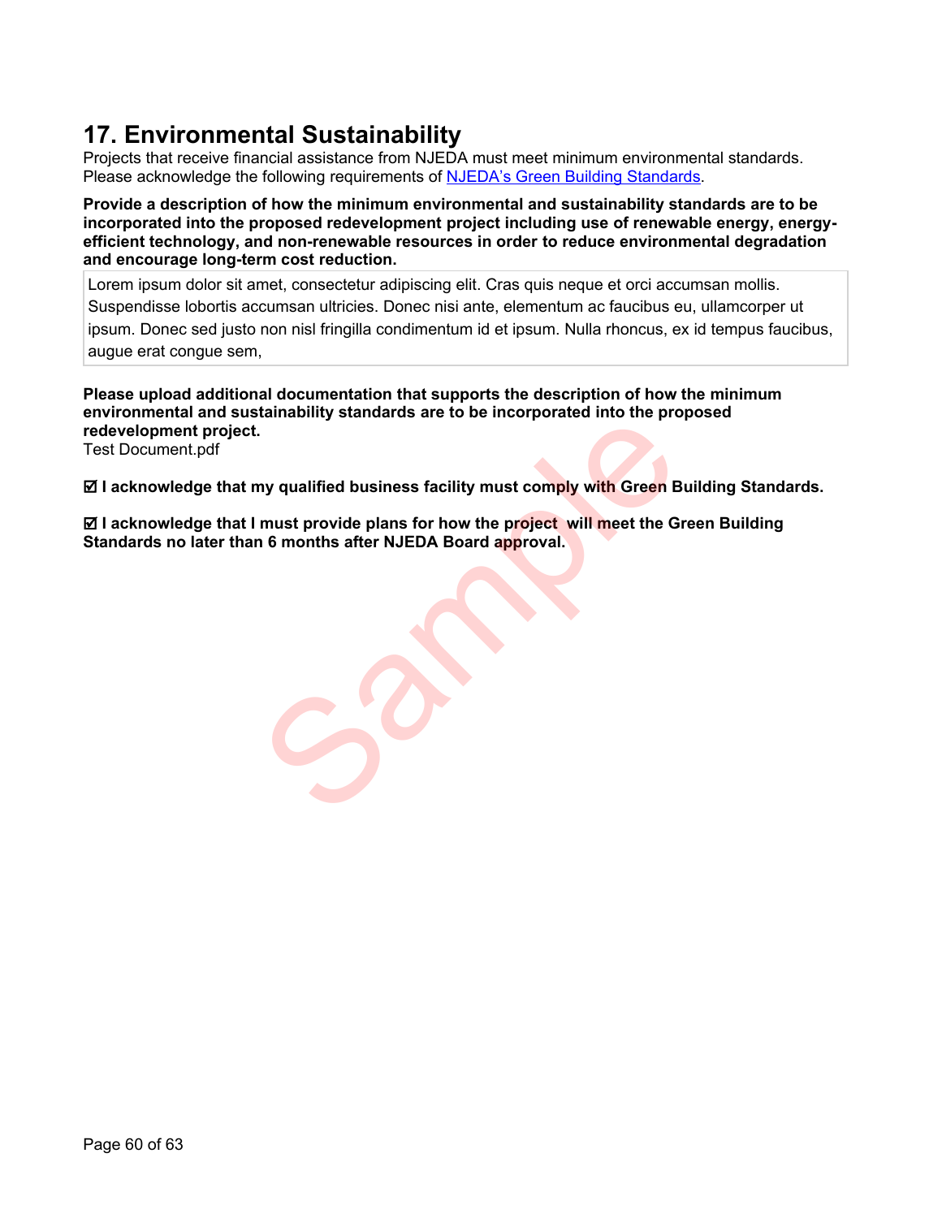# 17. Environmental Sustainability

Projects that receive financial assistance from NJEDA must meet minimum environmental standards. Please acknowledge the following requirements of NJEDA's Green Building Standards.

**Provide a description of how the minimum environmental and sustainability standards are to be incorporated into the proposed redevelopment project including use of renewable energy, energy-efficient technology, and non-renewable resources in order to reduce environmental degradation and encourage long-term cost reduction.**

Lorem ipsum dolor sit amet, consectetur adipiscing elit. Cras quis neque et orci accumsan mollis. Suspendisse lobortis accumsan ultricies. Donec nisi ante, elementum ac faucibus eu, ullamcorper ut ipsum. Donec sed justo non nisl fringilla condimentum id et ipsum. Nulla rhoncus, ex id tempus faucibus, augue erat congue sem,

**Please upload additional documentation that supports the description of how the minimum environmental and sustainability standards are to be incorporated into the proposed redevelopment project.**

Test Document.pdf

☑ **I acknowledge that my qualified business facility must comply with Green Building Standards.**

☑ **I acknowledge that I must provide plans for how the project will meet the Green Building Standards no later than 6 months after NJEDA Board approval.**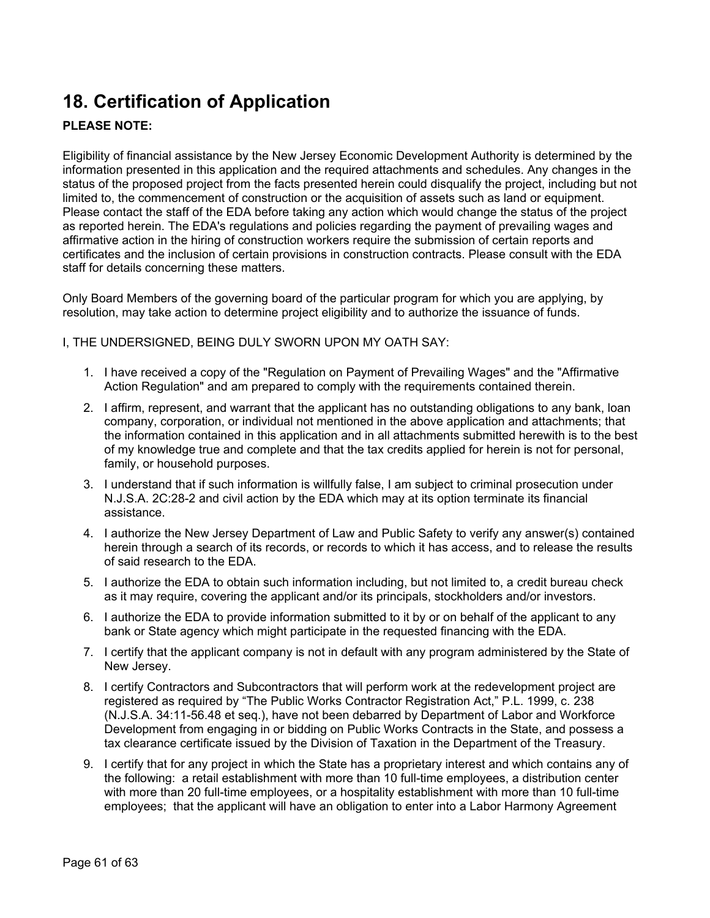# 18. Certification of Application

**PLEASE NOTE:**

Eligibility of financial assistance by the New Jersey Economic Development Authority is determined by the information presented in this application and the required attachments and schedules. Any changes in the status of the proposed project from the facts presented herein could disqualify the project, including but not limited to, the commencement of construction or the acquisition of assets such as land or equipment. Please contact the staff of the EDA before taking any action which would change the status of the project as reported herein. The EDA's regulations and policies regarding the payment of prevailing wages and affirmative action in the hiring of construction workers require the submission of certain reports and certificates and the inclusion of certain provisions in construction contracts. Please consult with the EDA staff for details concerning these matters.

Only Board Members of the governing board of the particular program for which you are applying, by resolution, may take action to determine project eligibility and to authorize the issuance of funds.

I, THE UNDERSIGNED, BEING DULY SWORN UPON MY OATH SAY:

1. I have received a copy of the "Regulation on Payment of Prevailing Wages" and the "Affirmative Action Regulation" and am prepared to comply with the requirements contained therein.
2. I affirm, represent, and warrant that the applicant has no outstanding obligations to any bank, loan company, corporation, or individual not mentioned in the above application and attachments; that the information contained in this application and in all attachments submitted herewith is to the best of my knowledge true and complete and that the tax credits applied for herein is not for personal, family, or household purposes.
3. I understand that if such information is willfully false, I am subject to criminal prosecution under N.J.S.A. 2C:28-2 and civil action by the EDA which may at its option terminate its financial assistance.
4. I authorize the New Jersey Department of Law and Public Safety to verify any answer(s) contained herein through a search of its records, or records to which it has access, and to release the results of said research to the EDA.
5. I authorize the EDA to obtain such information including, but not limited to, a credit bureau check as it may require, covering the applicant and/or its principals, stockholders and/or investors.
6. I authorize the EDA to provide information submitted to it by or on behalf of the applicant to any bank or State agency which might participate in the requested financing with the EDA.
7. I certify that the applicant company is not in default with any program administered by the State of New Jersey.
8. I certify Contractors and Subcontractors that will perform work at the redevelopment project are registered as required by "The Public Works Contractor Registration Act," P.L. 1999, c. 238 (N.J.S.A. 34:11-56.48 et seq.), have not been debarred by Department of Labor and Workforce Development from engaging in or bidding on Public Works Contracts in the State, and possess a tax clearance certificate issued by the Division of Taxation in the Department of the Treasury.
9. I certify that for any project in which the State has a proprietary interest and which contains any of the following: a retail establishment with more than 10 full-time employees, a distribution center with more than 20 full-time employees, or a hospitality establishment with more than 10 full-time employees; that the applicant will have an obligation to enter into a Labor Harmony Agreement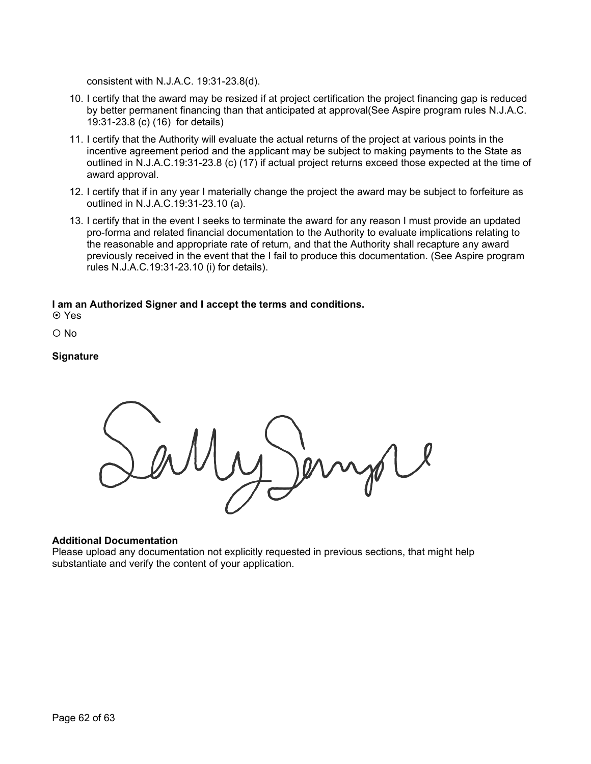consistent with N.J.A.C. 19:31-23.8(d).

10. I certify that the award may be resized if at project certification the project financing gap is reduced by better permanent financing than that anticipated at approval(See Aspire program rules N.J.A.C. 19:31-23.8 (c) (16) for details)
11. I certify that the Authority will evaluate the actual returns of the project at various points in the incentive agreement period and the applicant may be subject to making payments to the State as outlined in N.J.A.C.19:31-23.8 (c) (17) if actual project returns exceed those expected at the time of award approval.
12. I certify that if in any year I materially change the project the award may be subject to forfeiture as outlined in N.J.A.C.19:31-23.10 (a).
13. I certify that in the event I seeks to terminate the award for any reason I must provide an updated pro-forma and related financial documentation to the Authority to evaluate implications relating to the reasonable and appropriate rate of return, and that the Authority shall recapture any award previously received in the event that the I fail to produce this documentation. (See Aspire program rules N.J.A.C.19:31-23.10 (i) for details).

**I am an Authorized Signer and I accept the terms and conditions.**

⦿ Yes

○ No

**Signature**

Sally Sample

**Additional Documentation**

Please upload any documentation not explicitly requested in previous sections, that might help substantiate and verify the content of your application.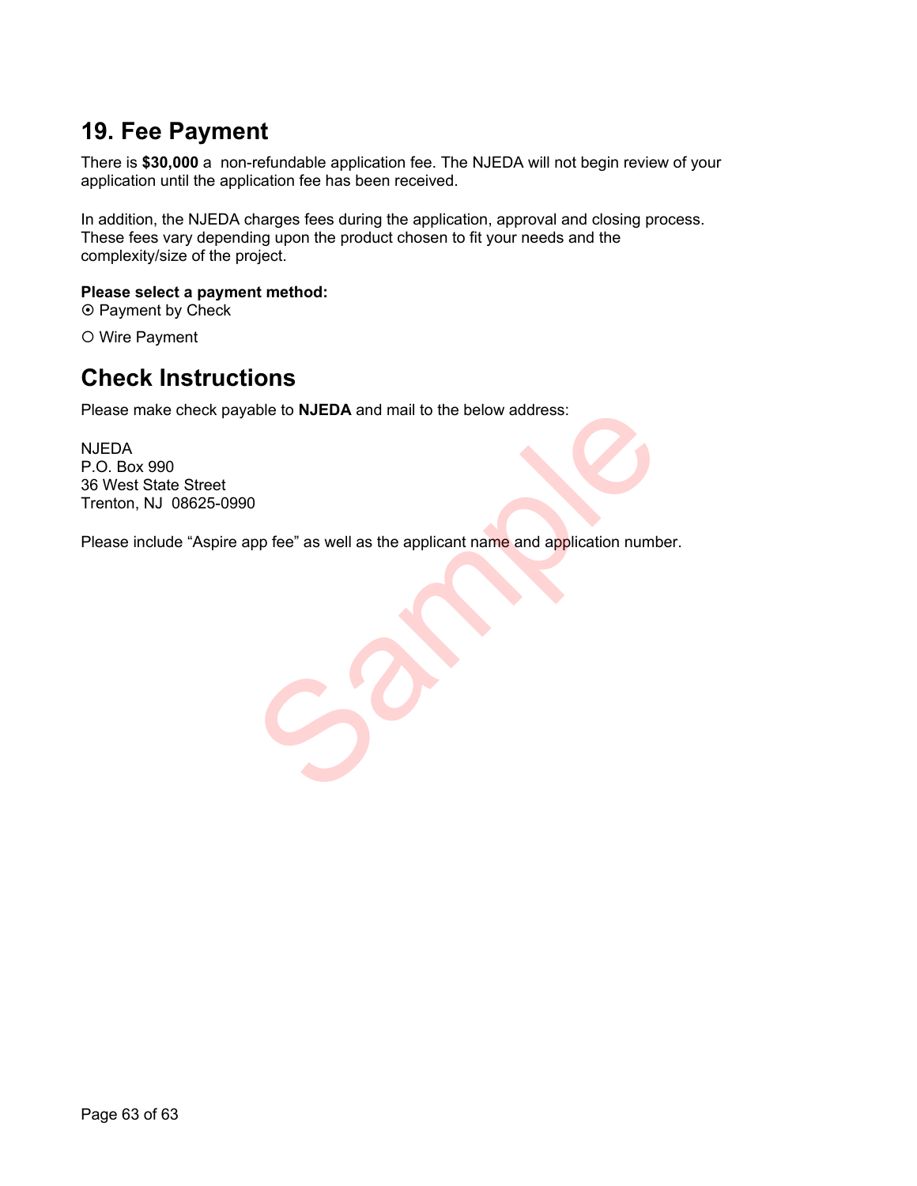## 19. Fee Payment

There is **$30,000** a non-refundable application fee. The NJEDA will not begin review of your application until the application fee has been received.

In addition, the NJEDA charges fees during the application, approval and closing process. These fees vary depending upon the product chosen to fit your needs and the complexity/size of the project.

**Please select a payment method:**

⦿ Payment by Check

○ Wire Payment

## Check Instructions

Please make check payable to **NJEDA** and mail to the below address:

NJEDA
P.O. Box 990
36 West State Street
Trenton, NJ 08625-0990

Please include “Aspire app fee” as well as the applicant name and application number.